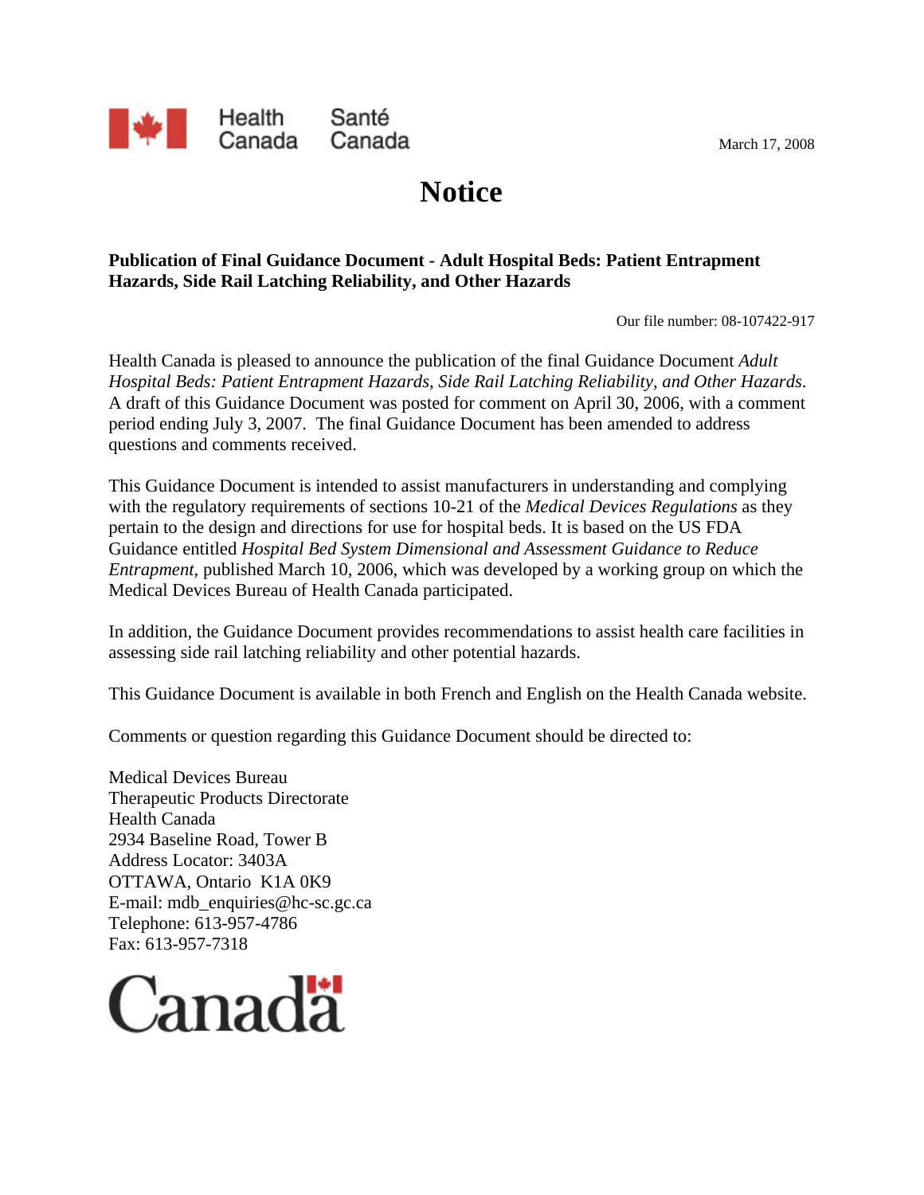Health Canada Santé Canada

March 17, 2008

# Notice

**Publication of Final Guidance Document - Adult Hospital Beds: Patient Entrapment Hazards, Side Rail Latching Reliability, and Other Hazards**

Our file number: 08-107422-917

Health Canada is pleased to announce the publication of the final Guidance Document *Adult Hospital Beds: Patient Entrapment Hazards, Side Rail Latching Reliability, and Other Hazards*. A draft of this Guidance Document was posted for comment on April 30, 2006, with a comment period ending July 3, 2007. The final Guidance Document has been amended to address questions and comments received.

This Guidance Document is intended to assist manufacturers in understanding and complying with the regulatory requirements of sections 10-21 of the *Medical Devices Regulations* as they pertain to the design and directions for use for hospital beds. It is based on the US FDA Guidance entitled *Hospital Bed System Dimensional and Assessment Guidance to Reduce Entrapment*, published March 10, 2006, which was developed by a working group on which the Medical Devices Bureau of Health Canada participated.

In addition, the Guidance Document provides recommendations to assist health care facilities in assessing side rail latching reliability and other potential hazards.

This Guidance Document is available in both French and English on the Health Canada website.

Comments or question regarding this Guidance Document should be directed to:

Medical Devices Bureau
Therapeutic Products Directorate
Health Canada
2934 Baseline Road, Tower B
Address Locator: 3403A
OTTAWA, Ontario K1A 0K9
E-mail: mdb_enquiries@hc-sc.gc.ca
Telephone: 613-957-4786
Fax: 613-957-7318

Canada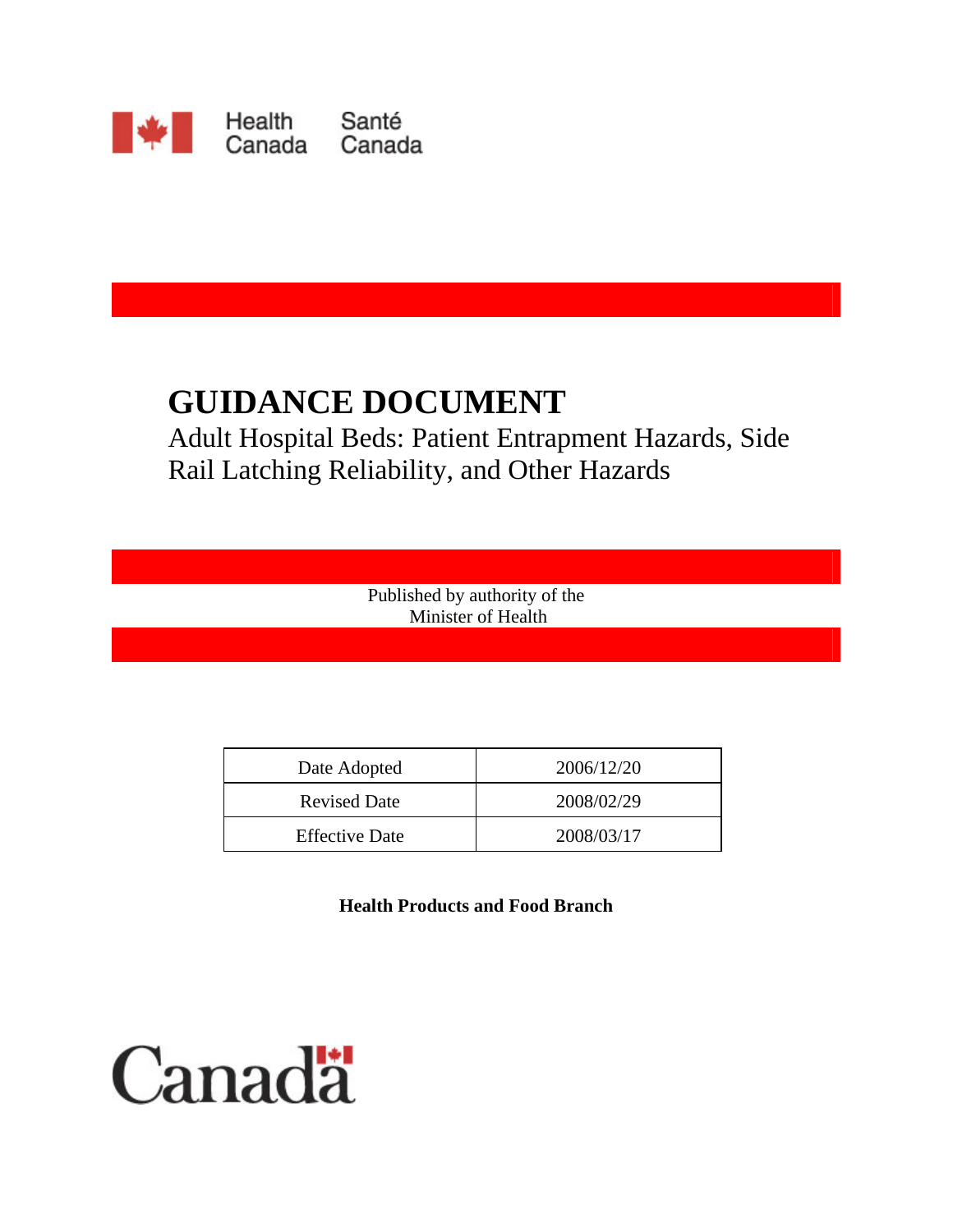Health Canada Santé Canada

# GUIDANCE DOCUMENT

Adult Hospital Beds: Patient Entrapment Hazards, Side Rail Latching Reliability, and Other Hazards

Published by authority of the Minister of Health

| Date Adopted | 2006/12/20 |
|---|---|
| Revised Date | 2008/02/29 |
| Effective Date | 2008/03/17 |

**Health Products and Food Branch**

Canada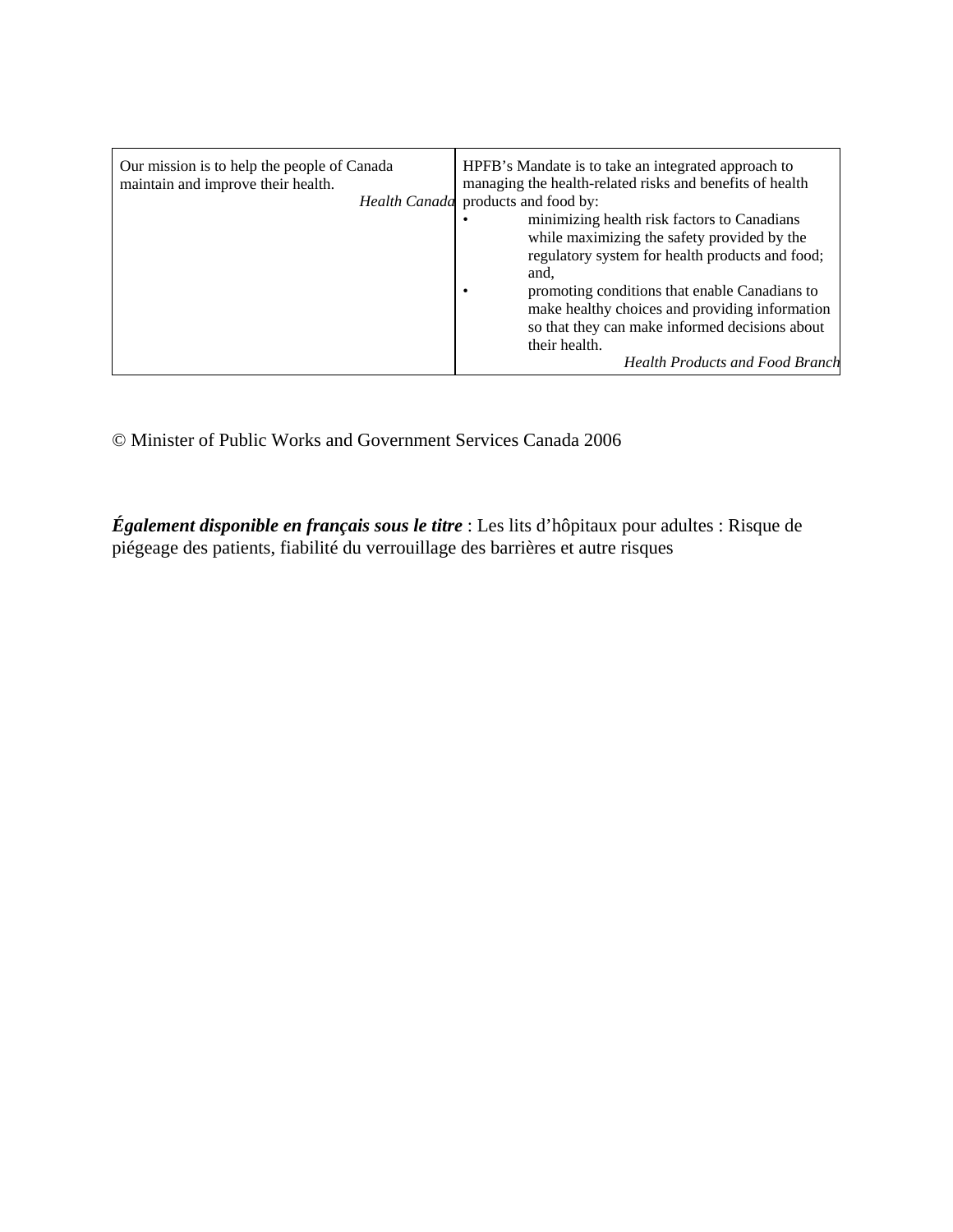| Our mission is to help the people of Canada maintain and improve their health.<br><br>*Health Canada* | HPFB's Mandate is to take an integrated approach to managing the health-related risks and benefits of health products and food by:<br>• minimizing health risk factors to Canadians while maximizing the safety provided by the regulatory system for health products and food; and,<br>• promoting conditions that enable Canadians to make healthy choices and providing information so that they can make informed decisions about their health.<br><br>*Health Products and Food Branch* |
|---|---|

© Minister of Public Works and Government Services Canada 2006

***Également disponible en français sous le titre*** : Les lits d'hôpitaux pour adultes : Risque de piégeage des patients, fiabilité du verrouillage des barrières et autre risques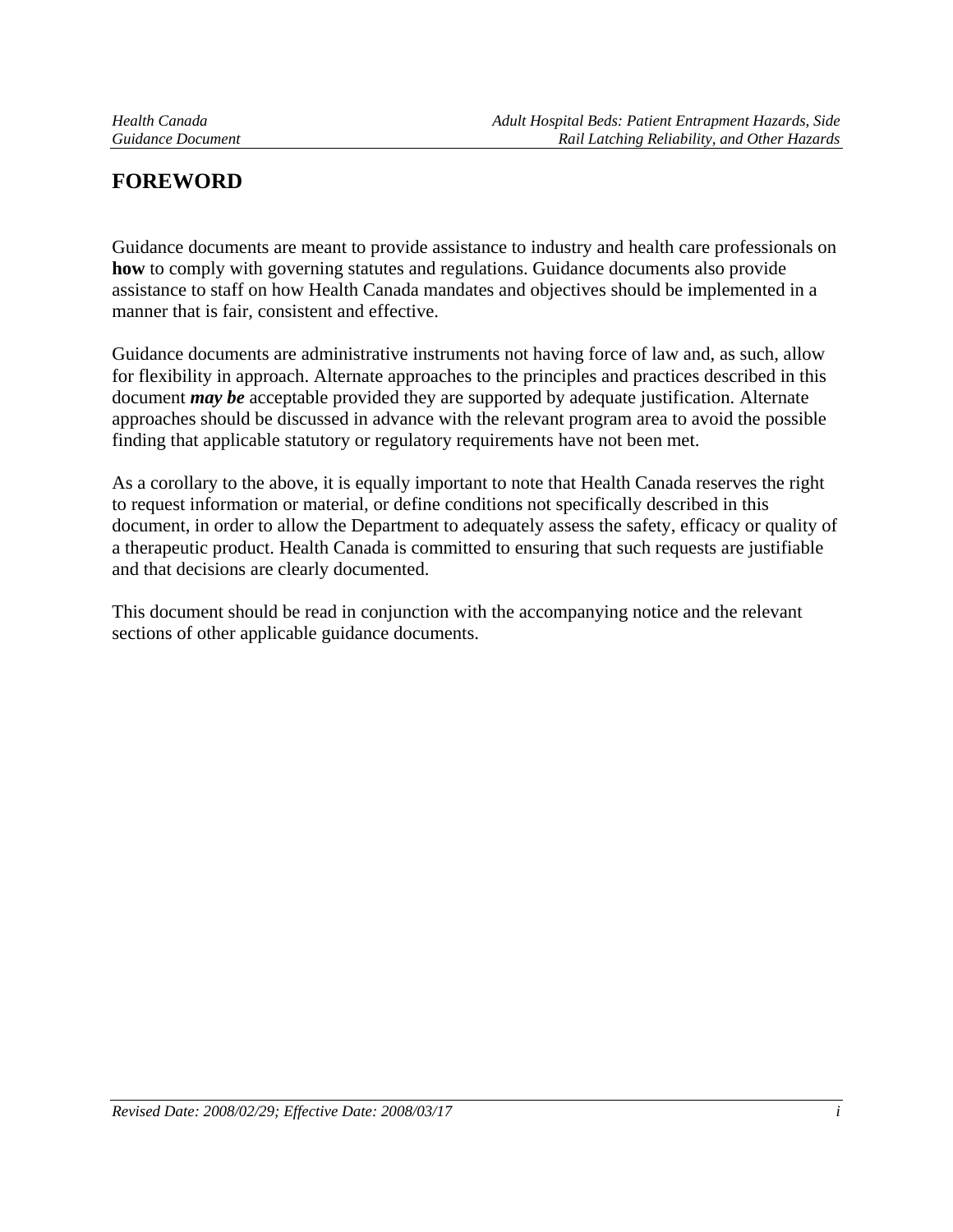# FOREWORD

Guidance documents are meant to provide assistance to industry and health care professionals on **how** to comply with governing statutes and regulations. Guidance documents also provide assistance to staff on how Health Canada mandates and objectives should be implemented in a manner that is fair, consistent and effective.

Guidance documents are administrative instruments not having force of law and, as such, allow for flexibility in approach. Alternate approaches to the principles and practices described in this document ***may be*** acceptable provided they are supported by adequate justification. Alternate approaches should be discussed in advance with the relevant program area to avoid the possible finding that applicable statutory or regulatory requirements have not been met.

As a corollary to the above, it is equally important to note that Health Canada reserves the right to request information or material, or define conditions not specifically described in this document, in order to allow the Department to adequately assess the safety, efficacy or quality of a therapeutic product. Health Canada is committed to ensuring that such requests are justifiable and that decisions are clearly documented.

This document should be read in conjunction with the accompanying notice and the relevant sections of other applicable guidance documents.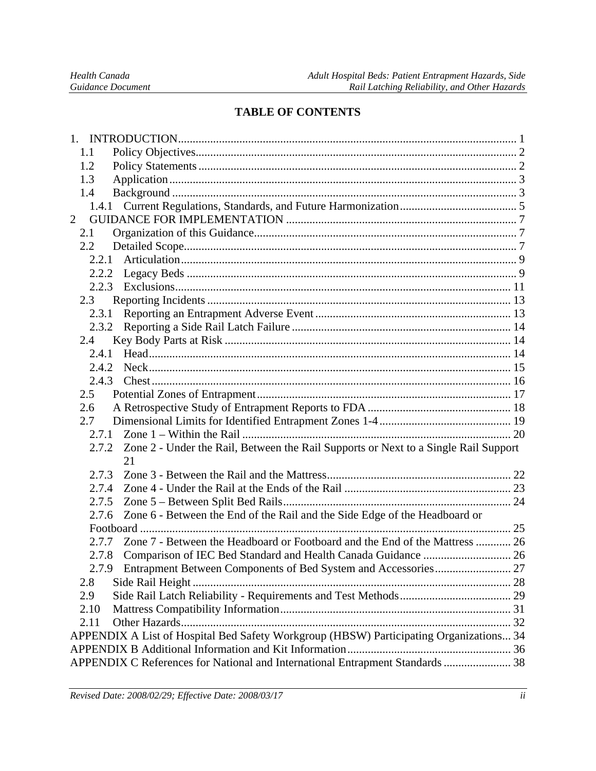# TABLE OF CONTENTS

1. INTRODUCTION ........................................................................................................ 1
   - 1.1 Policy Objectives ................................................................................................ 2
   - 1.2 Policy Statements ............................................................................................... 2
   - 1.3 Application ......................................................................................................... 3
   - 1.4 Background ........................................................................................................ 3
     - 1.4.1 Current Regulations, Standards, and Future Harmonization ........................................ 5
2 GUIDANCE FOR IMPLEMENTATION .............................................................................. 7
   - 2.1 Organization of this Guidance ............................................................................... 7
   - 2.2 Detailed Scope ..................................................................................................... 7
     - 2.2.1 Articulation ................................................................................................... 9
     - 2.2.2 Legacy Beds ................................................................................................. 9
     - 2.2.3 Exclusions ................................................................................................... 11
   - 2.3 Reporting Incidents ............................................................................................. 13
     - 2.3.1 Reporting an Entrapment Adverse Event ............................................................ 13
     - 2.3.2 Reporting a Side Rail Latch Failure ................................................................... 14
   - 2.4 Key Body Parts at Risk ......................................................................................... 14
     - 2.4.1 Head .......................................................................................................... 14
     - 2.4.2 Neck .......................................................................................................... 15
     - 2.4.3 Chest ......................................................................................................... 16
   - 2.5 Potential Zones of Entrapment ............................................................................... 17
   - 2.6 A Retrospective Study of Entrapment Reports to FDA ................................................ 18
   - 2.7 Dimensional Limits for Identified Entrapment Zones 1-4 ............................................. 19
     - 2.7.1 Zone 1 – Within the Rail ................................................................................. 20
     - 2.7.2 Zone 2 - Under the Rail, Between the Rail Supports or Next to a Single Rail Support 21
     - 2.7.3 Zone 3 - Between the Rail and the Mattress ........................................................ 22
     - 2.7.4 Zone 4 - Under the Rail at the Ends of the Rail .................................................... 23
     - 2.7.5 Zone 5 – Between Split Bed Rails ..................................................................... 24
     - 2.7.6 Zone 6 - Between the End of the Rail and the Side Edge of the Headboard or Footboard ... 25
     - 2.7.7 Zone 7 - Between the Headboard or Footboard and the End of the Mattress ................. 26
     - 2.7.8 Comparison of IEC Bed Standard and Health Canada Guidance ................................ 26
     - 2.7.9 Entrapment Between Components of Bed System and Accessories ............................ 27
   - 2.8 Side Rail Height ................................................................................................. 28
   - 2.9 Side Rail Latch Reliability - Requirements and Test Methods ........................................ 29
   - 2.10 Mattress Compatibility Information ........................................................................ 31
   - 2.11 Other Hazards .................................................................................................. 32

APPENDIX A List of Hospital Bed Safety Workgroup (HBSW) Participating Organizations ... 34

APPENDIX B Additional Information and Kit Information ........................................................ 36

APPENDIX C References for National and International Entrapment Standards ........................ 38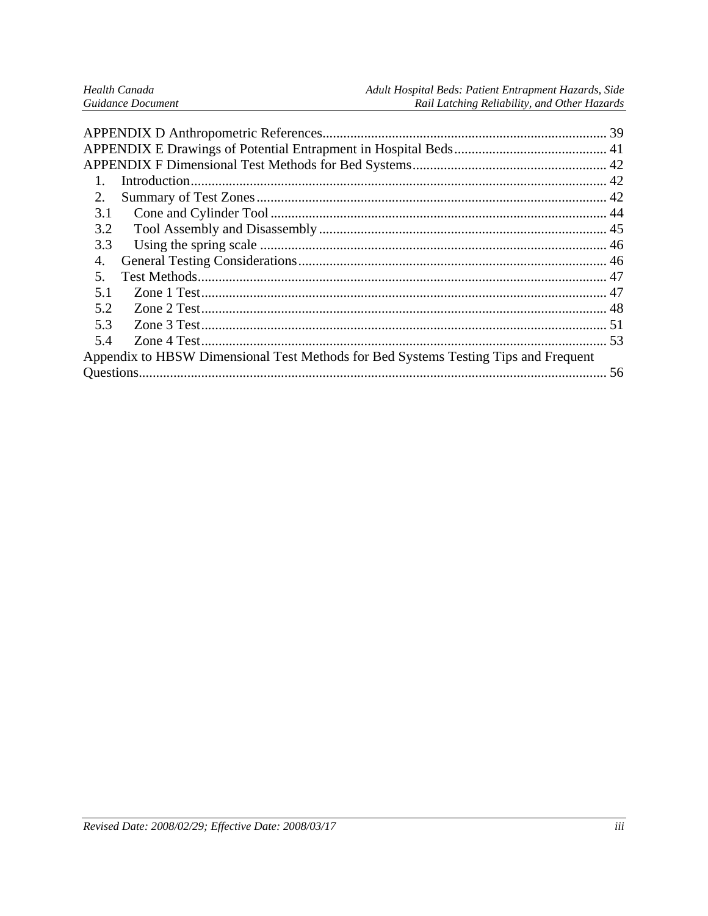APPENDIX D Anthropometric References ........................................................................ 39
APPENDIX E Drawings of Potential Entrapment in Hospital Beds ........................................... 41
APPENDIX F Dimensional Test Methods for Bed Systems ....................................................... 42

1. Introduction ..................................................................................................................... 42
2. Summary of Test Zones ................................................................................................... 42

3.1 Cone and Cylinder Tool ................................................................................................ 44
3.2 Tool Assembly and Disassembly .................................................................................. 45
3.3 Using the spring scale .................................................................................................. 46

4. General Testing Considerations ........................................................................................ 46
5. Test Methods ................................................................................................................... 47

5.1 Zone 1 Test ................................................................................................................... 47
5.2 Zone 2 Test ................................................................................................................... 48
5.3 Zone 3 Test ................................................................................................................... 51
5.4 Zone 4 Test ................................................................................................................... 53

Appendix to HBSW Dimensional Test Methods for Bed Systems Testing Tips and Frequent Questions ....................................................................................................................... 56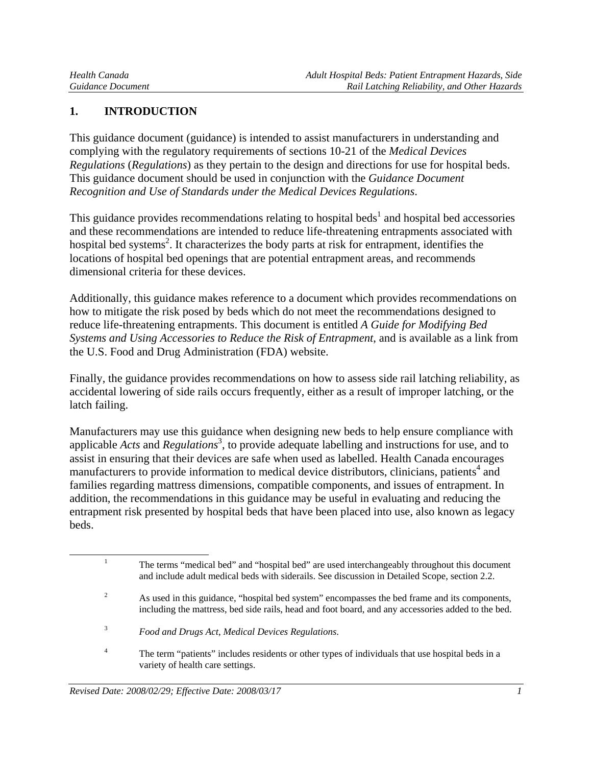## 1. INTRODUCTION

This guidance document (guidance) is intended to assist manufacturers in understanding and complying with the regulatory requirements of sections 10-21 of the *Medical Devices Regulations* (*Regulations*) as they pertain to the design and directions for use for hospital beds. This guidance document should be used in conjunction with the *Guidance Document Recognition and Use of Standards under the Medical Devices Regulations*.

This guidance provides recommendations relating to hospital beds[1] and hospital bed accessories and these recommendations are intended to reduce life-threatening entrapments associated with hospital bed systems[2]. It characterizes the body parts at risk for entrapment, identifies the locations of hospital bed openings that are potential entrapment areas, and recommends dimensional criteria for these devices.

Additionally, this guidance makes reference to a document which provides recommendations on how to mitigate the risk posed by beds which do not meet the recommendations designed to reduce life-threatening entrapments. This document is entitled *A Guide for Modifying Bed Systems and Using Accessories to Reduce the Risk of Entrapment*, and is available as a link from the U.S. Food and Drug Administration (FDA) website.

Finally, the guidance provides recommendations on how to assess side rail latching reliability, as accidental lowering of side rails occurs frequently, either as a result of improper latching, or the latch failing.

Manufacturers may use this guidance when designing new beds to help ensure compliance with applicable *Acts* and *Regulations*[3], to provide adequate labelling and instructions for use, and to assist in ensuring that their devices are safe when used as labelled. Health Canada encourages manufacturers to provide information to medical device distributors, clinicians, patients[4] and families regarding mattress dimensions, compatible components, and issues of entrapment. In addition, the recommendations in this guidance may be useful in evaluating and reducing the entrapment risk presented by hospital beds that have been placed into use, also known as legacy beds.

---

[1] The terms "medical bed" and "hospital bed" are used interchangeably throughout this document and include adult medical beds with siderails. See discussion in Detailed Scope, section 2.2.

[2] As used in this guidance, "hospital bed system" encompasses the bed frame and its components, including the mattress, bed side rails, head and foot board, and any accessories added to the bed.

[3] *Food and Drugs Act*, *Medical Devices Regulations*.

[4] The term "patients" includes residents or other types of individuals that use hospital beds in a variety of health care settings.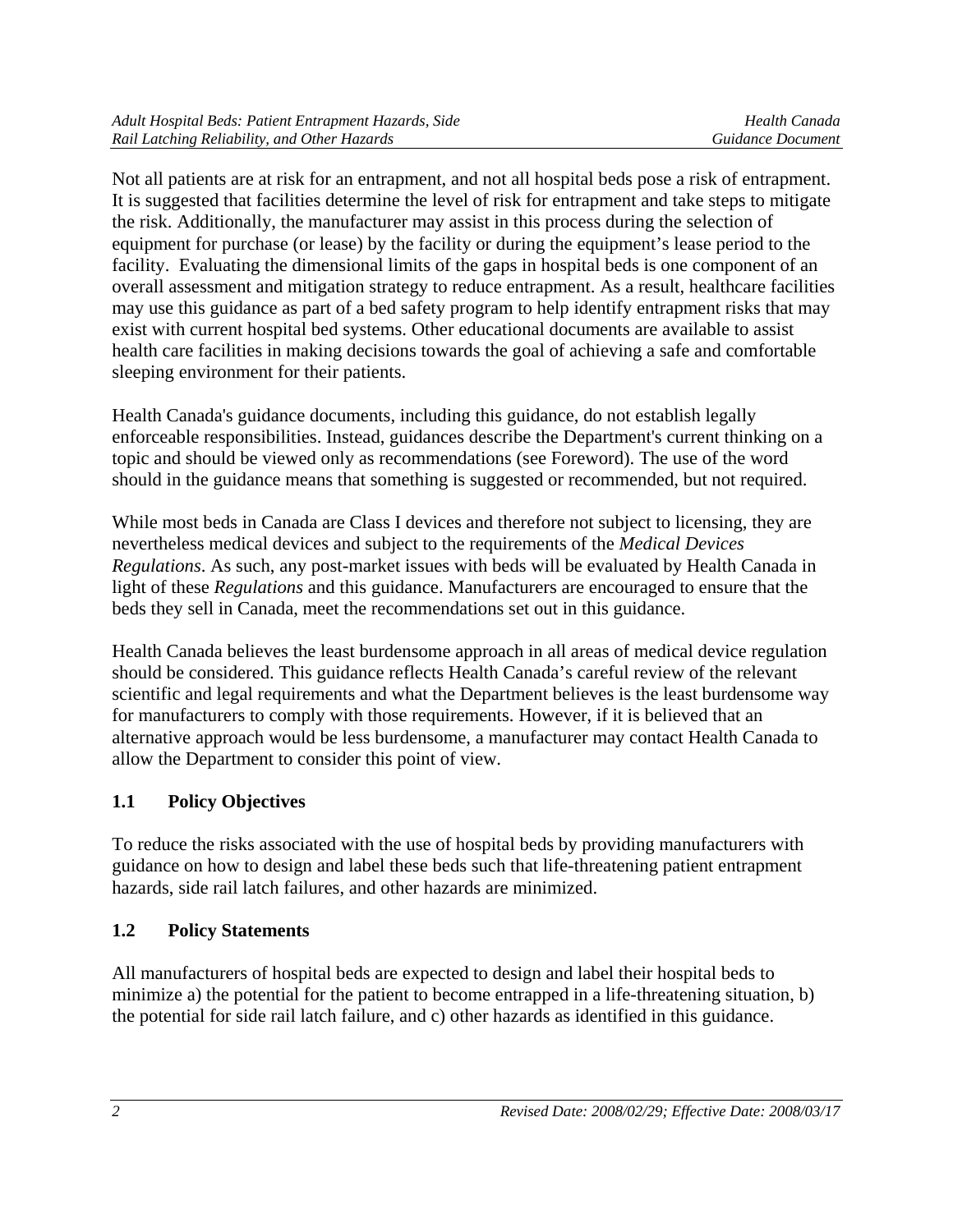Not all patients are at risk for an entrapment, and not all hospital beds pose a risk of entrapment. It is suggested that facilities determine the level of risk for entrapment and take steps to mitigate the risk. Additionally, the manufacturer may assist in this process during the selection of equipment for purchase (or lease) by the facility or during the equipment's lease period to the facility. Evaluating the dimensional limits of the gaps in hospital beds is one component of an overall assessment and mitigation strategy to reduce entrapment. As a result, healthcare facilities may use this guidance as part of a bed safety program to help identify entrapment risks that may exist with current hospital bed systems. Other educational documents are available to assist health care facilities in making decisions towards the goal of achieving a safe and comfortable sleeping environment for their patients.

Health Canada's guidance documents, including this guidance, do not establish legally enforceable responsibilities. Instead, guidances describe the Department's current thinking on a topic and should be viewed only as recommendations (see Foreword). The use of the word should in the guidance means that something is suggested or recommended, but not required.

While most beds in Canada are Class I devices and therefore not subject to licensing, they are nevertheless medical devices and subject to the requirements of the *Medical Devices Regulations*. As such, any post-market issues with beds will be evaluated by Health Canada in light of these *Regulations* and this guidance. Manufacturers are encouraged to ensure that the beds they sell in Canada, meet the recommendations set out in this guidance.

Health Canada believes the least burdensome approach in all areas of medical device regulation should be considered. This guidance reflects Health Canada's careful review of the relevant scientific and legal requirements and what the Department believes is the least burdensome way for manufacturers to comply with those requirements. However, if it is believed that an alternative approach would be less burdensome, a manufacturer may contact Health Canada to allow the Department to consider this point of view.

## 1.1 Policy Objectives

To reduce the risks associated with the use of hospital beds by providing manufacturers with guidance on how to design and label these beds such that life-threatening patient entrapment hazards, side rail latch failures, and other hazards are minimized.

## 1.2 Policy Statements

All manufacturers of hospital beds are expected to design and label their hospital beds to minimize a) the potential for the patient to become entrapped in a life-threatening situation, b) the potential for side rail latch failure, and c) other hazards as identified in this guidance.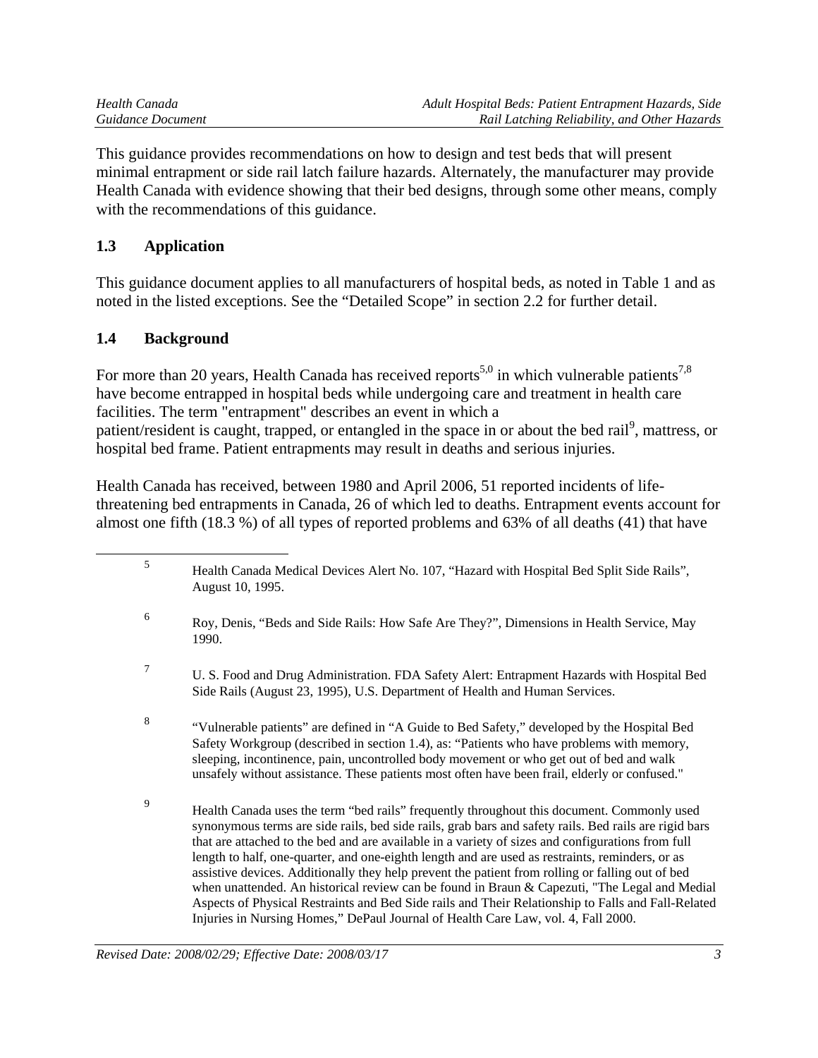This guidance provides recommendations on how to design and test beds that will present minimal entrapment or side rail latch failure hazards. Alternately, the manufacturer may provide Health Canada with evidence showing that their bed designs, through some other means, comply with the recommendations of this guidance.

## 1.3 Application

This guidance document applies to all manufacturers of hospital beds, as noted in Table 1 and as noted in the listed exceptions. See the "Detailed Scope" in section 2.2 for further detail.

## 1.4 Background

For more than 20 years, Health Canada has received reports[5,0] in which vulnerable patients[7,8] have become entrapped in hospital beds while undergoing care and treatment in health care facilities. The term "entrapment" describes an event in which a patient/resident is caught, trapped, or entangled in the space in or about the bed rail[9], mattress, or hospital bed frame. Patient entrapments may result in deaths and serious injuries.

Health Canada has received, between 1980 and April 2006, 51 reported incidents of life-threatening bed entrapments in Canada, 26 of which led to deaths. Entrapment events account for almost one fifth (18.3 %) of all types of reported problems and 63% of all deaths (41) that have

---

[5] Health Canada Medical Devices Alert No. 107, "Hazard with Hospital Bed Split Side Rails", August 10, 1995.

[6] Roy, Denis, "Beds and Side Rails: How Safe Are They?", Dimensions in Health Service, May 1990.

[7] U. S. Food and Drug Administration. FDA Safety Alert: Entrapment Hazards with Hospital Bed Side Rails (August 23, 1995), U.S. Department of Health and Human Services.

[8] "Vulnerable patients" are defined in "A Guide to Bed Safety," developed by the Hospital Bed Safety Workgroup (described in section 1.4), as: "Patients who have problems with memory, sleeping, incontinence, pain, uncontrolled body movement or who get out of bed and walk unsafely without assistance. These patients most often have been frail, elderly or confused."

[9] Health Canada uses the term "bed rails" frequently throughout this document. Commonly used synonymous terms are side rails, bed side rails, grab bars and safety rails. Bed rails are rigid bars that are attached to the bed and are available in a variety of sizes and configurations from full length to half, one-quarter, and one-eighth length and are used as restraints, reminders, or as assistive devices. Additionally they help prevent the patient from rolling or falling out of bed when unattended. An historical review can be found in Braun & Capezuti, "The Legal and Medial Aspects of Physical Restraints and Bed Side rails and Their Relationship to Falls and Fall-Related Injuries in Nursing Homes," DePaul Journal of Health Care Law, vol. 4, Fall 2000.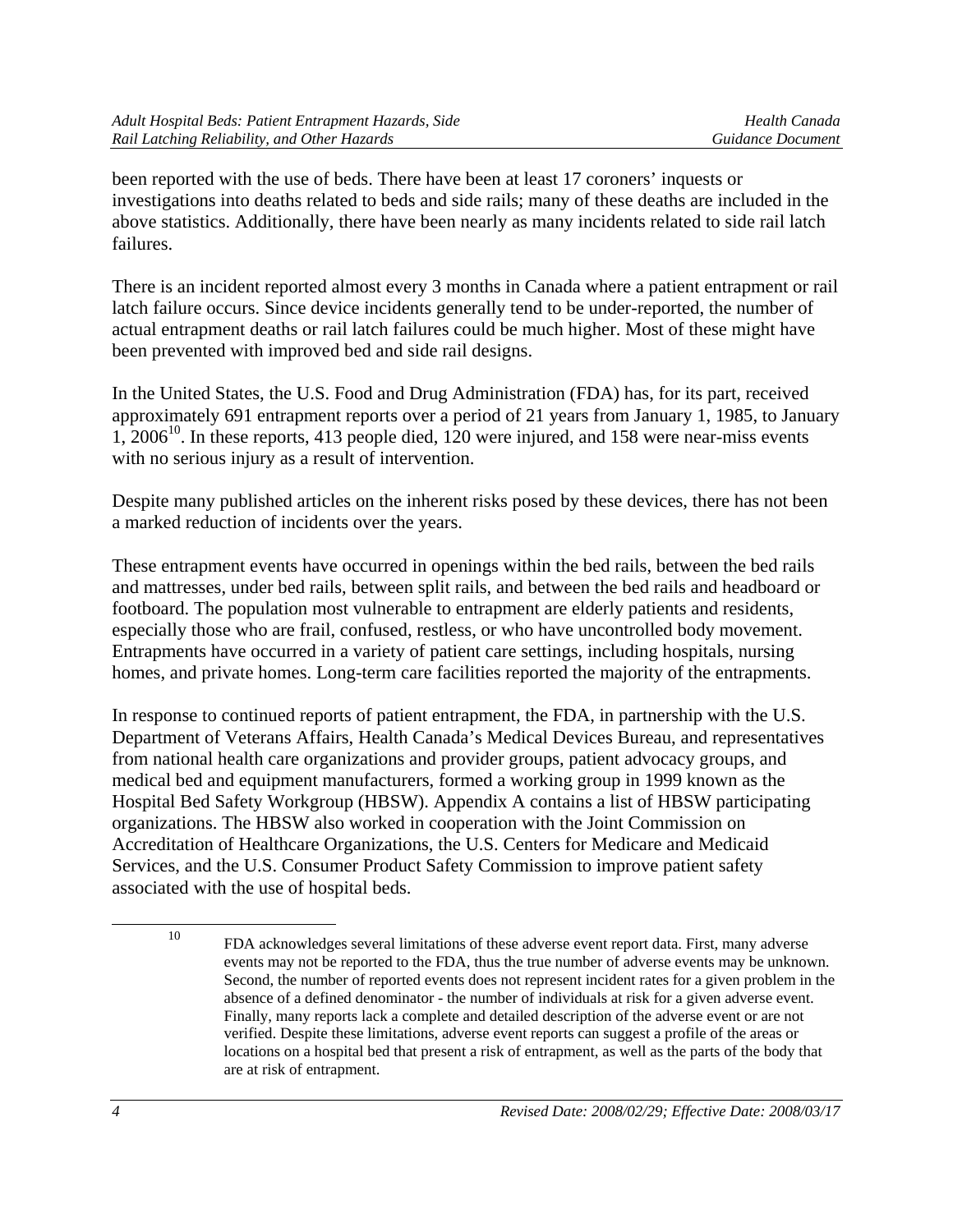been reported with the use of beds. There have been at least 17 coroners' inquests or investigations into deaths related to beds and side rails; many of these deaths are included in the above statistics. Additionally, there have been nearly as many incidents related to side rail latch failures.

There is an incident reported almost every 3 months in Canada where a patient entrapment or rail latch failure occurs. Since device incidents generally tend to be under-reported, the number of actual entrapment deaths or rail latch failures could be much higher. Most of these might have been prevented with improved bed and side rail designs.

In the United States, the U.S. Food and Drug Administration (FDA) has, for its part, received approximately 691 entrapment reports over a period of 21 years from January 1, 1985, to January 1, 2006[10]. In these reports, 413 people died, 120 were injured, and 158 were near-miss events with no serious injury as a result of intervention.

Despite many published articles on the inherent risks posed by these devices, there has not been a marked reduction of incidents over the years.

These entrapment events have occurred in openings within the bed rails, between the bed rails and mattresses, under bed rails, between split rails, and between the bed rails and headboard or footboard. The population most vulnerable to entrapment are elderly patients and residents, especially those who are frail, confused, restless, or who have uncontrolled body movement. Entrapments have occurred in a variety of patient care settings, including hospitals, nursing homes, and private homes. Long-term care facilities reported the majority of the entrapments.

In response to continued reports of patient entrapment, the FDA, in partnership with the U.S. Department of Veterans Affairs, Health Canada's Medical Devices Bureau, and representatives from national health care organizations and provider groups, patient advocacy groups, and medical bed and equipment manufacturers, formed a working group in 1999 known as the Hospital Bed Safety Workgroup (HBSW). Appendix A contains a list of HBSW participating organizations. The HBSW also worked in cooperation with the Joint Commission on Accreditation of Healthcare Organizations, the U.S. Centers for Medicare and Medicaid Services, and the U.S. Consumer Product Safety Commission to improve patient safety associated with the use of hospital beds.

---

[10] FDA acknowledges several limitations of these adverse event report data. First, many adverse events may not be reported to the FDA, thus the true number of adverse events may be unknown. Second, the number of reported events does not represent incident rates for a given problem in the absence of a defined denominator - the number of individuals at risk for a given adverse event. Finally, many reports lack a complete and detailed description of the adverse event or are not verified. Despite these limitations, adverse event reports can suggest a profile of the areas or locations on a hospital bed that present a risk of entrapment, as well as the parts of the body that are at risk of entrapment.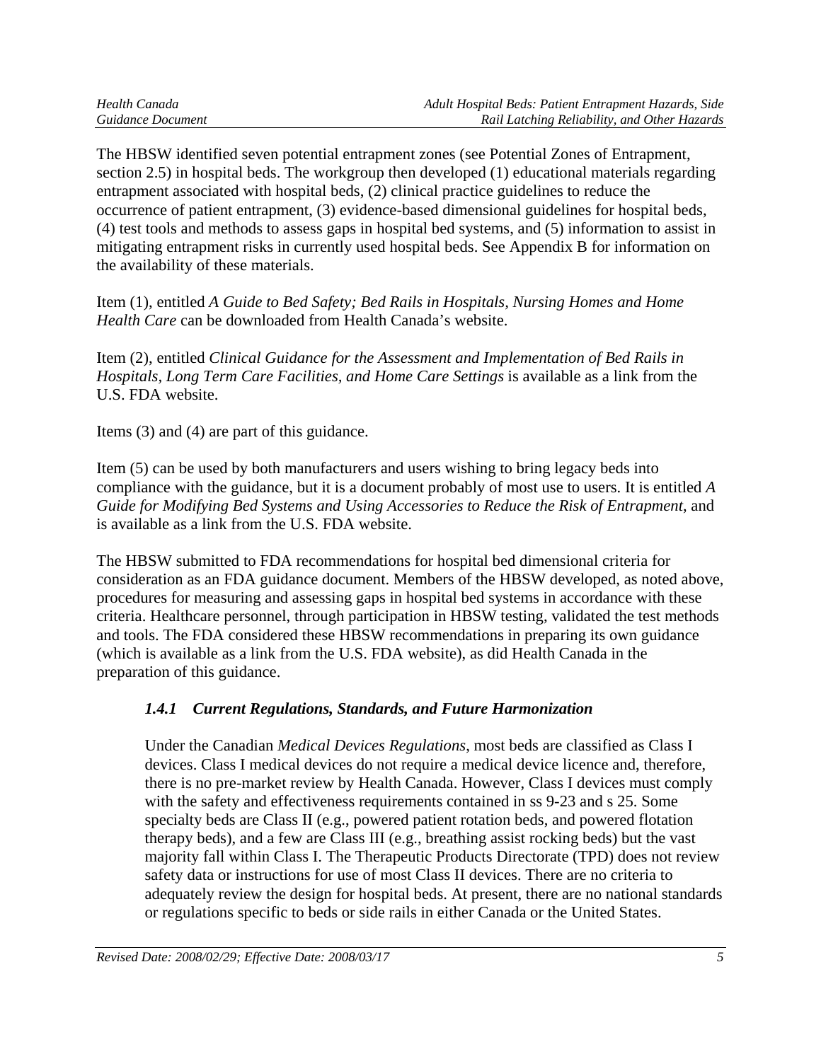The HBSW identified seven potential entrapment zones (see Potential Zones of Entrapment, section 2.5) in hospital beds. The workgroup then developed (1) educational materials regarding entrapment associated with hospital beds, (2) clinical practice guidelines to reduce the occurrence of patient entrapment, (3) evidence-based dimensional guidelines for hospital beds, (4) test tools and methods to assess gaps in hospital bed systems, and (5) information to assist in mitigating entrapment risks in currently used hospital beds. See Appendix B for information on the availability of these materials.

Item (1), entitled *A Guide to Bed Safety; Bed Rails in Hospitals, Nursing Homes and Home Health Care* can be downloaded from Health Canada's website.

Item (2), entitled *Clinical Guidance for the Assessment and Implementation of Bed Rails in Hospitals, Long Term Care Facilities, and Home Care Settings* is available as a link from the U.S. FDA website.

Items (3) and (4) are part of this guidance.

Item (5) can be used by both manufacturers and users wishing to bring legacy beds into compliance with the guidance, but it is a document probably of most use to users. It is entitled *A Guide for Modifying Bed Systems and Using Accessories to Reduce the Risk of Entrapment*, and is available as a link from the U.S. FDA website.

The HBSW submitted to FDA recommendations for hospital bed dimensional criteria for consideration as an FDA guidance document. Members of the HBSW developed, as noted above, procedures for measuring and assessing gaps in hospital bed systems in accordance with these criteria. Healthcare personnel, through participation in HBSW testing, validated the test methods and tools. The FDA considered these HBSW recommendations in preparing its own guidance (which is available as a link from the U.S. FDA website), as did Health Canada in the preparation of this guidance.

### *1.4.1 Current Regulations, Standards, and Future Harmonization*

Under the Canadian *Medical Devices Regulations*, most beds are classified as Class I devices. Class I medical devices do not require a medical device licence and, therefore, there is no pre-market review by Health Canada. However, Class I devices must comply with the safety and effectiveness requirements contained in ss 9-23 and s 25. Some specialty beds are Class II (e.g., powered patient rotation beds, and powered flotation therapy beds), and a few are Class III (e.g., breathing assist rocking beds) but the vast majority fall within Class I. The Therapeutic Products Directorate (TPD) does not review safety data or instructions for use of most Class II devices. There are no criteria to adequately review the design for hospital beds. At present, there are no national standards or regulations specific to beds or side rails in either Canada or the United States.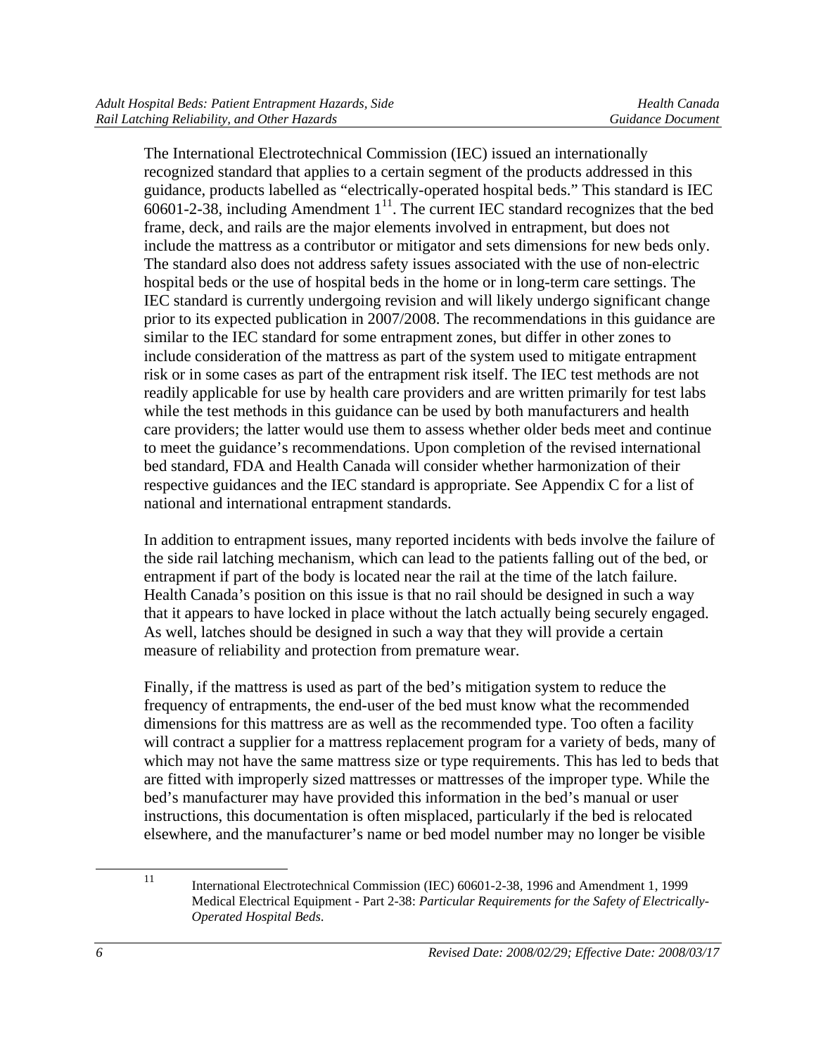The International Electrotechnical Commission (IEC) issued an internationally recognized standard that applies to a certain segment of the products addressed in this guidance, products labelled as "electrically-operated hospital beds." This standard is IEC 60601-2-38, including Amendment 1[11]. The current IEC standard recognizes that the bed frame, deck, and rails are the major elements involved in entrapment, but does not include the mattress as a contributor or mitigator and sets dimensions for new beds only. The standard also does not address safety issues associated with the use of non-electric hospital beds or the use of hospital beds in the home or in long-term care settings. The IEC standard is currently undergoing revision and will likely undergo significant change prior to its expected publication in 2007/2008. The recommendations in this guidance are similar to the IEC standard for some entrapment zones, but differ in other zones to include consideration of the mattress as part of the system used to mitigate entrapment risk or in some cases as part of the entrapment risk itself. The IEC test methods are not readily applicable for use by health care providers and are written primarily for test labs while the test methods in this guidance can be used by both manufacturers and health care providers; the latter would use them to assess whether older beds meet and continue to meet the guidance's recommendations. Upon completion of the revised international bed standard, FDA and Health Canada will consider whether harmonization of their respective guidances and the IEC standard is appropriate. See Appendix C for a list of national and international entrapment standards.

In addition to entrapment issues, many reported incidents with beds involve the failure of the side rail latching mechanism, which can lead to the patients falling out of the bed, or entrapment if part of the body is located near the rail at the time of the latch failure. Health Canada's position on this issue is that no rail should be designed in such a way that it appears to have locked in place without the latch actually being securely engaged. As well, latches should be designed in such a way that they will provide a certain measure of reliability and protection from premature wear.

Finally, if the mattress is used as part of the bed's mitigation system to reduce the frequency of entrapments, the end-user of the bed must know what the recommended dimensions for this mattress are as well as the recommended type. Too often a facility will contract a supplier for a mattress replacement program for a variety of beds, many of which may not have the same mattress size or type requirements. This has led to beds that are fitted with improperly sized mattresses or mattresses of the improper type. While the bed's manufacturer may have provided this information in the bed's manual or user instructions, this documentation is often misplaced, particularly if the bed is relocated elsewhere, and the manufacturer's name or bed model number may no longer be visible

[11] International Electrotechnical Commission (IEC) 60601-2-38, 1996 and Amendment 1, 1999 Medical Electrical Equipment - Part 2-38: *Particular Requirements for the Safety of Electrically-Operated Hospital Beds*.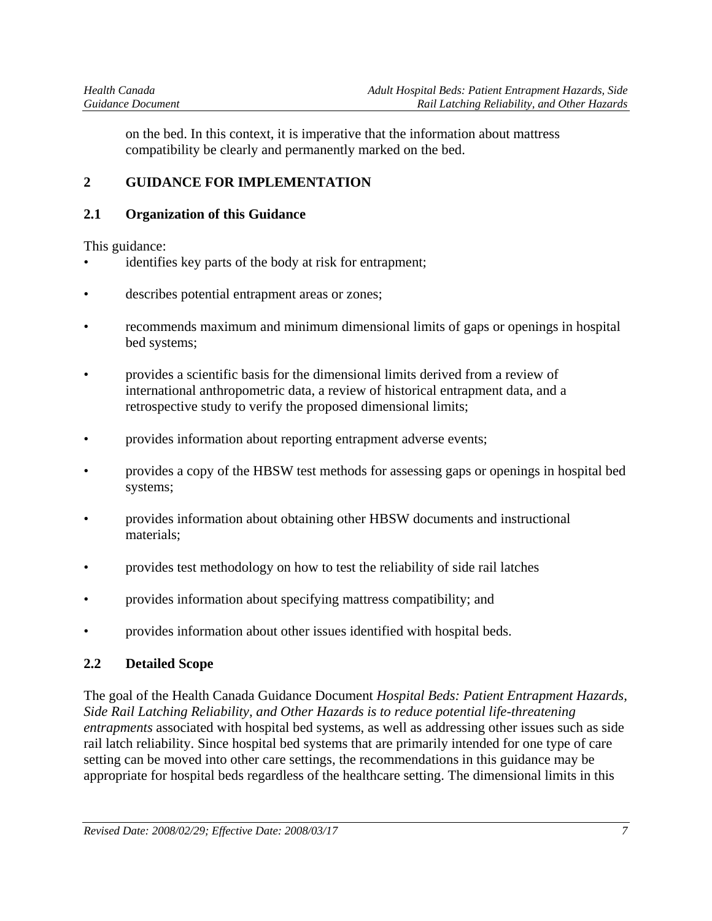on the bed. In this context, it is imperative that the information about mattress compatibility be clearly and permanently marked on the bed.

## 2 GUIDANCE FOR IMPLEMENTATION

### 2.1 Organization of this Guidance

This guidance:

- identifies key parts of the body at risk for entrapment;
- describes potential entrapment areas or zones;
- recommends maximum and minimum dimensional limits of gaps or openings in hospital bed systems;
- provides a scientific basis for the dimensional limits derived from a review of international anthropometric data, a review of historical entrapment data, and a retrospective study to verify the proposed dimensional limits;
- provides information about reporting entrapment adverse events;
- provides a copy of the HBSW test methods for assessing gaps or openings in hospital bed systems;
- provides information about obtaining other HBSW documents and instructional materials;
- provides test methodology on how to test the reliability of side rail latches
- provides information about specifying mattress compatibility; and
- provides information about other issues identified with hospital beds.

### 2.2 Detailed Scope

The goal of the Health Canada Guidance Document *Hospital Beds: Patient Entrapment Hazards, Side Rail Latching Reliability, and Other Hazards is to reduce potential life-threatening entrapments* associated with hospital bed systems, as well as addressing other issues such as side rail latch reliability. Since hospital bed systems that are primarily intended for one type of care setting can be moved into other care settings, the recommendations in this guidance may be appropriate for hospital beds regardless of the healthcare setting. The dimensional limits in this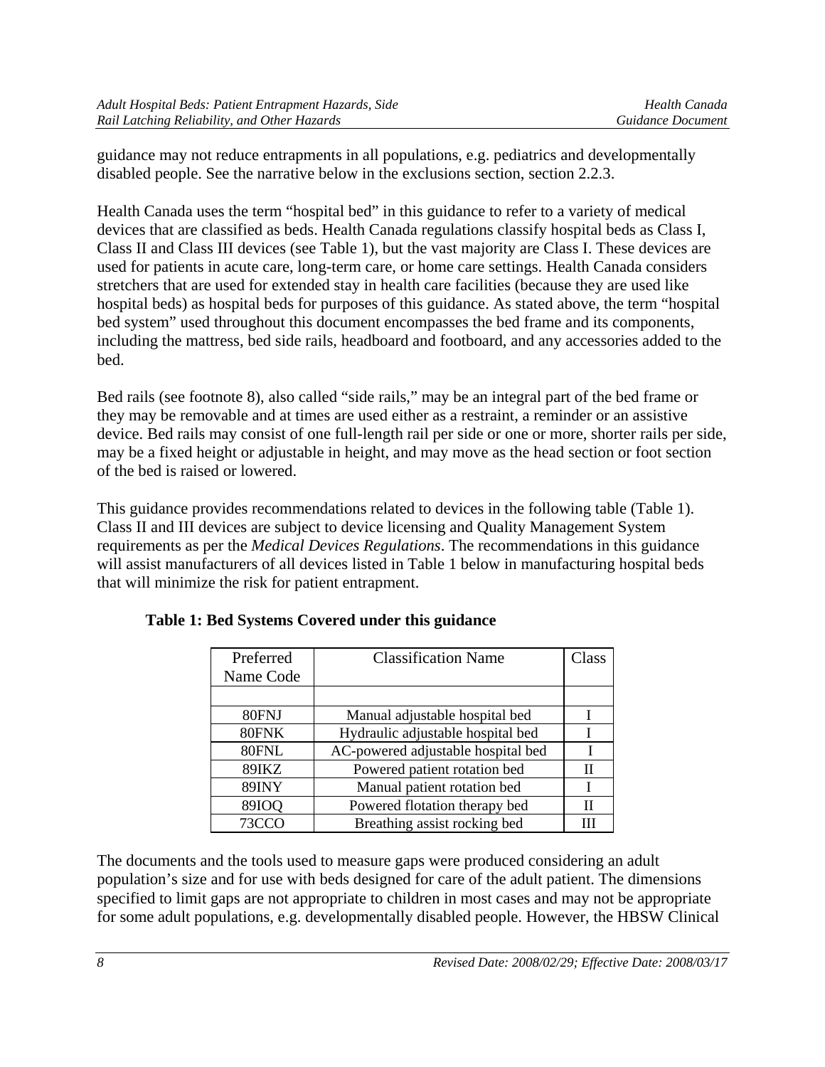guidance may not reduce entrapments in all populations, e.g. pediatrics and developmentally disabled people. See the narrative below in the exclusions section, section 2.2.3.

Health Canada uses the term "hospital bed" in this guidance to refer to a variety of medical devices that are classified as beds. Health Canada regulations classify hospital beds as Class I, Class II and Class III devices (see Table 1), but the vast majority are Class I. These devices are used for patients in acute care, long-term care, or home care settings. Health Canada considers stretchers that are used for extended stay in health care facilities (because they are used like hospital beds) as hospital beds for purposes of this guidance. As stated above, the term "hospital bed system" used throughout this document encompasses the bed frame and its components, including the mattress, bed side rails, headboard and footboard, and any accessories added to the bed.

Bed rails (see footnote 8), also called "side rails," may be an integral part of the bed frame or they may be removable and at times are used either as a restraint, a reminder or an assistive device. Bed rails may consist of one full-length rail per side or one or more, shorter rails per side, may be a fixed height or adjustable in height, and may move as the head section or foot section of the bed is raised or lowered.

This guidance provides recommendations related to devices in the following table (Table 1). Class II and III devices are subject to device licensing and Quality Management System requirements as per the *Medical Devices Regulations*. The recommendations in this guidance will assist manufacturers of all devices listed in Table 1 below in manufacturing hospital beds that will minimize the risk for patient entrapment.

**Table 1: Bed Systems Covered under this guidance**

| Preferred Name Code | Classification Name | Class |
|---|---|---|
| | | |
| 80FNJ | Manual adjustable hospital bed | I |
| 80FNK | Hydraulic adjustable hospital bed | I |
| 80FNL | AC-powered adjustable hospital bed | I |
| 89IKZ | Powered patient rotation bed | II |
| 89INY | Manual patient rotation bed | I |
| 89IOQ | Powered flotation therapy bed | II |
| 73CCO | Breathing assist rocking bed | III |

The documents and the tools used to measure gaps were produced considering an adult population's size and for use with beds designed for care of the adult patient. The dimensions specified to limit gaps are not appropriate to children in most cases and may not be appropriate for some adult populations, e.g. developmentally disabled people. However, the HBSW Clinical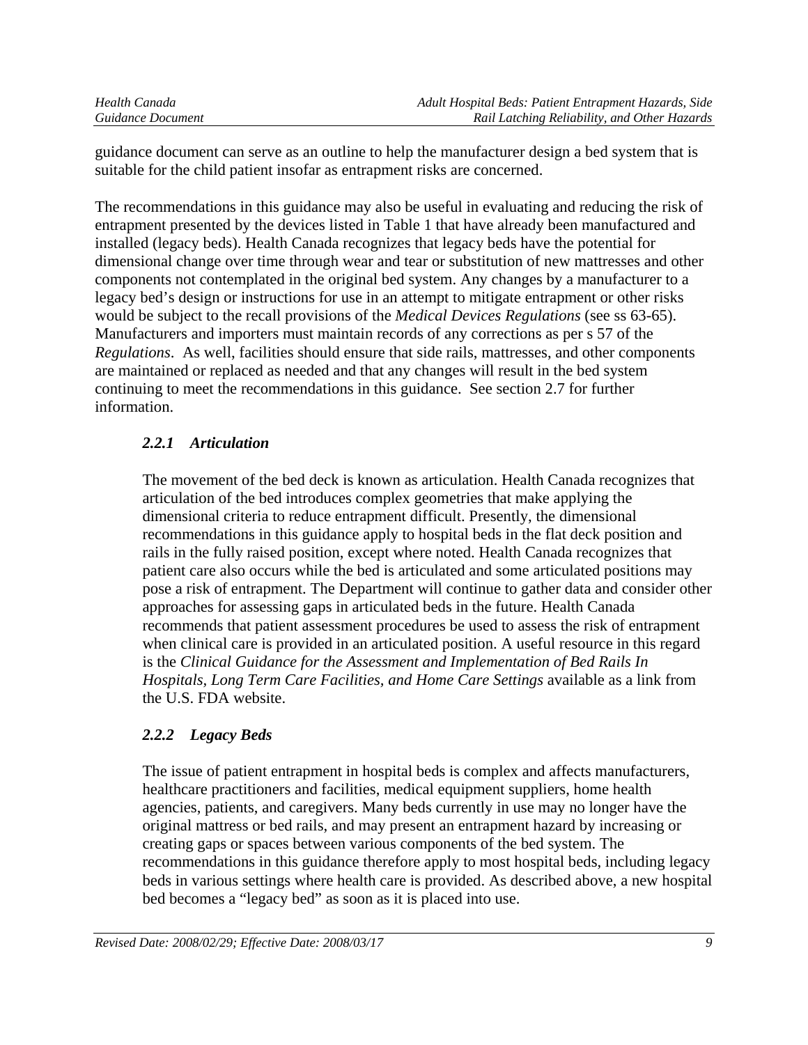guidance document can serve as an outline to help the manufacturer design a bed system that is suitable for the child patient insofar as entrapment risks are concerned.

The recommendations in this guidance may also be useful in evaluating and reducing the risk of entrapment presented by the devices listed in Table 1 that have already been manufactured and installed (legacy beds). Health Canada recognizes that legacy beds have the potential for dimensional change over time through wear and tear or substitution of new mattresses and other components not contemplated in the original bed system. Any changes by a manufacturer to a legacy bed's design or instructions for use in an attempt to mitigate entrapment or other risks would be subject to the recall provisions of the *Medical Devices Regulations* (see ss 63-65). Manufacturers and importers must maintain records of any corrections as per s 57 of the *Regulations*. As well, facilities should ensure that side rails, mattresses, and other components are maintained or replaced as needed and that any changes will result in the bed system continuing to meet the recommendations in this guidance. See section 2.7 for further information.

### *2.2.1 Articulation*

The movement of the bed deck is known as articulation. Health Canada recognizes that articulation of the bed introduces complex geometries that make applying the dimensional criteria to reduce entrapment difficult. Presently, the dimensional recommendations in this guidance apply to hospital beds in the flat deck position and rails in the fully raised position, except where noted. Health Canada recognizes that patient care also occurs while the bed is articulated and some articulated positions may pose a risk of entrapment. The Department will continue to gather data and consider other approaches for assessing gaps in articulated beds in the future. Health Canada recommends that patient assessment procedures be used to assess the risk of entrapment when clinical care is provided in an articulated position. A useful resource in this regard is the *Clinical Guidance for the Assessment and Implementation of Bed Rails In Hospitals, Long Term Care Facilities, and Home Care Settings* available as a link from the U.S. FDA website.

### *2.2.2 Legacy Beds*

The issue of patient entrapment in hospital beds is complex and affects manufacturers, healthcare practitioners and facilities, medical equipment suppliers, home health agencies, patients, and caregivers. Many beds currently in use may no longer have the original mattress or bed rails, and may present an entrapment hazard by increasing or creating gaps or spaces between various components of the bed system. The recommendations in this guidance therefore apply to most hospital beds, including legacy beds in various settings where health care is provided. As described above, a new hospital bed becomes a "legacy bed" as soon as it is placed into use.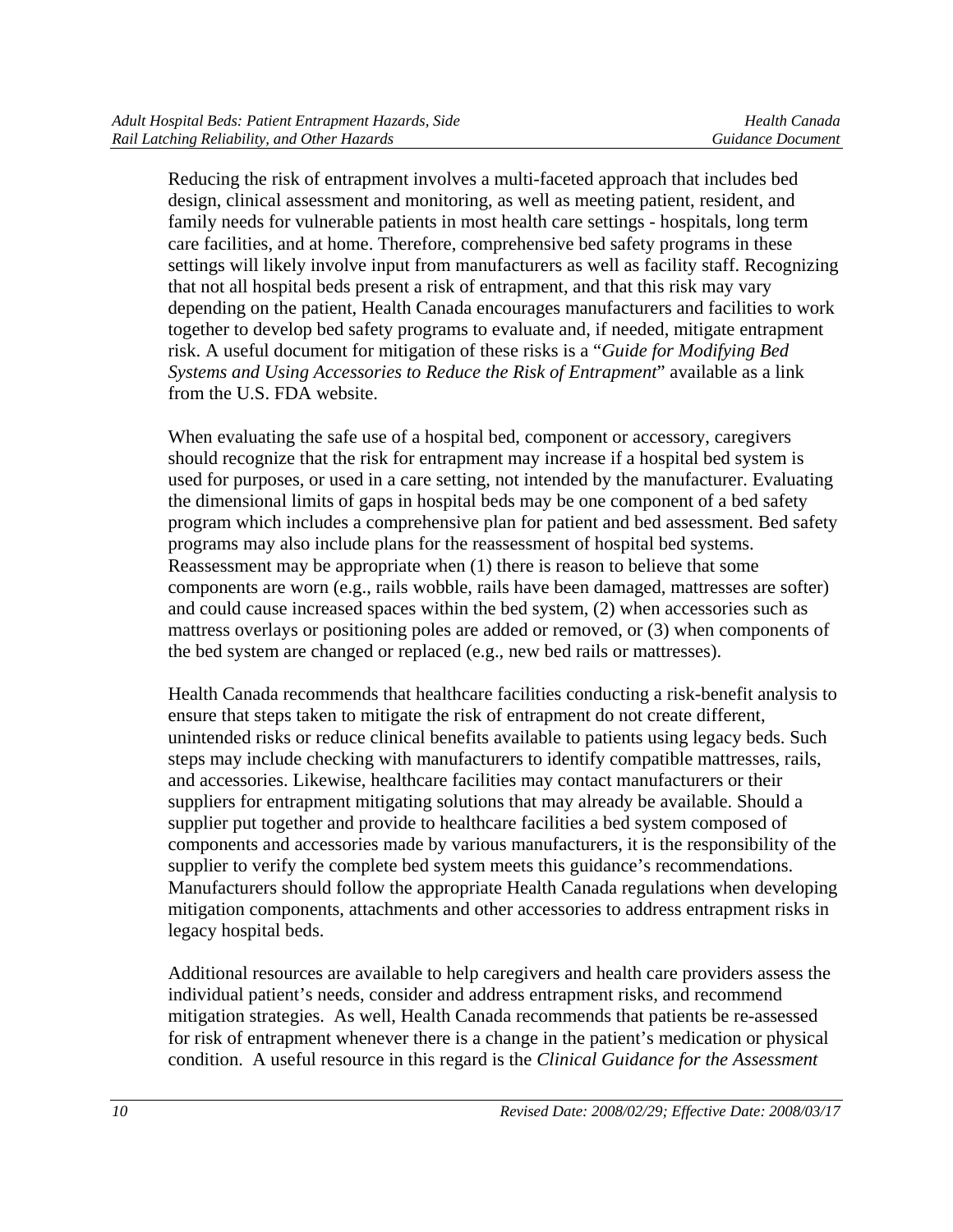Reducing the risk of entrapment involves a multi-faceted approach that includes bed design, clinical assessment and monitoring, as well as meeting patient, resident, and family needs for vulnerable patients in most health care settings - hospitals, long term care facilities, and at home. Therefore, comprehensive bed safety programs in these settings will likely involve input from manufacturers as well as facility staff. Recognizing that not all hospital beds present a risk of entrapment, and that this risk may vary depending on the patient, Health Canada encourages manufacturers and facilities to work together to develop bed safety programs to evaluate and, if needed, mitigate entrapment risk. A useful document for mitigation of these risks is a "*Guide for Modifying Bed Systems and Using Accessories to Reduce the Risk of Entrapment*" available as a link from the U.S. FDA website.

When evaluating the safe use of a hospital bed, component or accessory, caregivers should recognize that the risk for entrapment may increase if a hospital bed system is used for purposes, or used in a care setting, not intended by the manufacturer. Evaluating the dimensional limits of gaps in hospital beds may be one component of a bed safety program which includes a comprehensive plan for patient and bed assessment. Bed safety programs may also include plans for the reassessment of hospital bed systems. Reassessment may be appropriate when (1) there is reason to believe that some components are worn (e.g., rails wobble, rails have been damaged, mattresses are softer) and could cause increased spaces within the bed system, (2) when accessories such as mattress overlays or positioning poles are added or removed, or (3) when components of the bed system are changed or replaced (e.g., new bed rails or mattresses).

Health Canada recommends that healthcare facilities conducting a risk-benefit analysis to ensure that steps taken to mitigate the risk of entrapment do not create different, unintended risks or reduce clinical benefits available to patients using legacy beds. Such steps may include checking with manufacturers to identify compatible mattresses, rails, and accessories. Likewise, healthcare facilities may contact manufacturers or their suppliers for entrapment mitigating solutions that may already be available. Should a supplier put together and provide to healthcare facilities a bed system composed of components and accessories made by various manufacturers, it is the responsibility of the supplier to verify the complete bed system meets this guidance's recommendations. Manufacturers should follow the appropriate Health Canada regulations when developing mitigation components, attachments and other accessories to address entrapment risks in legacy hospital beds.

Additional resources are available to help caregivers and health care providers assess the individual patient's needs, consider and address entrapment risks, and recommend mitigation strategies. As well, Health Canada recommends that patients be re-assessed for risk of entrapment whenever there is a change in the patient's medication or physical condition. A useful resource in this regard is the *Clinical Guidance for the Assessment*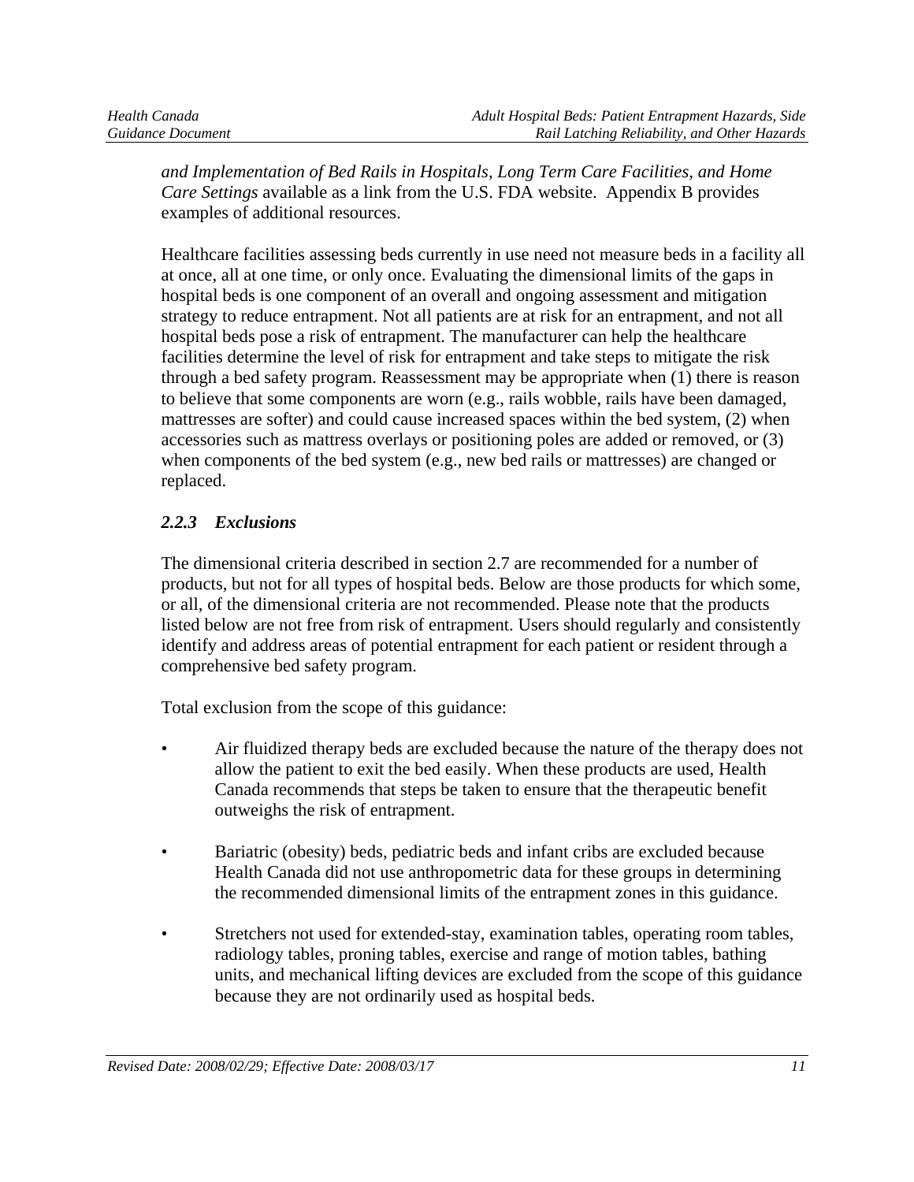*and Implementation of Bed Rails in Hospitals, Long Term Care Facilities, and Home Care Settings* available as a link from the U.S. FDA website. Appendix B provides examples of additional resources.

Healthcare facilities assessing beds currently in use need not measure beds in a facility all at once, all at one time, or only once. Evaluating the dimensional limits of the gaps in hospital beds is one component of an overall and ongoing assessment and mitigation strategy to reduce entrapment. Not all patients are at risk for an entrapment, and not all hospital beds pose a risk of entrapment. The manufacturer can help the healthcare facilities determine the level of risk for entrapment and take steps to mitigate the risk through a bed safety program. Reassessment may be appropriate when (1) there is reason to believe that some components are worn (e.g., rails wobble, rails have been damaged, mattresses are softer) and could cause increased spaces within the bed system, (2) when accessories such as mattress overlays or positioning poles are added or removed, or (3) when components of the bed system (e.g., new bed rails or mattresses) are changed or replaced.

### *2.2.3 Exclusions*

The dimensional criteria described in section 2.7 are recommended for a number of products, but not for all types of hospital beds. Below are those products for which some, or all, of the dimensional criteria are not recommended. Please note that the products listed below are not free from risk of entrapment. Users should regularly and consistently identify and address areas of potential entrapment for each patient or resident through a comprehensive bed safety program.

Total exclusion from the scope of this guidance:

- Air fluidized therapy beds are excluded because the nature of the therapy does not allow the patient to exit the bed easily. When these products are used, Health Canada recommends that steps be taken to ensure that the therapeutic benefit outweighs the risk of entrapment.

- Bariatric (obesity) beds, pediatric beds and infant cribs are excluded because Health Canada did not use anthropometric data for these groups in determining the recommended dimensional limits of the entrapment zones in this guidance.

- Stretchers not used for extended-stay, examination tables, operating room tables, radiology tables, proning tables, exercise and range of motion tables, bathing units, and mechanical lifting devices are excluded from the scope of this guidance because they are not ordinarily used as hospital beds.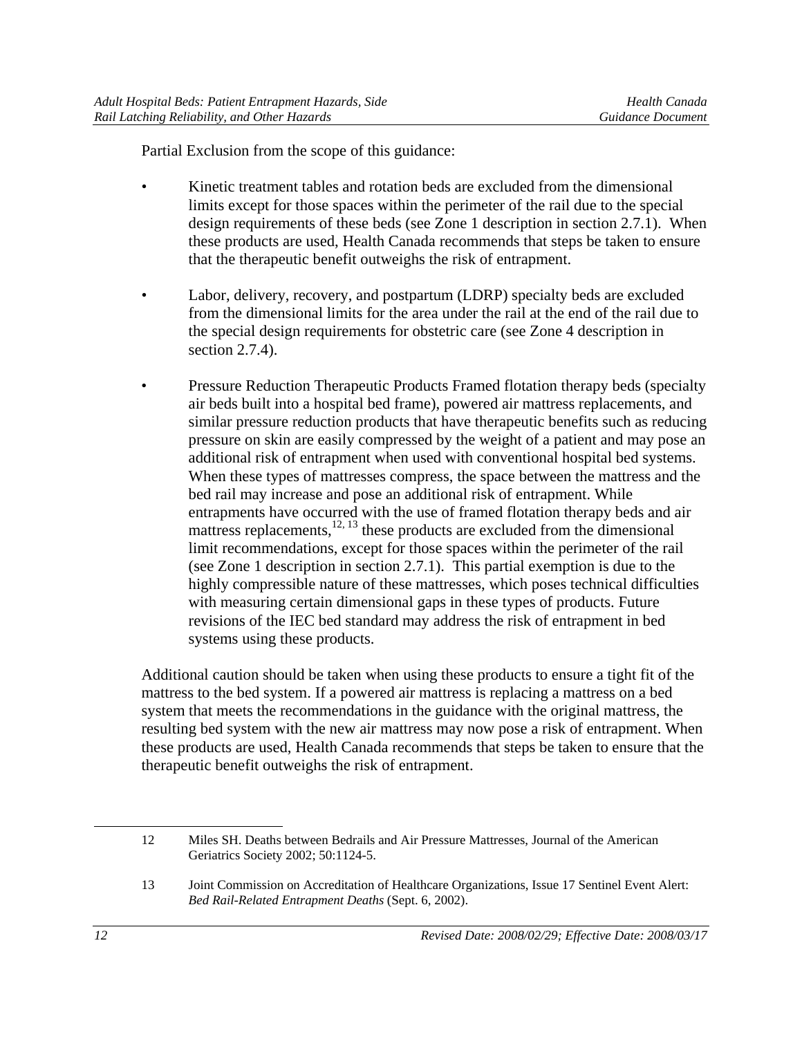Partial Exclusion from the scope of this guidance:

- Kinetic treatment tables and rotation beds are excluded from the dimensional limits except for those spaces within the perimeter of the rail due to the special design requirements of these beds (see Zone 1 description in section 2.7.1). When these products are used, Health Canada recommends that steps be taken to ensure that the therapeutic benefit outweighs the risk of entrapment.

- Labor, delivery, recovery, and postpartum (LDRP) specialty beds are excluded from the dimensional limits for the area under the rail at the end of the rail due to the special design requirements for obstetric care (see Zone 4 description in section 2.7.4).

- Pressure Reduction Therapeutic Products Framed flotation therapy beds (specialty air beds built into a hospital bed frame), powered air mattress replacements, and similar pressure reduction products that have therapeutic benefits such as reducing pressure on skin are easily compressed by the weight of a patient and may pose an additional risk of entrapment when used with conventional hospital bed systems. When these types of mattresses compress, the space between the mattress and the bed rail may increase and pose an additional risk of entrapment. While entrapments have occurred with the use of framed flotation therapy beds and air mattress replacements,[12, 13] these products are excluded from the dimensional limit recommendations, except for those spaces within the perimeter of the rail (see Zone 1 description in section 2.7.1). This partial exemption is due to the highly compressible nature of these mattresses, which poses technical difficulties with measuring certain dimensional gaps in these types of products. Future revisions of the IEC bed standard may address the risk of entrapment in bed systems using these products.

Additional caution should be taken when using these products to ensure a tight fit of the mattress to the bed system. If a powered air mattress is replacing a mattress on a bed system that meets the recommendations in the guidance with the original mattress, the resulting bed system with the new air mattress may now pose a risk of entrapment. When these products are used, Health Canada recommends that steps be taken to ensure that the therapeutic benefit outweighs the risk of entrapment.

---

12 Miles SH. Deaths between Bedrails and Air Pressure Mattresses, Journal of the American Geriatrics Society 2002; 50:1124-5.

13 Joint Commission on Accreditation of Healthcare Organizations, Issue 17 Sentinel Event Alert: *Bed Rail-Related Entrapment Deaths* (Sept. 6, 2002).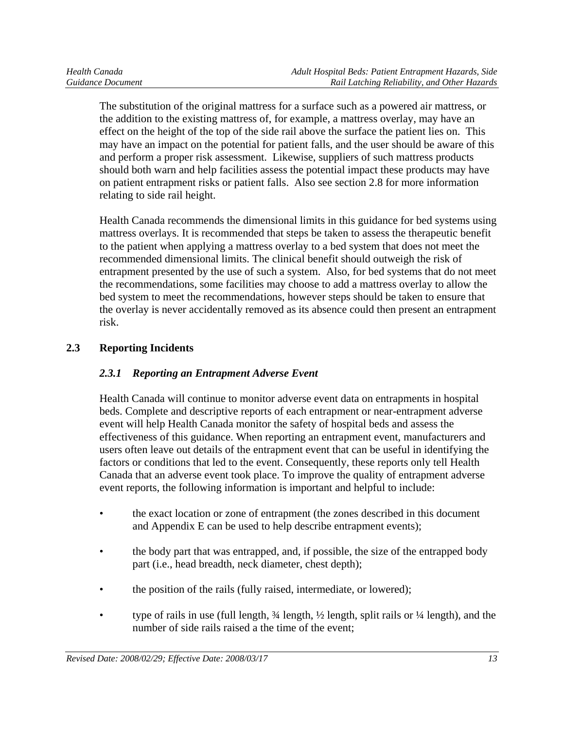The substitution of the original mattress for a surface such as a powered air mattress, or the addition to the existing mattress of, for example, a mattress overlay, may have an effect on the height of the top of the side rail above the surface the patient lies on. This may have an impact on the potential for patient falls, and the user should be aware of this and perform a proper risk assessment. Likewise, suppliers of such mattress products should both warn and help facilities assess the potential impact these products may have on patient entrapment risks or patient falls. Also see section 2.8 for more information relating to side rail height.

Health Canada recommends the dimensional limits in this guidance for bed systems using mattress overlays. It is recommended that steps be taken to assess the therapeutic benefit to the patient when applying a mattress overlay to a bed system that does not meet the recommended dimensional limits. The clinical benefit should outweigh the risk of entrapment presented by the use of such a system. Also, for bed systems that do not meet the recommendations, some facilities may choose to add a mattress overlay to allow the bed system to meet the recommendations, however steps should be taken to ensure that the overlay is never accidentally removed as its absence could then present an entrapment risk.

## 2.3 Reporting Incidents

### *2.3.1 Reporting an Entrapment Adverse Event*

Health Canada will continue to monitor adverse event data on entrapments in hospital beds. Complete and descriptive reports of each entrapment or near-entrapment adverse event will help Health Canada monitor the safety of hospital beds and assess the effectiveness of this guidance. When reporting an entrapment event, manufacturers and users often leave out details of the entrapment event that can be useful in identifying the factors or conditions that led to the event. Consequently, these reports only tell Health Canada that an adverse event took place. To improve the quality of entrapment adverse event reports, the following information is important and helpful to include:

- the exact location or zone of entrapment (the zones described in this document and Appendix E can be used to help describe entrapment events);
- the body part that was entrapped, and, if possible, the size of the entrapped body part (i.e., head breadth, neck diameter, chest depth);
- the position of the rails (fully raised, intermediate, or lowered);
- type of rails in use (full length, ¾ length, ½ length, split rails or ¼ length), and the number of side rails raised a the time of the event;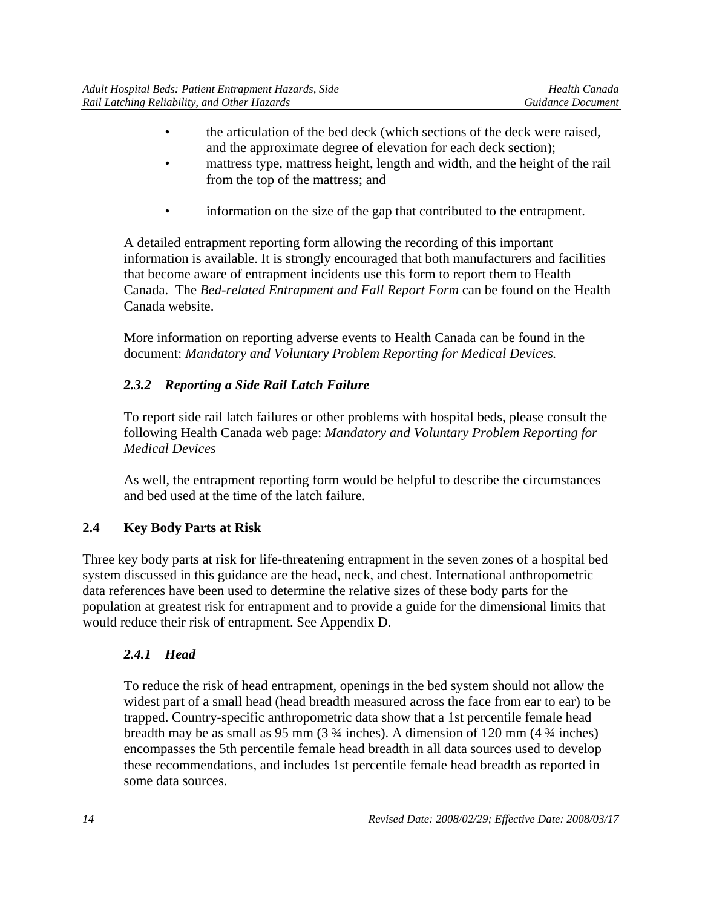- the articulation of the bed deck (which sections of the deck were raised, and the approximate degree of elevation for each deck section);
- mattress type, mattress height, length and width, and the height of the rail from the top of the mattress; and
- information on the size of the gap that contributed to the entrapment.

A detailed entrapment reporting form allowing the recording of this important information is available. It is strongly encouraged that both manufacturers and facilities that become aware of entrapment incidents use this form to report them to Health Canada. The *Bed-related Entrapment and Fall Report Form* can be found on the Health Canada website.

More information on reporting adverse events to Health Canada can be found in the document: *Mandatory and Voluntary Problem Reporting for Medical Devices.*

### *2.3.2 Reporting a Side Rail Latch Failure*

To report side rail latch failures or other problems with hospital beds, please consult the following Health Canada web page: *Mandatory and Voluntary Problem Reporting for Medical Devices*

As well, the entrapment reporting form would be helpful to describe the circumstances and bed used at the time of the latch failure.

## 2.4 Key Body Parts at Risk

Three key body parts at risk for life-threatening entrapment in the seven zones of a hospital bed system discussed in this guidance are the head, neck, and chest. International anthropometric data references have been used to determine the relative sizes of these body parts for the population at greatest risk for entrapment and to provide a guide for the dimensional limits that would reduce their risk of entrapment. See Appendix D.

### *2.4.1 Head*

To reduce the risk of head entrapment, openings in the bed system should not allow the widest part of a small head (head breadth measured across the face from ear to ear) to be trapped. Country-specific anthropometric data show that a 1st percentile female head breadth may be as small as 95 mm (3 ¾ inches). A dimension of 120 mm (4 ¾ inches) encompasses the 5th percentile female head breadth in all data sources used to develop these recommendations, and includes 1st percentile female head breadth as reported in some data sources.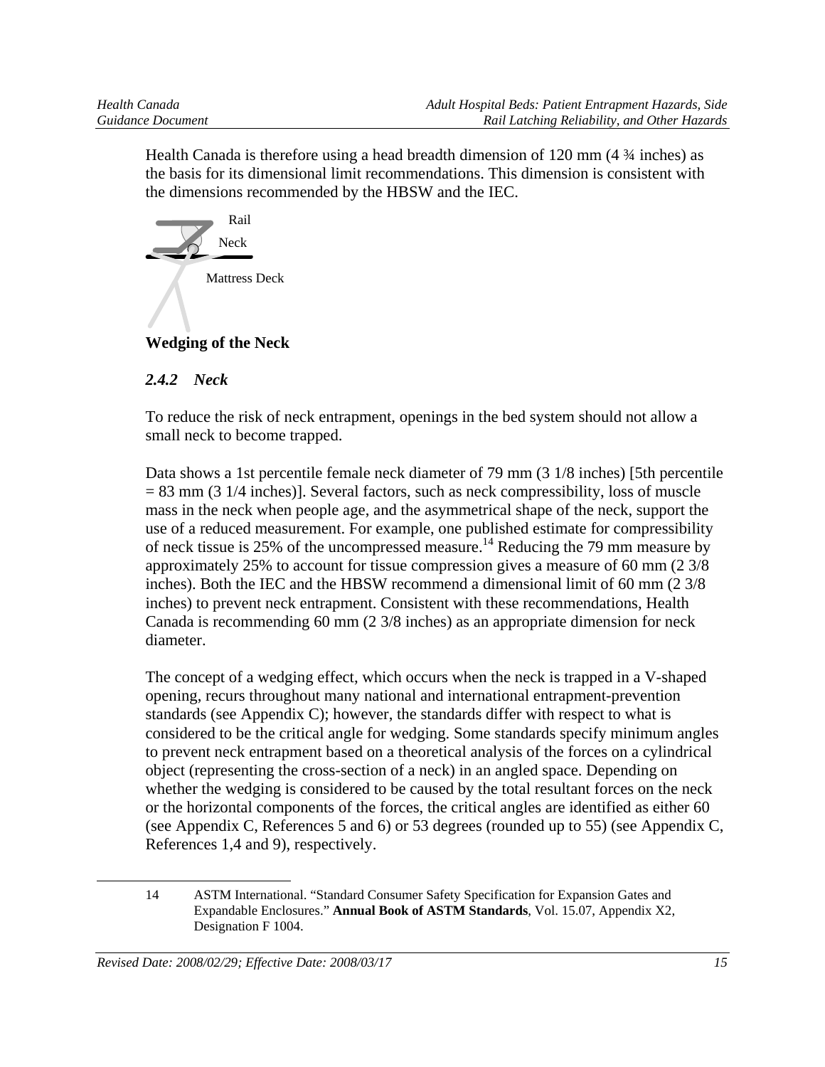Health Canada is therefore using a head breadth dimension of 120 mm (4 ¾ inches) as the basis for its dimensional limit recommendations. This dimension is consistent with the dimensions recommended by the HBSW and the IEC.

Rail

Neck

Mattress Deck

**Wedging of the Neck**

### *2.4.2 Neck*

To reduce the risk of neck entrapment, openings in the bed system should not allow a small neck to become trapped.

Data shows a 1st percentile female neck diameter of 79 mm (3 1/8 inches) [5th percentile = 83 mm (3 1/4 inches)]. Several factors, such as neck compressibility, loss of muscle mass in the neck when people age, and the asymmetrical shape of the neck, support the use of a reduced measurement. For example, one published estimate for compressibility of neck tissue is 25% of the uncompressed measure.[14] Reducing the 79 mm measure by approximately 25% to account for tissue compression gives a measure of 60 mm (2 3/8 inches). Both the IEC and the HBSW recommend a dimensional limit of 60 mm (2 3/8 inches) to prevent neck entrapment. Consistent with these recommendations, Health Canada is recommending 60 mm (2 3/8 inches) as an appropriate dimension for neck diameter.

The concept of a wedging effect, which occurs when the neck is trapped in a V-shaped opening, recurs throughout many national and international entrapment-prevention standards (see Appendix C); however, the standards differ with respect to what is considered to be the critical angle for wedging. Some standards specify minimum angles to prevent neck entrapment based on a theoretical analysis of the forces on a cylindrical object (representing the cross-section of a neck) in an angled space. Depending on whether the wedging is considered to be caused by the total resultant forces on the neck or the horizontal components of the forces, the critical angles are identified as either 60 (see Appendix C, References 5 and 6) or 53 degrees (rounded up to 55) (see Appendix C, References 1,4 and 9), respectively.

---

14 ASTM International. "Standard Consumer Safety Specification for Expansion Gates and Expandable Enclosures." **Annual Book of ASTM Standards**, Vol. 15.07, Appendix X2, Designation F 1004.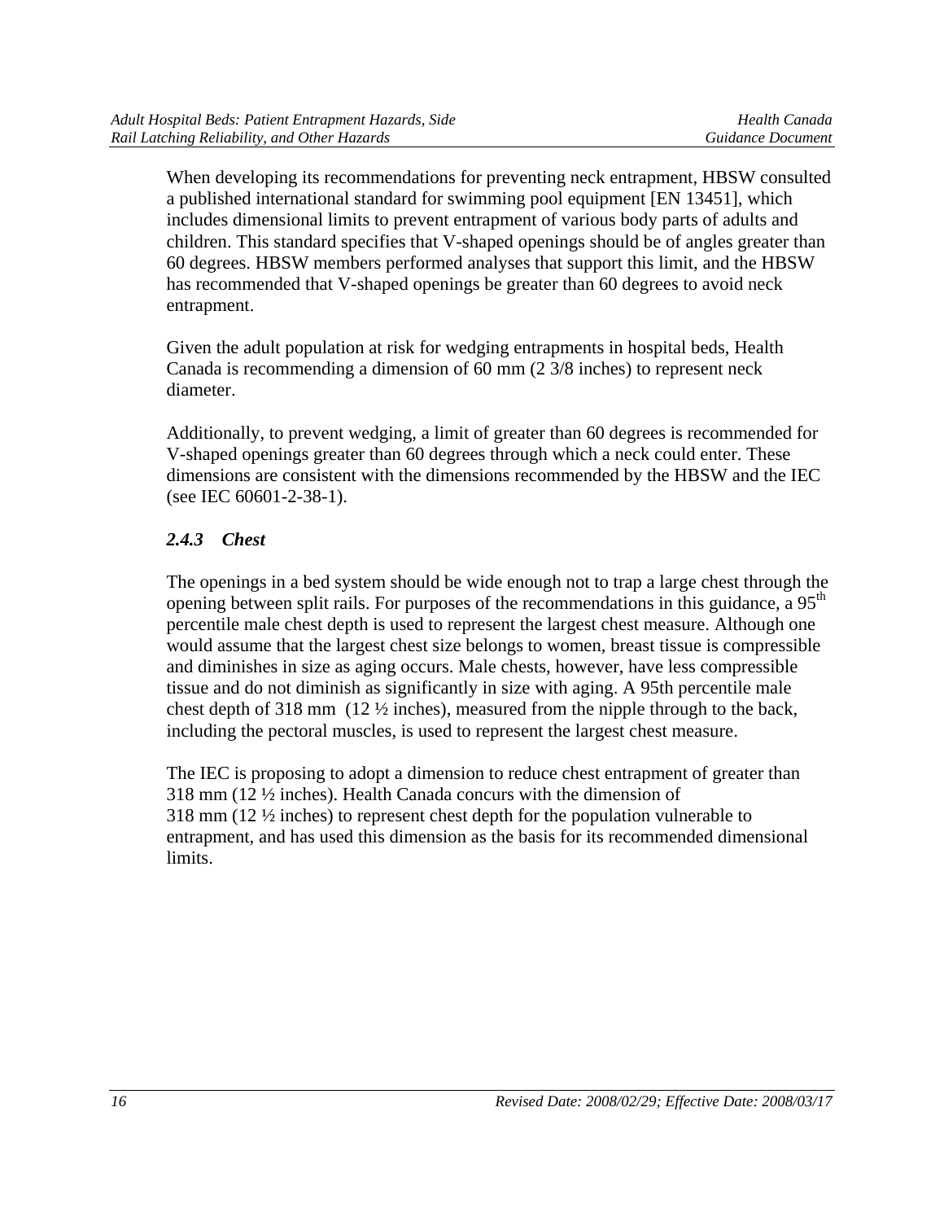When developing its recommendations for preventing neck entrapment, HBSW consulted a published international standard for swimming pool equipment [EN 13451], which includes dimensional limits to prevent entrapment of various body parts of adults and children. This standard specifies that V-shaped openings should be of angles greater than 60 degrees. HBSW members performed analyses that support this limit, and the HBSW has recommended that V-shaped openings be greater than 60 degrees to avoid neck entrapment.

Given the adult population at risk for wedging entrapments in hospital beds, Health Canada is recommending a dimension of 60 mm (2 3/8 inches) to represent neck diameter.

Additionally, to prevent wedging, a limit of greater than 60 degrees is recommended for V-shaped openings greater than 60 degrees through which a neck could enter. These dimensions are consistent with the dimensions recommended by the HBSW and the IEC (see IEC 60601-2-38-1).

### *2.4.3 Chest*

The openings in a bed system should be wide enough not to trap a large chest through the opening between split rails. For purposes of the recommendations in this guidance, a 95th percentile male chest depth is used to represent the largest chest measure. Although one would assume that the largest chest size belongs to women, breast tissue is compressible and diminishes in size as aging occurs. Male chests, however, have less compressible tissue and do not diminish as significantly in size with aging. A 95th percentile male chest depth of 318 mm (12 ½ inches), measured from the nipple through to the back, including the pectoral muscles, is used to represent the largest chest measure.

The IEC is proposing to adopt a dimension to reduce chest entrapment of greater than 318 mm (12 ½ inches). Health Canada concurs with the dimension of 318 mm (12 ½ inches) to represent chest depth for the population vulnerable to entrapment, and has used this dimension as the basis for its recommended dimensional limits.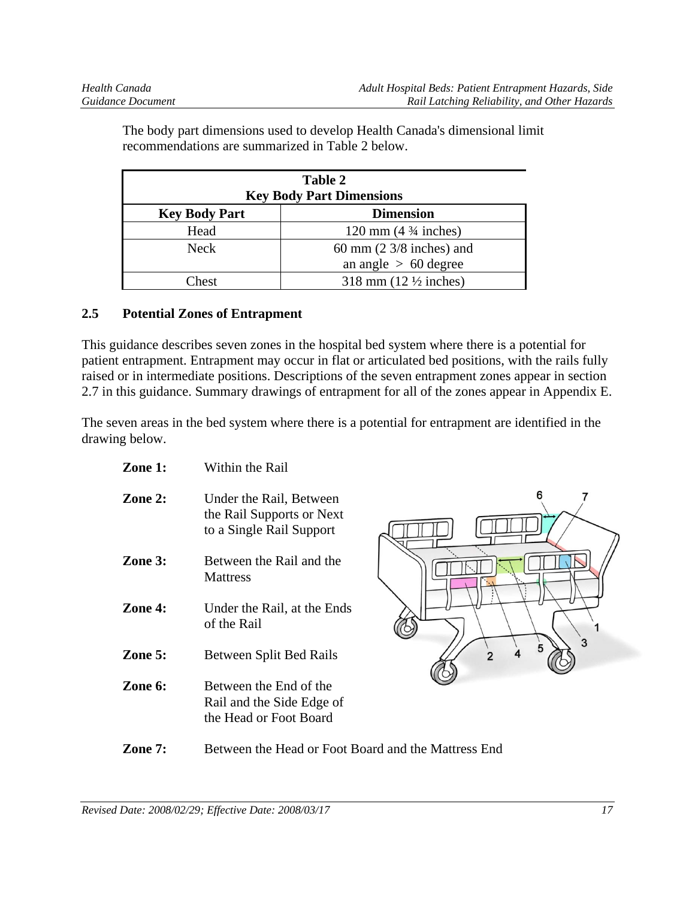The body part dimensions used to develop Health Canada's dimensional limit recommendations are summarized in Table 2 below.

**Table 2**
**Key Body Part Dimensions**

| Key Body Part | Dimension |
| --- | --- |
| Head | 120 mm (4 ¾ inches) |
| Neck | 60 mm (2 3/8 inches) and an angle > 60 degree |
| Chest | 318 mm (12 ½ inches) |

### 2.5 Potential Zones of Entrapment

This guidance describes seven zones in the hospital bed system where there is a potential for patient entrapment. Entrapment may occur in flat or articulated bed positions, with the rails fully raised or in intermediate positions. Descriptions of the seven entrapment zones appear in section 2.7 in this guidance. Summary drawings of entrapment for all of the zones appear in Appendix E.

The seven areas in the bed system where there is a potential for entrapment are identified in the drawing below.

**Zone 1:** Within the Rail

**Zone 2:** Under the Rail, Between the Rail Supports or Next to a Single Rail Support

**Zone 3:** Between the Rail and the Mattress

**Zone 4:** Under the Rail, at the Ends of the Rail

**Zone 5:** Between Split Bed Rails

**Zone 6:** Between the End of the Rail and the Side Edge of the Head or Foot Board

**Zone 7:** Between the Head or Foot Board and the Mattress End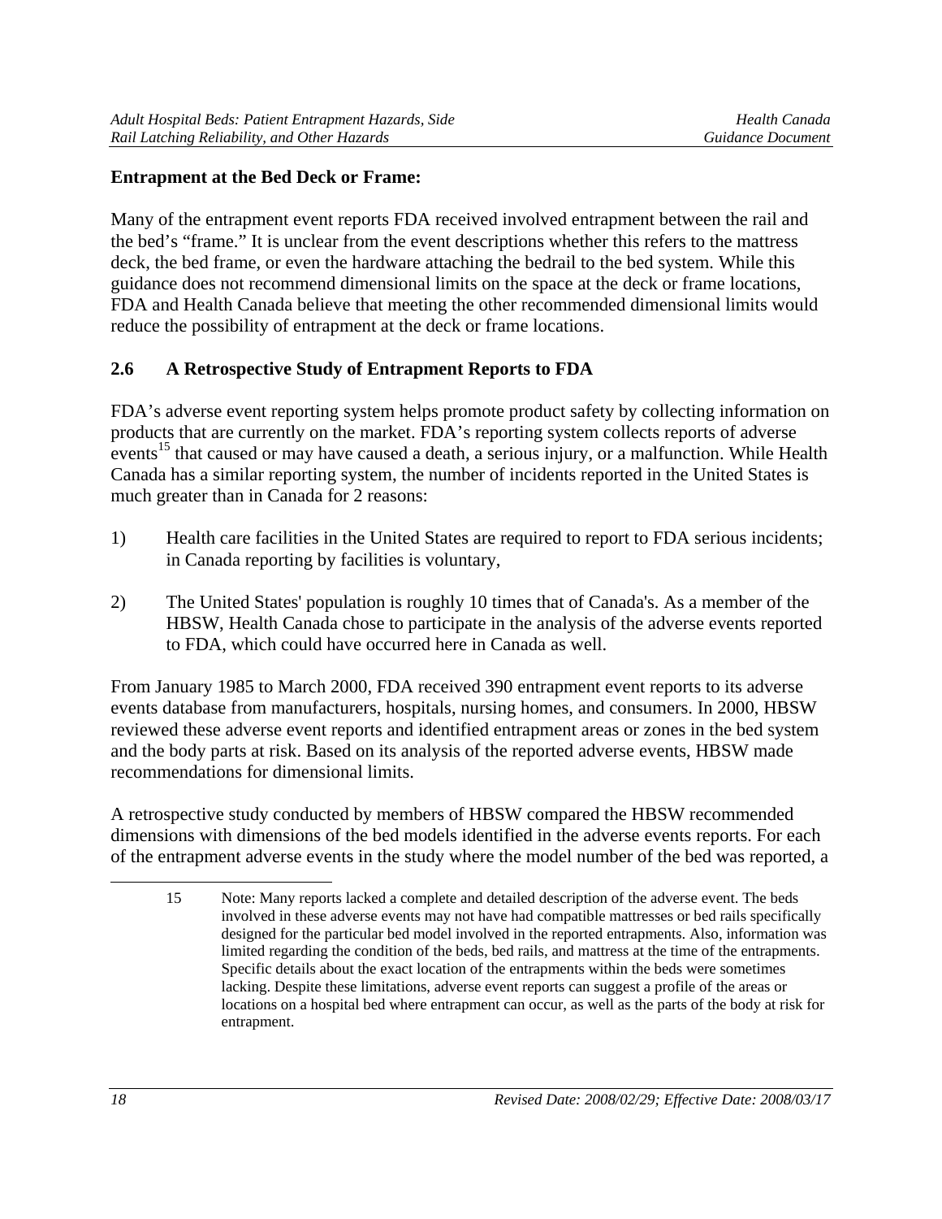**Entrapment at the Bed Deck or Frame:**

Many of the entrapment event reports FDA received involved entrapment between the rail and the bed's "frame." It is unclear from the event descriptions whether this refers to the mattress deck, the bed frame, or even the hardware attaching the bedrail to the bed system. While this guidance does not recommend dimensional limits on the space at the deck or frame locations, FDA and Health Canada believe that meeting the other recommended dimensional limits would reduce the possibility of entrapment at the deck or frame locations.

## 2.6 A Retrospective Study of Entrapment Reports to FDA

FDA's adverse event reporting system helps promote product safety by collecting information on products that are currently on the market. FDA's reporting system collects reports of adverse events[15] that caused or may have caused a death, a serious injury, or a malfunction. While Health Canada has a similar reporting system, the number of incidents reported in the United States is much greater than in Canada for 2 reasons:

1) Health care facilities in the United States are required to report to FDA serious incidents; in Canada reporting by facilities is voluntary,

2) The United States' population is roughly 10 times that of Canada's. As a member of the HBSW, Health Canada chose to participate in the analysis of the adverse events reported to FDA, which could have occurred here in Canada as well.

From January 1985 to March 2000, FDA received 390 entrapment event reports to its adverse events database from manufacturers, hospitals, nursing homes, and consumers. In 2000, HBSW reviewed these adverse event reports and identified entrapment areas or zones in the bed system and the body parts at risk. Based on its analysis of the reported adverse events, HBSW made recommendations for dimensional limits.

A retrospective study conducted by members of HBSW compared the HBSW recommended dimensions with dimensions of the bed models identified in the adverse events reports. For each of the entrapment adverse events in the study where the model number of the bed was reported, a

---

15 Note: Many reports lacked a complete and detailed description of the adverse event. The beds involved in these adverse events may not have had compatible mattresses or bed rails specifically designed for the particular bed model involved in the reported entrapments. Also, information was limited regarding the condition of the beds, bed rails, and mattress at the time of the entrapments. Specific details about the exact location of the entrapments within the beds were sometimes lacking. Despite these limitations, adverse event reports can suggest a profile of the areas or locations on a hospital bed where entrapment can occur, as well as the parts of the body at risk for entrapment.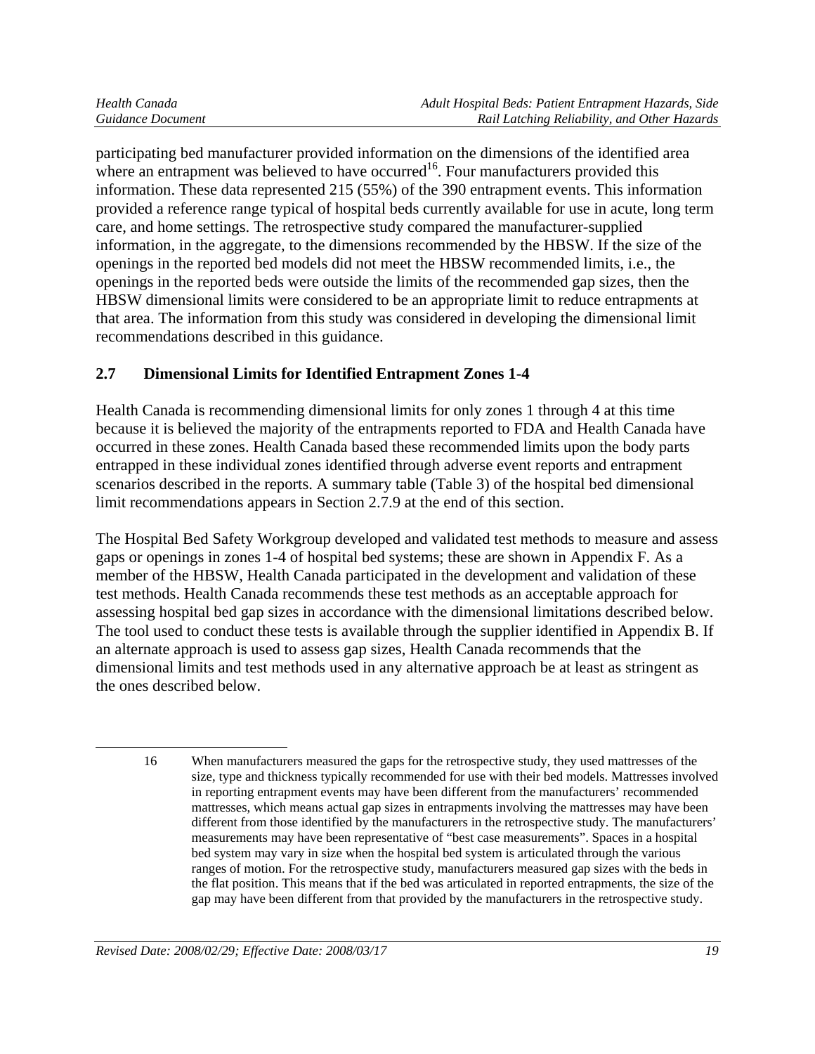participating bed manufacturer provided information on the dimensions of the identified area where an entrapment was believed to have occurred[16]. Four manufacturers provided this information. These data represented 215 (55%) of the 390 entrapment events. This information provided a reference range typical of hospital beds currently available for use in acute, long term care, and home settings. The retrospective study compared the manufacturer-supplied information, in the aggregate, to the dimensions recommended by the HBSW. If the size of the openings in the reported bed models did not meet the HBSW recommended limits, i.e., the openings in the reported beds were outside the limits of the recommended gap sizes, then the HBSW dimensional limits were considered to be an appropriate limit to reduce entrapments at that area. The information from this study was considered in developing the dimensional limit recommendations described in this guidance.

## 2.7 Dimensional Limits for Identified Entrapment Zones 1-4

Health Canada is recommending dimensional limits for only zones 1 through 4 at this time because it is believed the majority of the entrapments reported to FDA and Health Canada have occurred in these zones. Health Canada based these recommended limits upon the body parts entrapped in these individual zones identified through adverse event reports and entrapment scenarios described in the reports. A summary table (Table 3) of the hospital bed dimensional limit recommendations appears in Section 2.7.9 at the end of this section.

The Hospital Bed Safety Workgroup developed and validated test methods to measure and assess gaps or openings in zones 1-4 of hospital bed systems; these are shown in Appendix F. As a member of the HBSW, Health Canada participated in the development and validation of these test methods. Health Canada recommends these test methods as an acceptable approach for assessing hospital bed gap sizes in accordance with the dimensional limitations described below. The tool used to conduct these tests is available through the supplier identified in Appendix B. If an alternate approach is used to assess gap sizes, Health Canada recommends that the dimensional limits and test methods used in any alternative approach be at least as stringent as the ones described below.

---

16 When manufacturers measured the gaps for the retrospective study, they used mattresses of the size, type and thickness typically recommended for use with their bed models. Mattresses involved in reporting entrapment events may have been different from the manufacturers' recommended mattresses, which means actual gap sizes in entrapments involving the mattresses may have been different from those identified by the manufacturers in the retrospective study. The manufacturers' measurements may have been representative of "best case measurements". Spaces in a hospital bed system may vary in size when the hospital bed system is articulated through the various ranges of motion. For the retrospective study, manufacturers measured gap sizes with the beds in the flat position. This means that if the bed was articulated in reported entrapments, the size of the gap may have been different from that provided by the manufacturers in the retrospective study.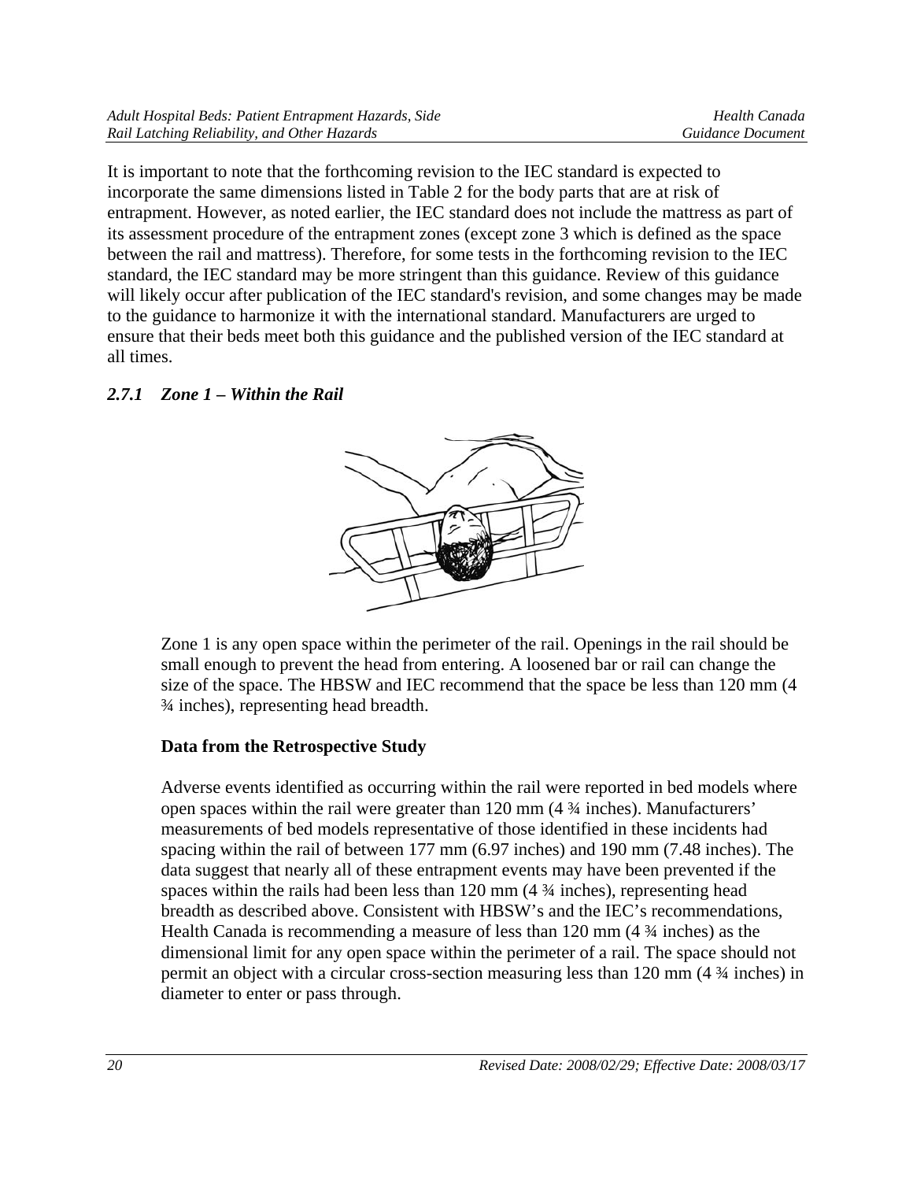It is important to note that the forthcoming revision to the IEC standard is expected to incorporate the same dimensions listed in Table 2 for the body parts that are at risk of entrapment. However, as noted earlier, the IEC standard does not include the mattress as part of its assessment procedure of the entrapment zones (except zone 3 which is defined as the space between the rail and mattress). Therefore, for some tests in the forthcoming revision to the IEC standard, the IEC standard may be more stringent than this guidance. Review of this guidance will likely occur after publication of the IEC standard's revision, and some changes may be made to the guidance to harmonize it with the international standard. Manufacturers are urged to ensure that their beds meet both this guidance and the published version of the IEC standard at all times.

### *2.7.1 Zone 1 – Within the Rail*

Zone 1 is any open space within the perimeter of the rail. Openings in the rail should be small enough to prevent the head from entering. A loosened bar or rail can change the size of the space. The HBSW and IEC recommend that the space be less than 120 mm (4 ¾ inches), representing head breadth.

**Data from the Retrospective Study**

Adverse events identified as occurring within the rail were reported in bed models where open spaces within the rail were greater than 120 mm (4 ¾ inches). Manufacturers' measurements of bed models representative of those identified in these incidents had spacing within the rail of between 177 mm (6.97 inches) and 190 mm (7.48 inches). The data suggest that nearly all of these entrapment events may have been prevented if the spaces within the rails had been less than 120 mm (4 ¾ inches), representing head breadth as described above. Consistent with HBSW's and the IEC's recommendations, Health Canada is recommending a measure of less than 120 mm (4 ¾ inches) as the dimensional limit for any open space within the perimeter of a rail. The space should not permit an object with a circular cross-section measuring less than 120 mm (4 ¾ inches) in diameter to enter or pass through.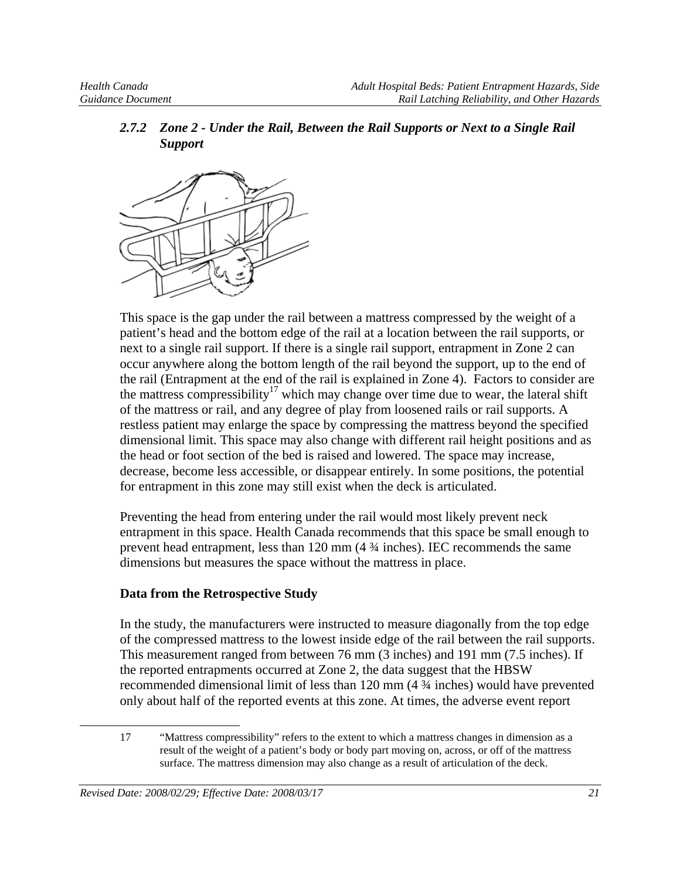### *2.7.2 Zone 2 - Under the Rail, Between the Rail Supports or Next to a Single Rail Support*

This space is the gap under the rail between a mattress compressed by the weight of a patient's head and the bottom edge of the rail at a location between the rail supports, or next to a single rail support. If there is a single rail support, entrapment in Zone 2 can occur anywhere along the bottom length of the rail beyond the support, up to the end of the rail (Entrapment at the end of the rail is explained in Zone 4). Factors to consider are the mattress compressibility[17] which may change over time due to wear, the lateral shift of the mattress or rail, and any degree of play from loosened rails or rail supports. A restless patient may enlarge the space by compressing the mattress beyond the specified dimensional limit. This space may also change with different rail height positions and as the head or foot section of the bed is raised and lowered. The space may increase, decrease, become less accessible, or disappear entirely. In some positions, the potential for entrapment in this zone may still exist when the deck is articulated.

Preventing the head from entering under the rail would most likely prevent neck entrapment in this space. Health Canada recommends that this space be small enough to prevent head entrapment, less than 120 mm (4 ¾ inches). IEC recommends the same dimensions but measures the space without the mattress in place.

**Data from the Retrospective Study**

In the study, the manufacturers were instructed to measure diagonally from the top edge of the compressed mattress to the lowest inside edge of the rail between the rail supports. This measurement ranged from between 76 mm (3 inches) and 191 mm (7.5 inches). If the reported entrapments occurred at Zone 2, the data suggest that the HBSW recommended dimensional limit of less than 120 mm (4 ¾ inches) would have prevented only about half of the reported events at this zone. At times, the adverse event report

---

17 "Mattress compressibility" refers to the extent to which a mattress changes in dimension as a result of the weight of a patient's body or body part moving on, across, or off of the mattress surface. The mattress dimension may also change as a result of articulation of the deck.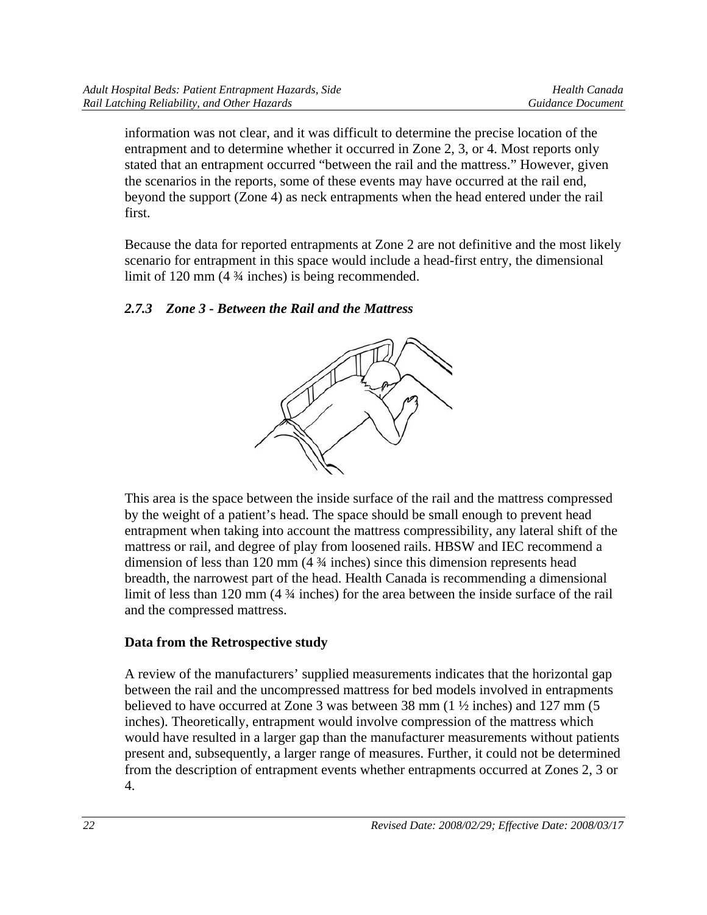information was not clear, and it was difficult to determine the precise location of the entrapment and to determine whether it occurred in Zone 2, 3, or 4. Most reports only stated that an entrapment occurred "between the rail and the mattress." However, given the scenarios in the reports, some of these events may have occurred at the rail end, beyond the support (Zone 4) as neck entrapments when the head entered under the rail first.

Because the data for reported entrapments at Zone 2 are not definitive and the most likely scenario for entrapment in this space would include a head-first entry, the dimensional limit of 120 mm (4 ¾ inches) is being recommended.

### *2.7.3 Zone 3 - Between the Rail and the Mattress*

This area is the space between the inside surface of the rail and the mattress compressed by the weight of a patient's head. The space should be small enough to prevent head entrapment when taking into account the mattress compressibility, any lateral shift of the mattress or rail, and degree of play from loosened rails. HBSW and IEC recommend a dimension of less than 120 mm (4 ¾ inches) since this dimension represents head breadth, the narrowest part of the head. Health Canada is recommending a dimensional limit of less than 120 mm (4 ¾ inches) for the area between the inside surface of the rail and the compressed mattress.

**Data from the Retrospective study**

A review of the manufacturers' supplied measurements indicates that the horizontal gap between the rail and the uncompressed mattress for bed models involved in entrapments believed to have occurred at Zone 3 was between 38 mm (1 ½ inches) and 127 mm (5 inches). Theoretically, entrapment would involve compression of the mattress which would have resulted in a larger gap than the manufacturer measurements without patients present and, subsequently, a larger range of measures. Further, it could not be determined from the description of entrapment events whether entrapments occurred at Zones 2, 3 or 4.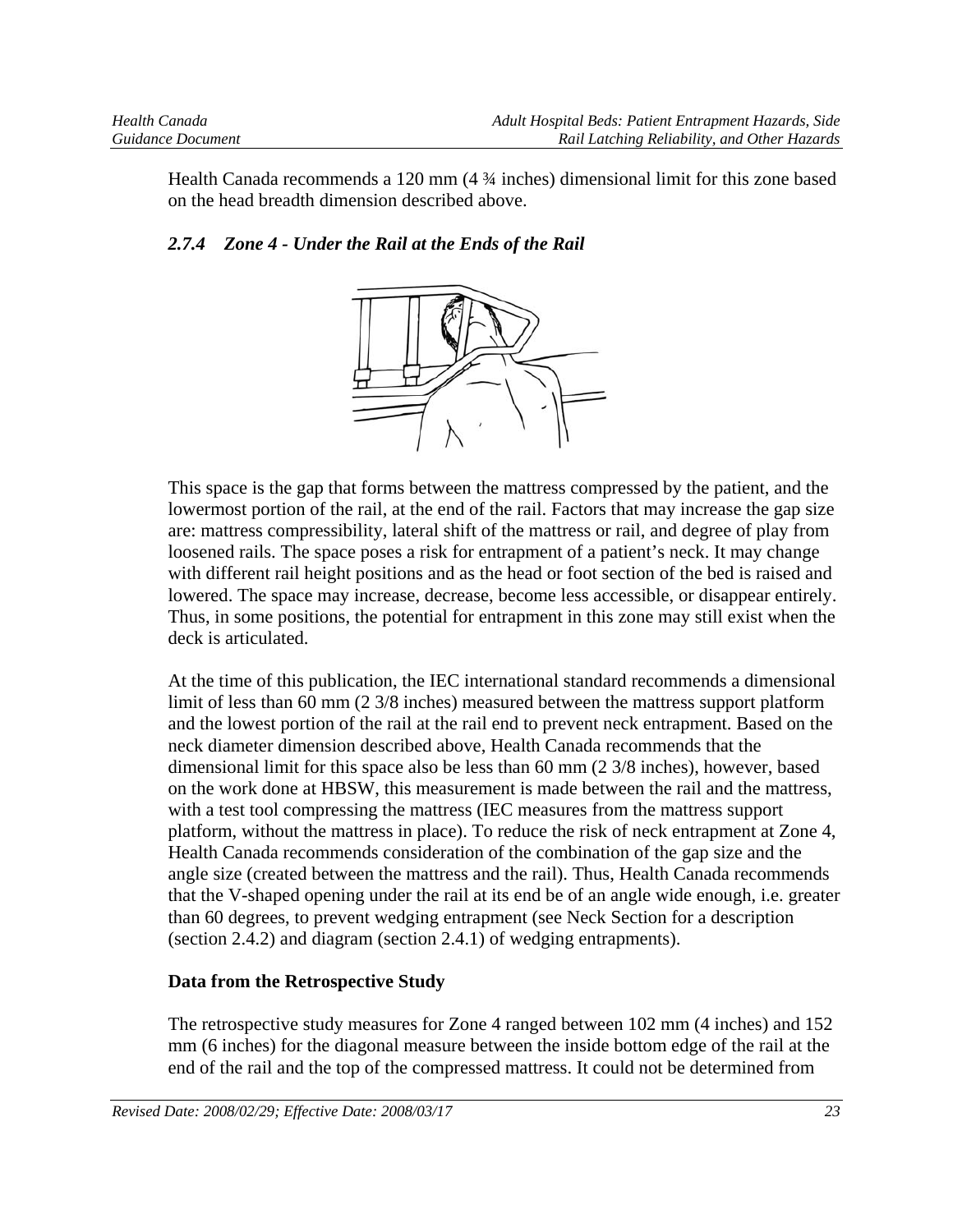Health Canada recommends a 120 mm (4 ¾ inches) dimensional limit for this zone based on the head breadth dimension described above.

### *2.7.4 Zone 4 - Under the Rail at the Ends of the Rail*

This space is the gap that forms between the mattress compressed by the patient, and the lowermost portion of the rail, at the end of the rail. Factors that may increase the gap size are: mattress compressibility, lateral shift of the mattress or rail, and degree of play from loosened rails. The space poses a risk for entrapment of a patient's neck. It may change with different rail height positions and as the head or foot section of the bed is raised and lowered. The space may increase, decrease, become less accessible, or disappear entirely. Thus, in some positions, the potential for entrapment in this zone may still exist when the deck is articulated.

At the time of this publication, the IEC international standard recommends a dimensional limit of less than 60 mm (2 3/8 inches) measured between the mattress support platform and the lowest portion of the rail at the rail end to prevent neck entrapment. Based on the neck diameter dimension described above, Health Canada recommends that the dimensional limit for this space also be less than 60 mm (2 3/8 inches), however, based on the work done at HBSW, this measurement is made between the rail and the mattress, with a test tool compressing the mattress (IEC measures from the mattress support platform, without the mattress in place). To reduce the risk of neck entrapment at Zone 4, Health Canada recommends consideration of the combination of the gap size and the angle size (created between the mattress and the rail). Thus, Health Canada recommends that the V-shaped opening under the rail at its end be of an angle wide enough, i.e. greater than 60 degrees, to prevent wedging entrapment (see Neck Section for a description (section 2.4.2) and diagram (section 2.4.1) of wedging entrapments).

**Data from the Retrospective Study**

The retrospective study measures for Zone 4 ranged between 102 mm (4 inches) and 152 mm (6 inches) for the diagonal measure between the inside bottom edge of the rail at the end of the rail and the top of the compressed mattress. It could not be determined from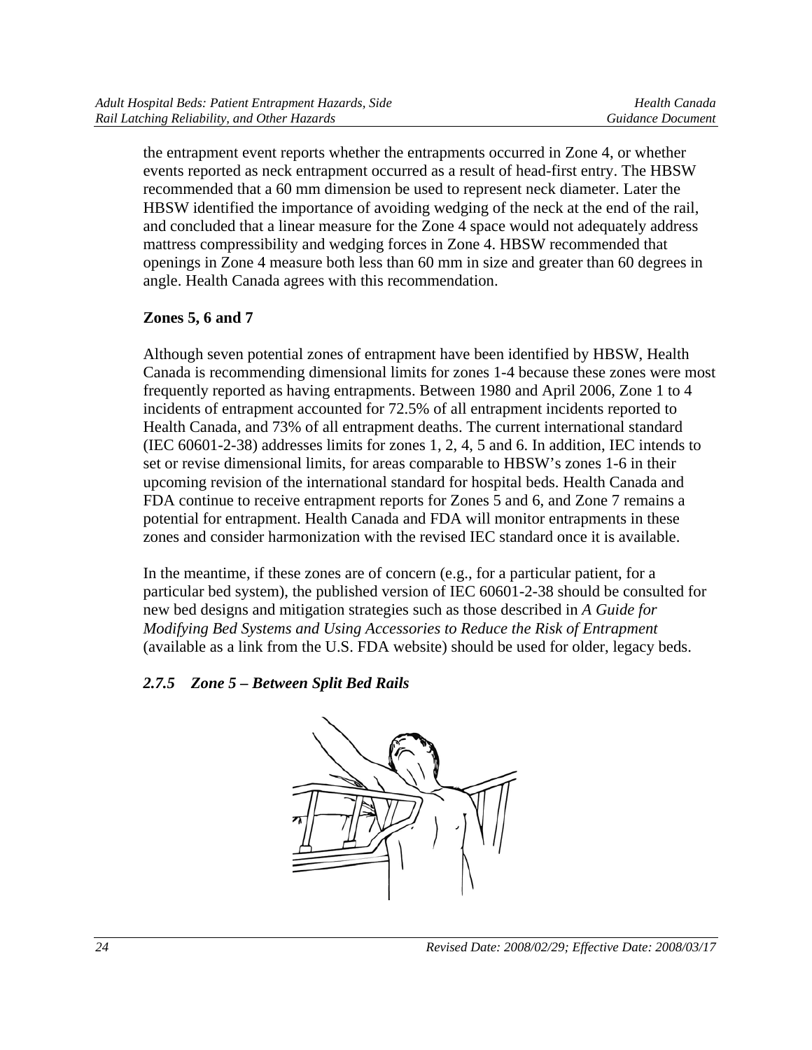the entrapment event reports whether the entrapments occurred in Zone 4, or whether events reported as neck entrapment occurred as a result of head-first entry. The HBSW recommended that a 60 mm dimension be used to represent neck diameter. Later the HBSW identified the importance of avoiding wedging of the neck at the end of the rail, and concluded that a linear measure for the Zone 4 space would not adequately address mattress compressibility and wedging forces in Zone 4. HBSW recommended that openings in Zone 4 measure both less than 60 mm in size and greater than 60 degrees in angle. Health Canada agrees with this recommendation.

**Zones 5, 6 and 7**

Although seven potential zones of entrapment have been identified by HBSW, Health Canada is recommending dimensional limits for zones 1-4 because these zones were most frequently reported as having entrapments. Between 1980 and April 2006, Zone 1 to 4 incidents of entrapment accounted for 72.5% of all entrapment incidents reported to Health Canada, and 73% of all entrapment deaths. The current international standard (IEC 60601-2-38) addresses limits for zones 1, 2, 4, 5 and 6. In addition, IEC intends to set or revise dimensional limits, for areas comparable to HBSW's zones 1-6 in their upcoming revision of the international standard for hospital beds. Health Canada and FDA continue to receive entrapment reports for Zones 5 and 6, and Zone 7 remains a potential for entrapment. Health Canada and FDA will monitor entrapments in these zones and consider harmonization with the revised IEC standard once it is available.

In the meantime, if these zones are of concern (e.g., for a particular patient, for a particular bed system), the published version of IEC 60601-2-38 should be consulted for new bed designs and mitigation strategies such as those described in *A Guide for Modifying Bed Systems and Using Accessories to Reduce the Risk of Entrapment* (available as a link from the U.S. FDA website) should be used for older, legacy beds.

### *2.7.5 Zone 5 – Between Split Bed Rails*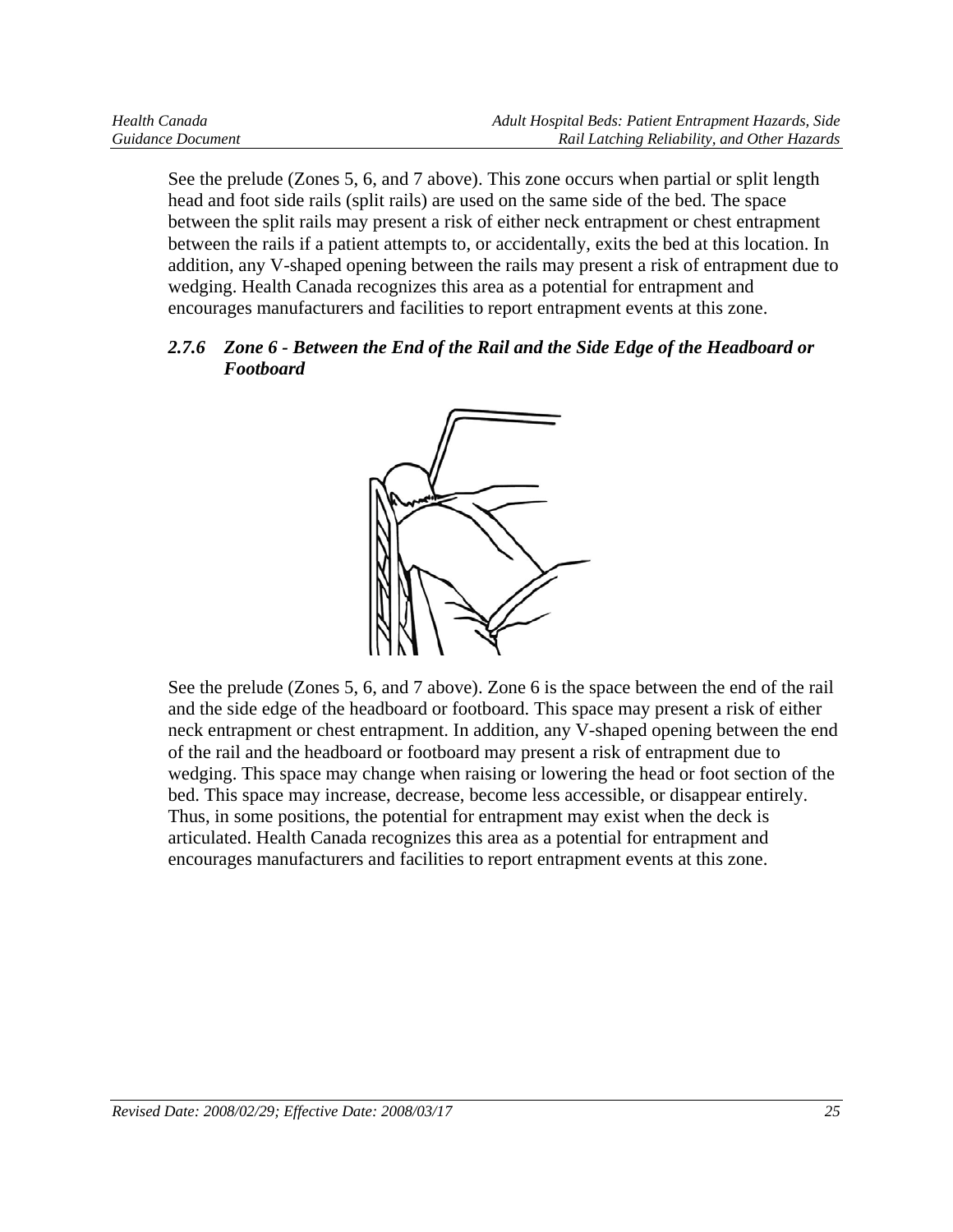See the prelude (Zones 5, 6, and 7 above). This zone occurs when partial or split length head and foot side rails (split rails) are used on the same side of the bed. The space between the split rails may present a risk of either neck entrapment or chest entrapment between the rails if a patient attempts to, or accidentally, exits the bed at this location. In addition, any V-shaped opening between the rails may present a risk of entrapment due to wedging. Health Canada recognizes this area as a potential for entrapment and encourages manufacturers and facilities to report entrapment events at this zone.

### *2.7.6 Zone 6 - Between the End of the Rail and the Side Edge of the Headboard or Footboard*

See the prelude (Zones 5, 6, and 7 above). Zone 6 is the space between the end of the rail and the side edge of the headboard or footboard. This space may present a risk of either neck entrapment or chest entrapment. In addition, any V-shaped opening between the end of the rail and the headboard or footboard may present a risk of entrapment due to wedging. This space may change when raising or lowering the head or foot section of the bed. This space may increase, decrease, become less accessible, or disappear entirely. Thus, in some positions, the potential for entrapment may exist when the deck is articulated. Health Canada recognizes this area as a potential for entrapment and encourages manufacturers and facilities to report entrapment events at this zone.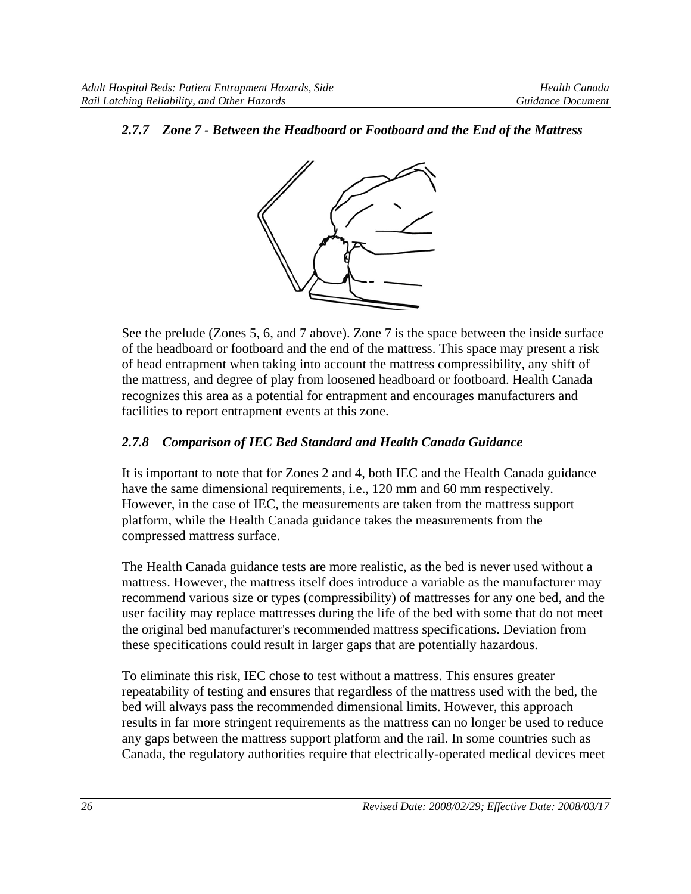### 2.7.7 Zone 7 - Between the Headboard or Footboard and the End of the Mattress

See the prelude (Zones 5, 6, and 7 above). Zone 7 is the space between the inside surface of the headboard or footboard and the end of the mattress. This space may present a risk of head entrapment when taking into account the mattress compressibility, any shift of the mattress, and degree of play from loosened headboard or footboard. Health Canada recognizes this area as a potential for entrapment and encourages manufacturers and facilities to report entrapment events at this zone.

### 2.7.8 Comparison of IEC Bed Standard and Health Canada Guidance

It is important to note that for Zones 2 and 4, both IEC and the Health Canada guidance have the same dimensional requirements, i.e., 120 mm and 60 mm respectively. However, in the case of IEC, the measurements are taken from the mattress support platform, while the Health Canada guidance takes the measurements from the compressed mattress surface.

The Health Canada guidance tests are more realistic, as the bed is never used without a mattress. However, the mattress itself does introduce a variable as the manufacturer may recommend various size or types (compressibility) of mattresses for any one bed, and the user facility may replace mattresses during the life of the bed with some that do not meet the original bed manufacturer's recommended mattress specifications. Deviation from these specifications could result in larger gaps that are potentially hazardous.

To eliminate this risk, IEC chose to test without a mattress. This ensures greater repeatability of testing and ensures that regardless of the mattress used with the bed, the bed will always pass the recommended dimensional limits. However, this approach results in far more stringent requirements as the mattress can no longer be used to reduce any gaps between the mattress support platform and the rail. In some countries such as Canada, the regulatory authorities require that electrically-operated medical devices meet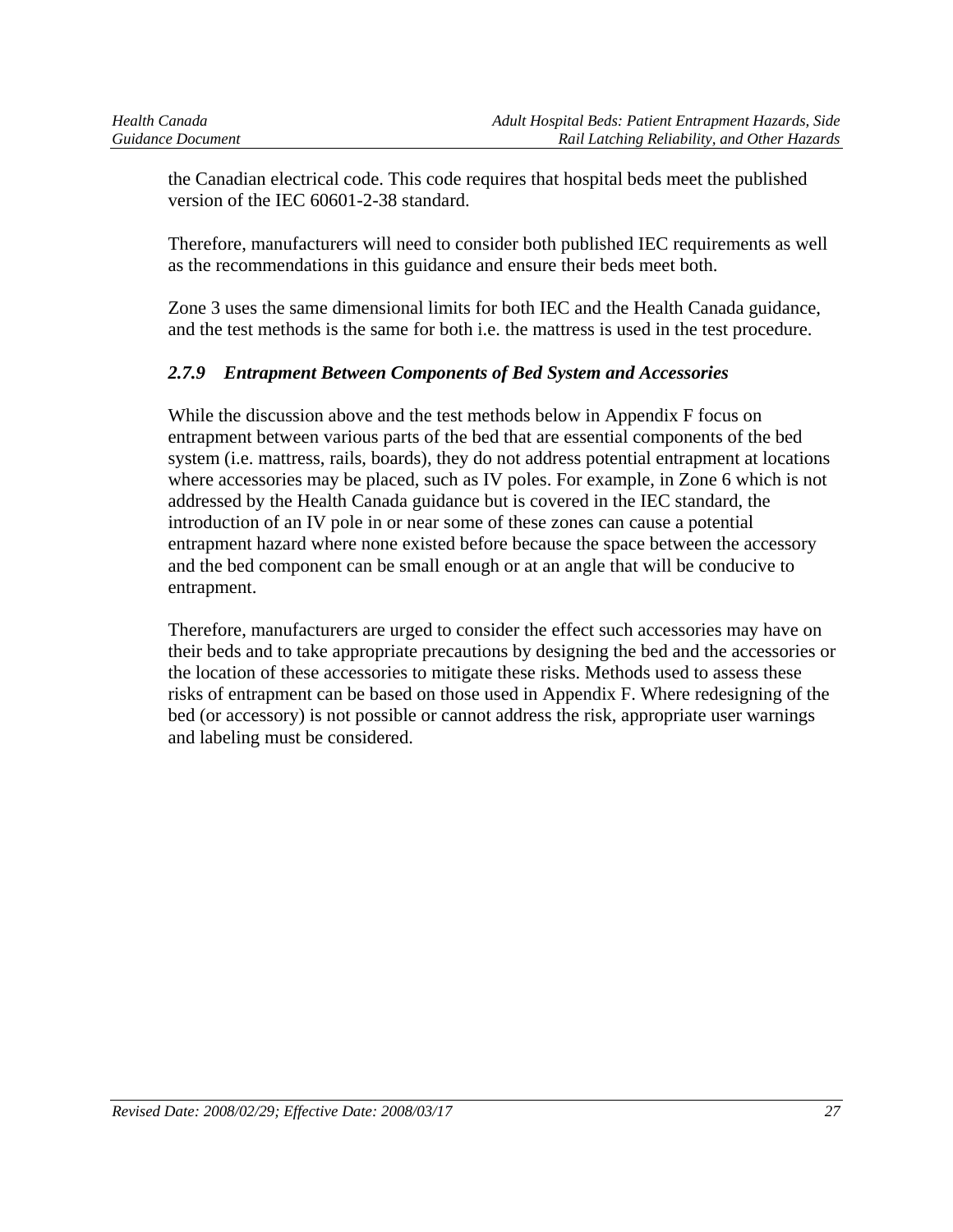the Canadian electrical code. This code requires that hospital beds meet the published version of the IEC 60601-2-38 standard.

Therefore, manufacturers will need to consider both published IEC requirements as well as the recommendations in this guidance and ensure their beds meet both.

Zone 3 uses the same dimensional limits for both IEC and the Health Canada guidance, and the test methods is the same for both i.e. the mattress is used in the test procedure.

### *2.7.9 Entrapment Between Components of Bed System and Accessories*

While the discussion above and the test methods below in Appendix F focus on entrapment between various parts of the bed that are essential components of the bed system (i.e. mattress, rails, boards), they do not address potential entrapment at locations where accessories may be placed, such as IV poles. For example, in Zone 6 which is not addressed by the Health Canada guidance but is covered in the IEC standard, the introduction of an IV pole in or near some of these zones can cause a potential entrapment hazard where none existed before because the space between the accessory and the bed component can be small enough or at an angle that will be conducive to entrapment.

Therefore, manufacturers are urged to consider the effect such accessories may have on their beds and to take appropriate precautions by designing the bed and the accessories or the location of these accessories to mitigate these risks. Methods used to assess these risks of entrapment can be based on those used in Appendix F. Where redesigning of the bed (or accessory) is not possible or cannot address the risk, appropriate user warnings and labeling must be considered.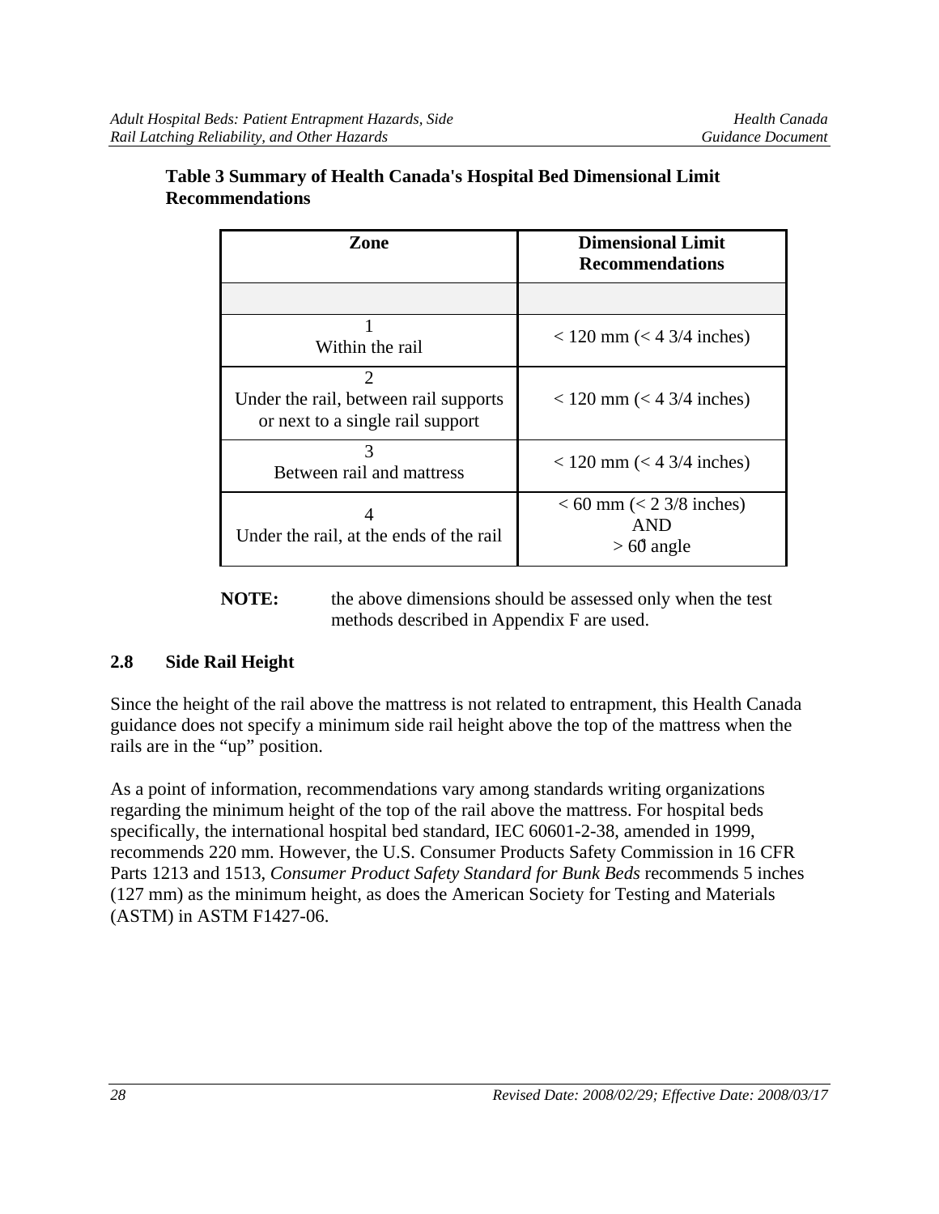**Table 3 Summary of Health Canada's Hospital Bed Dimensional Limit Recommendations**

| Zone | Dimensional Limit Recommendations |
|---|---|
| | |
| 1<br>Within the rail | < 120 mm (< 4 3/4 inches) |
| 2<br>Under the rail, between rail supports or next to a single rail support | < 120 mm (< 4 3/4 inches) |
| 3<br>Between rail and mattress | < 120 mm (< 4 3/4 inches) |
| 4<br>Under the rail, at the ends of the rail | < 60 mm (< 2 3/8 inches)<br>AND<br>> 60° angle |

**NOTE:** the above dimensions should be assessed only when the test methods described in Appendix F are used.

## 2.8 Side Rail Height

Since the height of the rail above the mattress is not related to entrapment, this Health Canada guidance does not specify a minimum side rail height above the top of the mattress when the rails are in the "up" position.

As a point of information, recommendations vary among standards writing organizations regarding the minimum height of the top of the rail above the mattress. For hospital beds specifically, the international hospital bed standard, IEC 60601-2-38, amended in 1999, recommends 220 mm. However, the U.S. Consumer Products Safety Commission in 16 CFR Parts 1213 and 1513, *Consumer Product Safety Standard for Bunk Beds* recommends 5 inches (127 mm) as the minimum height, as does the American Society for Testing and Materials (ASTM) in ASTM F1427-06.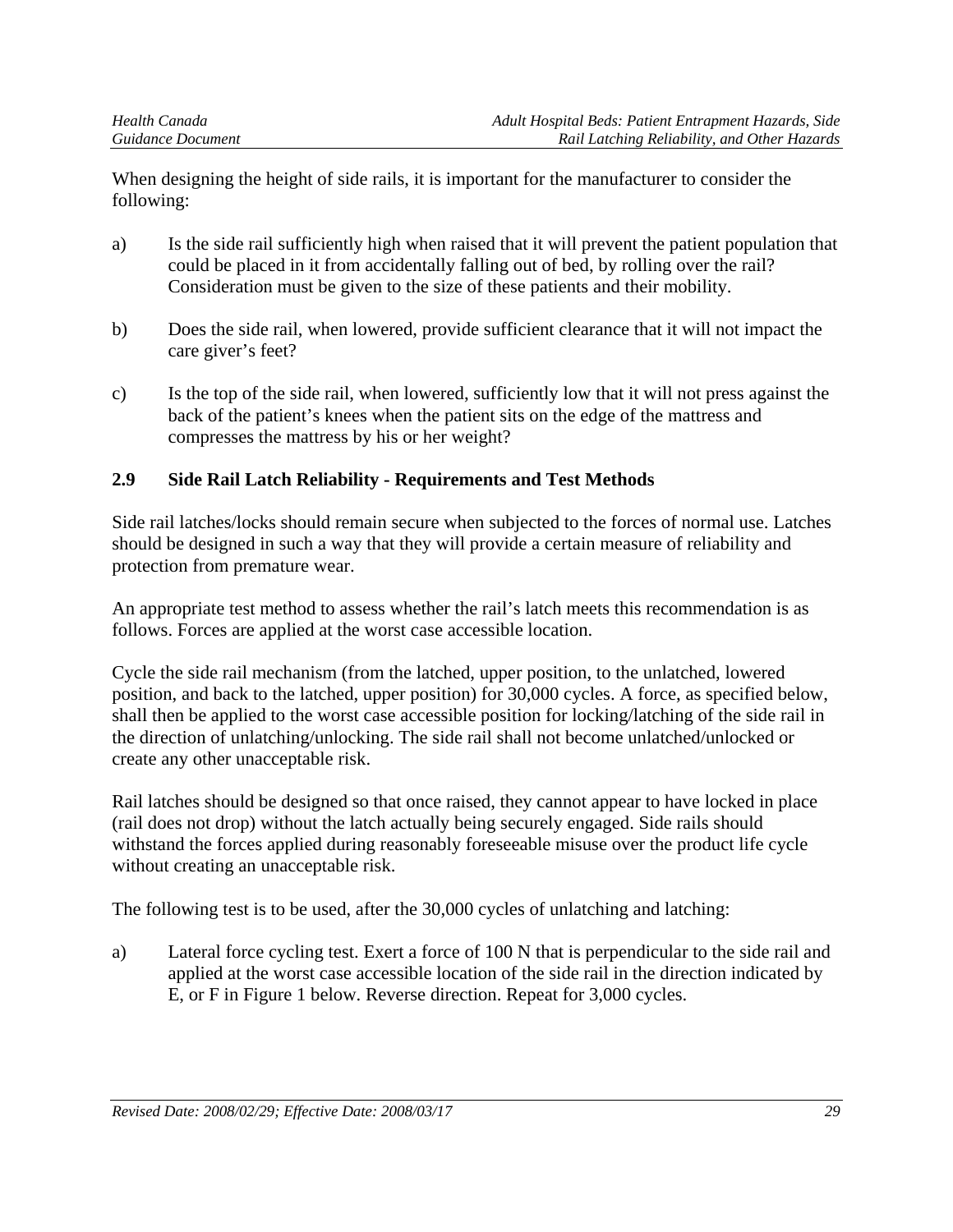When designing the height of side rails, it is important for the manufacturer to consider the following:

a) Is the side rail sufficiently high when raised that it will prevent the patient population that could be placed in it from accidentally falling out of bed, by rolling over the rail? Consideration must be given to the size of these patients and their mobility.

b) Does the side rail, when lowered, provide sufficient clearance that it will not impact the care giver's feet?

c) Is the top of the side rail, when lowered, sufficiently low that it will not press against the back of the patient's knees when the patient sits on the edge of the mattress and compresses the mattress by his or her weight?

### 2.9 Side Rail Latch Reliability - Requirements and Test Methods

Side rail latches/locks should remain secure when subjected to the forces of normal use. Latches should be designed in such a way that they will provide a certain measure of reliability and protection from premature wear.

An appropriate test method to assess whether the rail's latch meets this recommendation is as follows. Forces are applied at the worst case accessible location.

Cycle the side rail mechanism (from the latched, upper position, to the unlatched, lowered position, and back to the latched, upper position) for 30,000 cycles. A force, as specified below, shall then be applied to the worst case accessible position for locking/latching of the side rail in the direction of unlatching/unlocking. The side rail shall not become unlatched/unlocked or create any other unacceptable risk.

Rail latches should be designed so that once raised, they cannot appear to have locked in place (rail does not drop) without the latch actually being securely engaged. Side rails should withstand the forces applied during reasonably foreseeable misuse over the product life cycle without creating an unacceptable risk.

The following test is to be used, after the 30,000 cycles of unlatching and latching:

a) Lateral force cycling test. Exert a force of 100 N that is perpendicular to the side rail and applied at the worst case accessible location of the side rail in the direction indicated by E, or F in Figure 1 below. Reverse direction. Repeat for 3,000 cycles.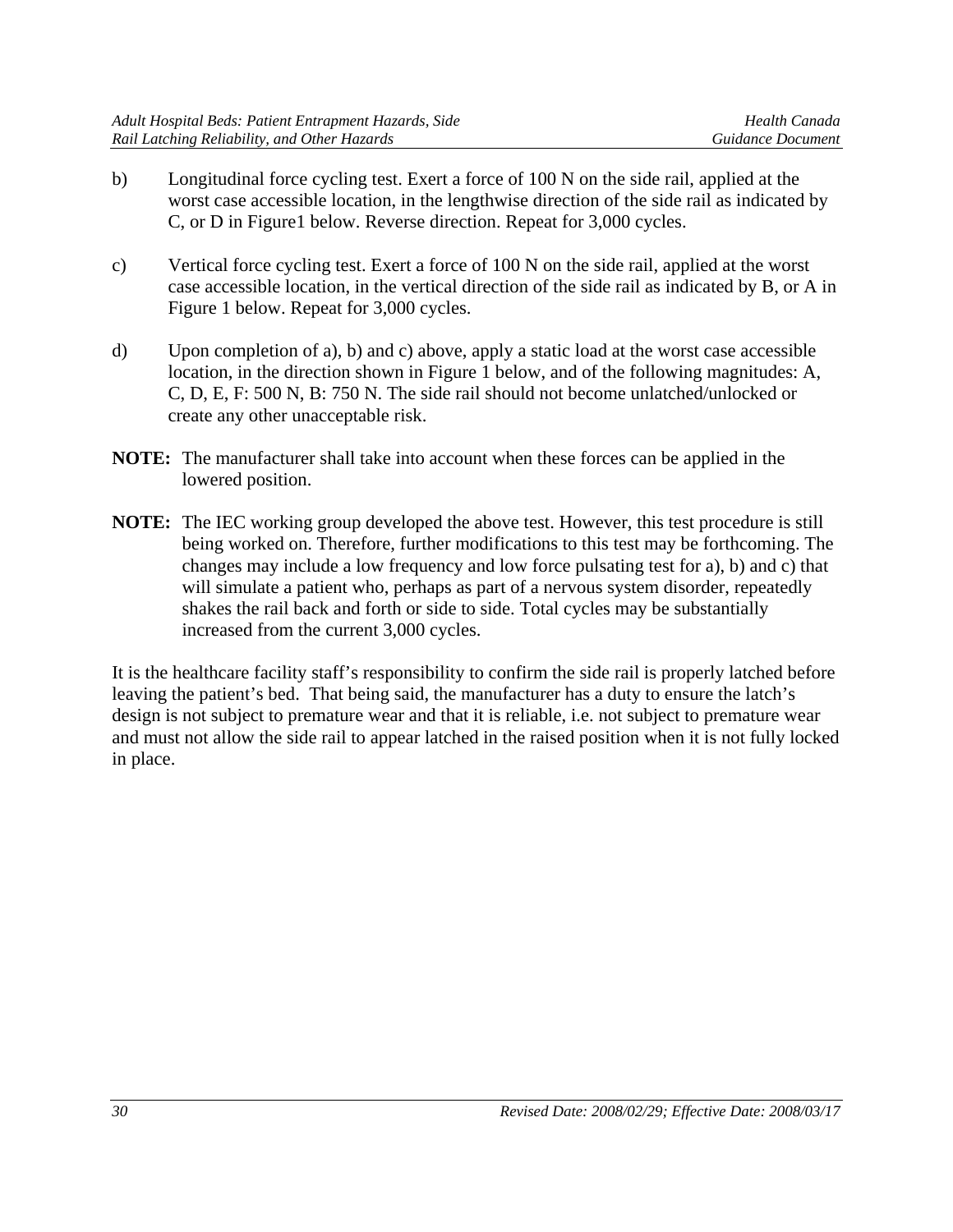b) Longitudinal force cycling test. Exert a force of 100 N on the side rail, applied at the worst case accessible location, in the lengthwise direction of the side rail as indicated by C, or D in Figure1 below. Reverse direction. Repeat for 3,000 cycles.

c) Vertical force cycling test. Exert a force of 100 N on the side rail, applied at the worst case accessible location, in the vertical direction of the side rail as indicated by B, or A in Figure 1 below. Repeat for 3,000 cycles.

d) Upon completion of a), b) and c) above, apply a static load at the worst case accessible location, in the direction shown in Figure 1 below, and of the following magnitudes: A, C, D, E, F: 500 N, B: 750 N. The side rail should not become unlatched/unlocked or create any other unacceptable risk.

**NOTE:** The manufacturer shall take into account when these forces can be applied in the lowered position.

**NOTE:** The IEC working group developed the above test. However, this test procedure is still being worked on. Therefore, further modifications to this test may be forthcoming. The changes may include a low frequency and low force pulsating test for a), b) and c) that will simulate a patient who, perhaps as part of a nervous system disorder, repeatedly shakes the rail back and forth or side to side. Total cycles may be substantially increased from the current 3,000 cycles.

It is the healthcare facility staff's responsibility to confirm the side rail is properly latched before leaving the patient's bed. That being said, the manufacturer has a duty to ensure the latch's design is not subject to premature wear and that it is reliable, i.e. not subject to premature wear and must not allow the side rail to appear latched in the raised position when it is not fully locked in place.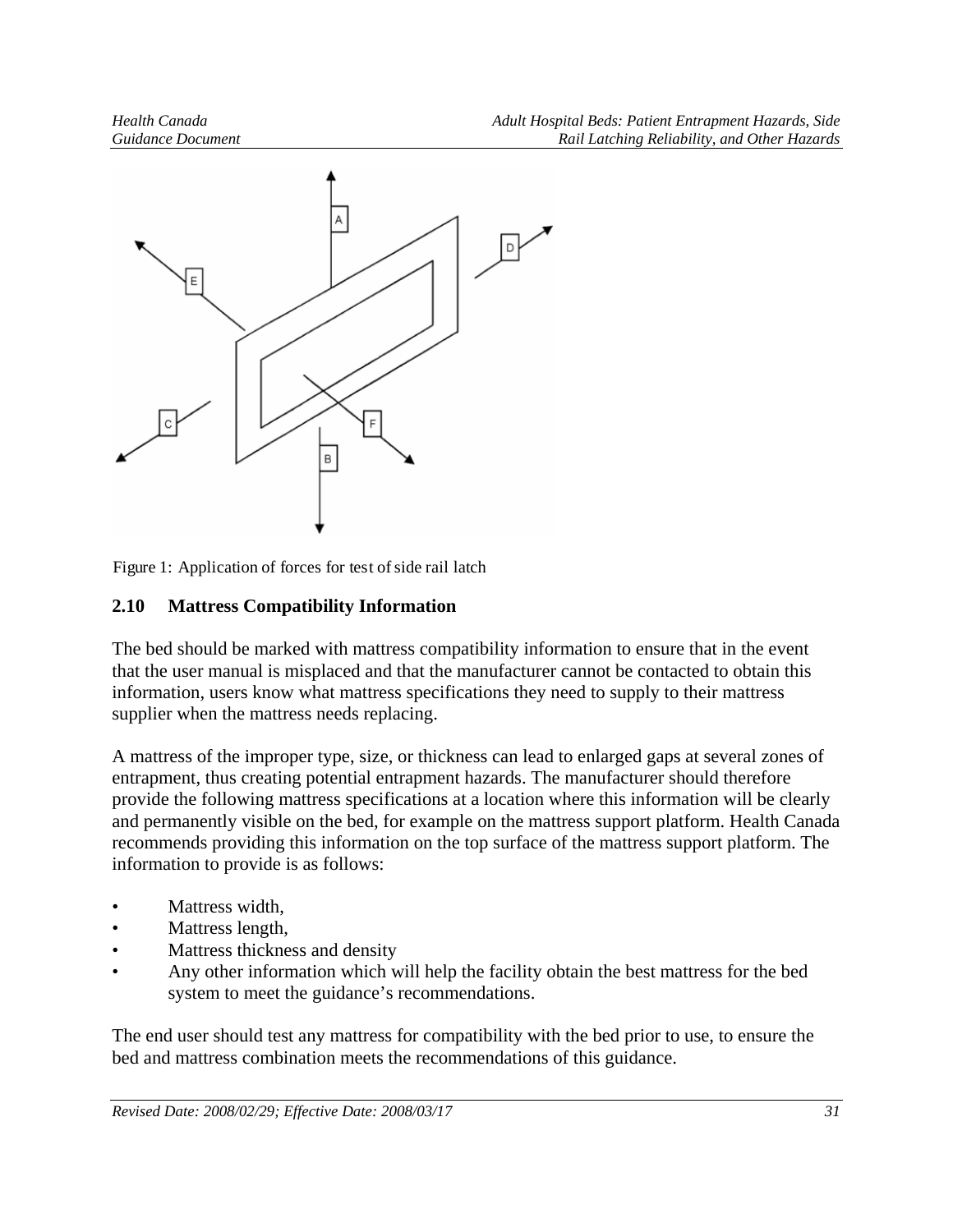Figure 1: Application of forces for test of side rail latch

## 2.10 Mattress Compatibility Information

The bed should be marked with mattress compatibility information to ensure that in the event that the user manual is misplaced and that the manufacturer cannot be contacted to obtain this information, users know what mattress specifications they need to supply to their mattress supplier when the mattress needs replacing.

A mattress of the improper type, size, or thickness can lead to enlarged gaps at several zones of entrapment, thus creating potential entrapment hazards. The manufacturer should therefore provide the following mattress specifications at a location where this information will be clearly and permanently visible on the bed, for example on the mattress support platform. Health Canada recommends providing this information on the top surface of the mattress support platform. The information to provide is as follows:

- Mattress width,
- Mattress length,
- Mattress thickness and density
- Any other information which will help the facility obtain the best mattress for the bed system to meet the guidance's recommendations.

The end user should test any mattress for compatibility with the bed prior to use, to ensure the bed and mattress combination meets the recommendations of this guidance.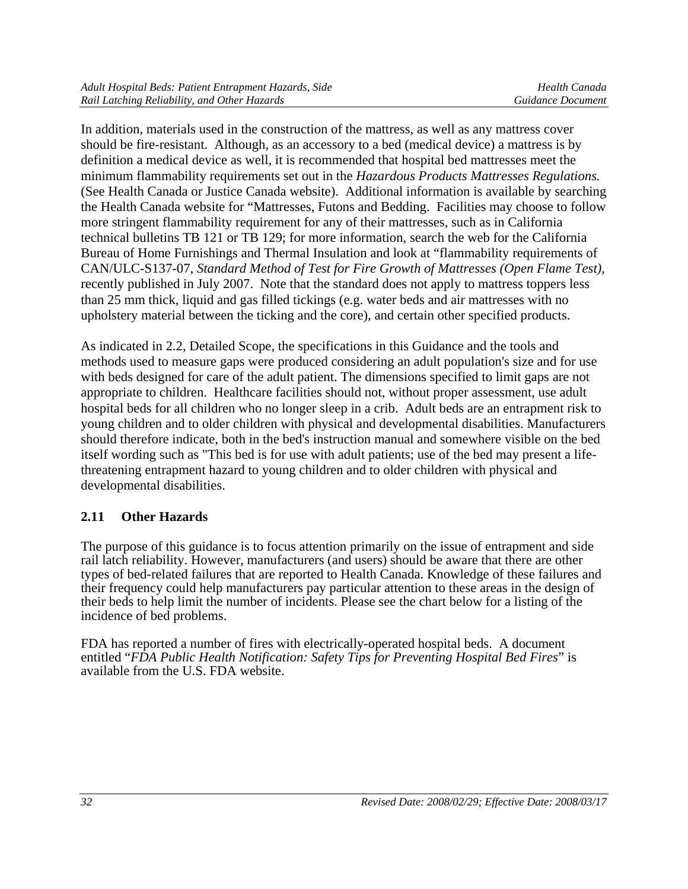In addition, materials used in the construction of the mattress, as well as any mattress cover should be fire-resistant. Although, as an accessory to a bed (medical device) a mattress is by definition a medical device as well, it is recommended that hospital bed mattresses meet the minimum flammability requirements set out in the *Hazardous Products Mattresses Regulations.* (See Health Canada or Justice Canada website). Additional information is available by searching the Health Canada website for "Mattresses, Futons and Bedding. Facilities may choose to follow more stringent flammability requirement for any of their mattresses, such as in California technical bulletins TB 121 or TB 129; for more information, search the web for the California Bureau of Home Furnishings and Thermal Insulation and look at "flammability requirements of CAN/ULC-S137-07, *Standard Method of Test for Fire Growth of Mattresses (Open Flame Test)*, recently published in July 2007. Note that the standard does not apply to mattress toppers less than 25 mm thick, liquid and gas filled tickings (e.g. water beds and air mattresses with no upholstery material between the ticking and the core), and certain other specified products.

As indicated in 2.2, Detailed Scope, the specifications in this Guidance and the tools and methods used to measure gaps were produced considering an adult population's size and for use with beds designed for care of the adult patient. The dimensions specified to limit gaps are not appropriate to children. Healthcare facilities should not, without proper assessment, use adult hospital beds for all children who no longer sleep in a crib. Adult beds are an entrapment risk to young children and to older children with physical and developmental disabilities. Manufacturers should therefore indicate, both in the bed's instruction manual and somewhere visible on the bed itself wording such as "This bed is for use with adult patients; use of the bed may present a life-threatening entrapment hazard to young children and to older children with physical and developmental disabilities.

## 2.11 Other Hazards

The purpose of this guidance is to focus attention primarily on the issue of entrapment and side rail latch reliability. However, manufacturers (and users) should be aware that there are other types of bed-related failures that are reported to Health Canada. Knowledge of these failures and their frequency could help manufacturers pay particular attention to these areas in the design of their beds to help limit the number of incidents. Please see the chart below for a listing of the incidence of bed problems.

FDA has reported a number of fires with electrically-operated hospital beds. A document entitled "*FDA Public Health Notification: Safety Tips for Preventing Hospital Bed Fires*" is available from the U.S. FDA website.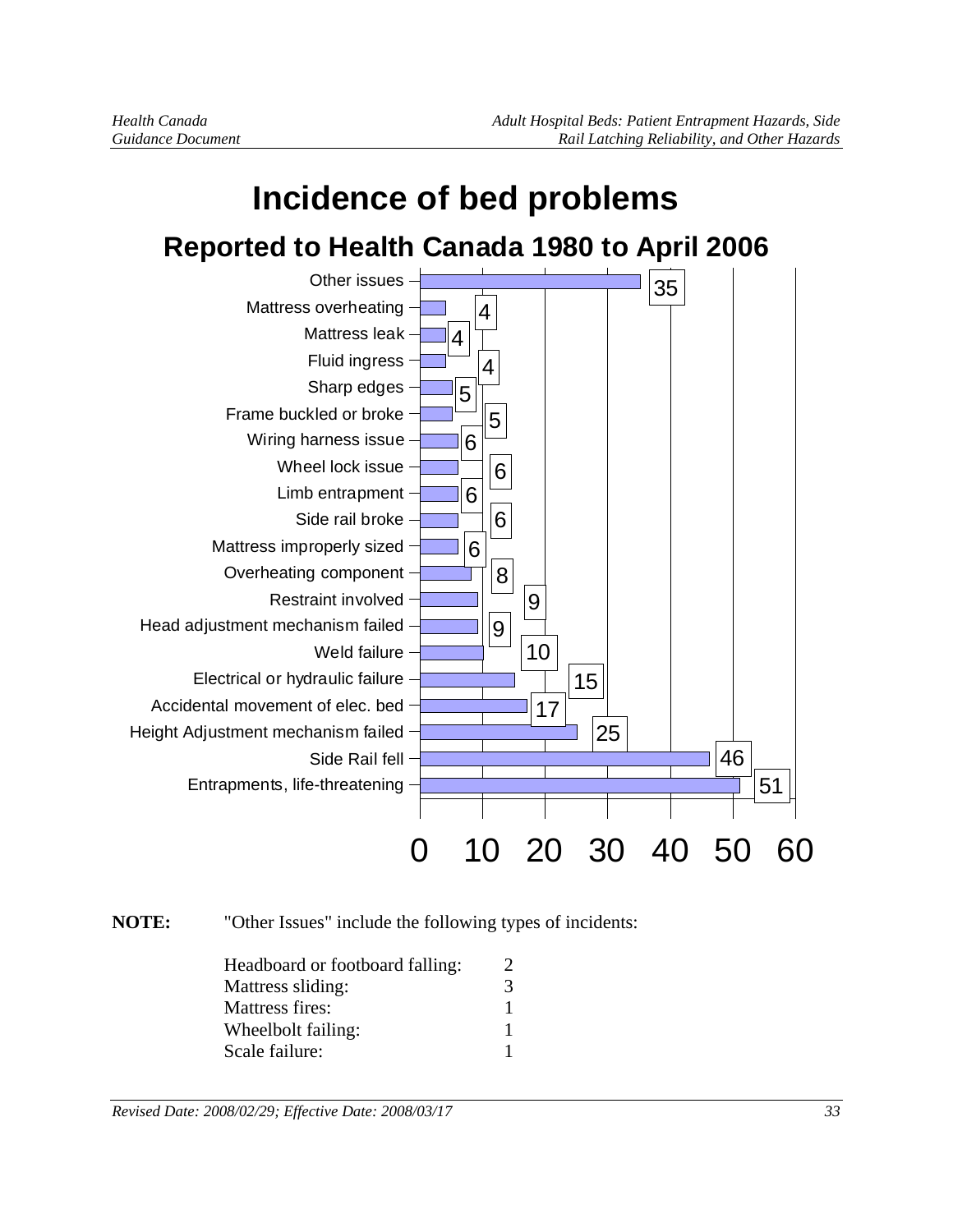# Incidence of bed problems

## Reported to Health Canada 1980 to April 2006

| Problem | Number |
| --- | --- |
| Other issues | 35 |
| Mattress overheating | 4 |
| Mattress leak | 4 |
| Fluid ingress | 4 |
| Sharp edges | 5 |
| Frame buckled or broke | 5 |
| Wiring harness issue | 6 |
| Wheel lock issue | 6 |
| Limb entrapment | 6 |
| Side rail broke | 6 |
| Mattress improperly sized | 6 |
| Overheating component | 8 |
| Restraint involved | 9 |
| Head adjustment mechanism failed | 9 |
| Weld failure | 10 |
| Electrical or hydraulic failure | 15 |
| Accidental movement of elec. bed | 17 |
| Height Adjustment mechanism failed | 25 |
| Side Rail fell | 46 |
| Entrapments, life-threatening | 51 |

**NOTE:** "Other Issues" include the following types of incidents:

| | |
| --- | --- |
| Headboard or footboard falling: | 2 |
| Mattress sliding: | 3 |
| Mattress fires: | 1 |
| Wheelbolt failing: | 1 |
| Scale failure: | 1 |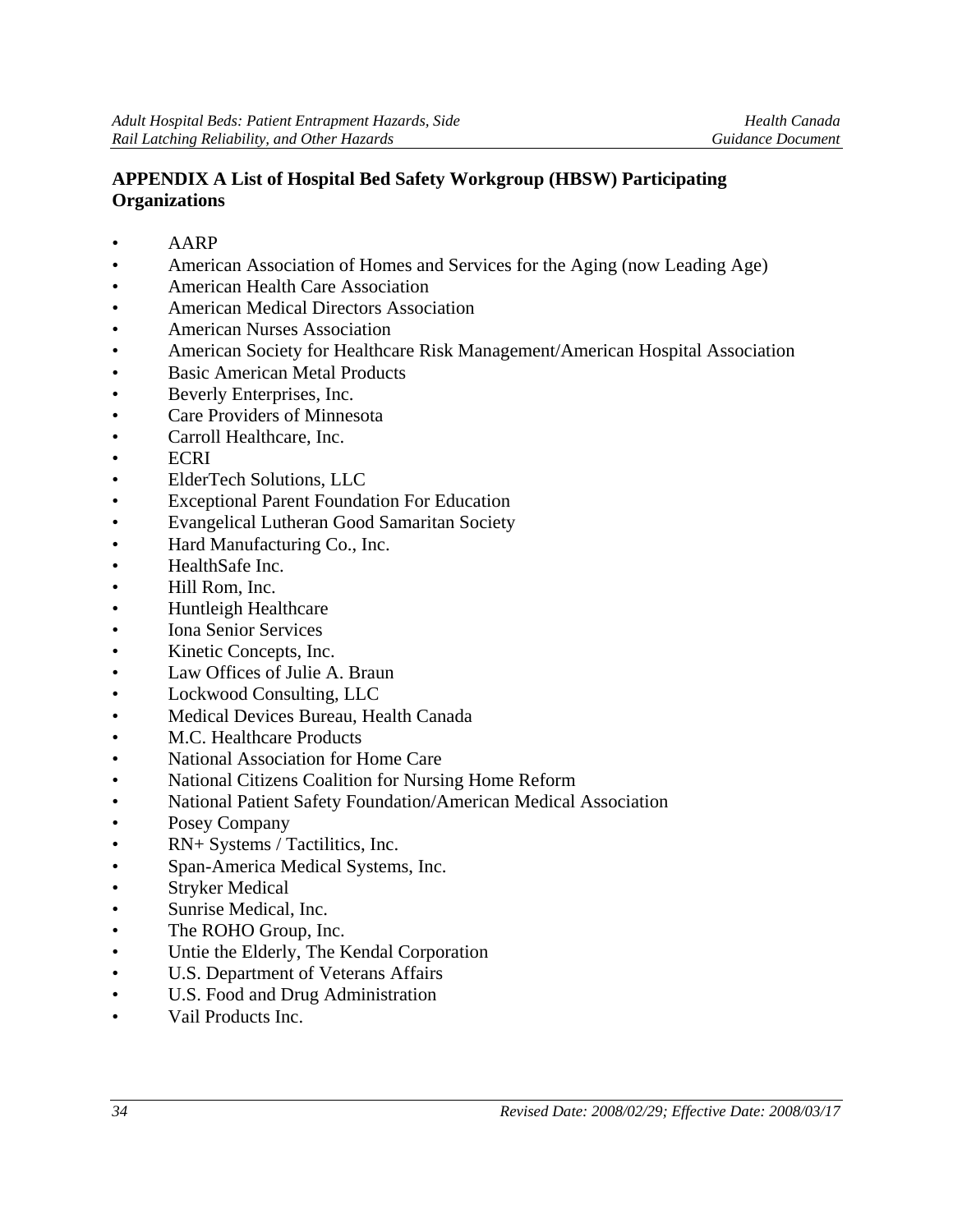## APPENDIX A List of Hospital Bed Safety Workgroup (HBSW) Participating Organizations

- AARP
- American Association of Homes and Services for the Aging (now Leading Age)
- American Health Care Association
- American Medical Directors Association
- American Nurses Association
- American Society for Healthcare Risk Management/American Hospital Association
- Basic American Metal Products
- Beverly Enterprises, Inc.
- Care Providers of Minnesota
- Carroll Healthcare, Inc.
- ECRI
- ElderTech Solutions, LLC
- Exceptional Parent Foundation For Education
- Evangelical Lutheran Good Samaritan Society
- Hard Manufacturing Co., Inc.
- HealthSafe Inc.
- Hill Rom, Inc.
- Huntleigh Healthcare
- Iona Senior Services
- Kinetic Concepts, Inc.
- Law Offices of Julie A. Braun
- Lockwood Consulting, LLC
- Medical Devices Bureau, Health Canada
- M.C. Healthcare Products
- National Association for Home Care
- National Citizens Coalition for Nursing Home Reform
- National Patient Safety Foundation/American Medical Association
- Posey Company
- RN+ Systems / Tactilitics, Inc.
- Span-America Medical Systems, Inc.
- Stryker Medical
- Sunrise Medical, Inc.
- The ROHO Group, Inc.
- Untie the Elderly, The Kendal Corporation
- U.S. Department of Veterans Affairs
- U.S. Food and Drug Administration
- Vail Products Inc.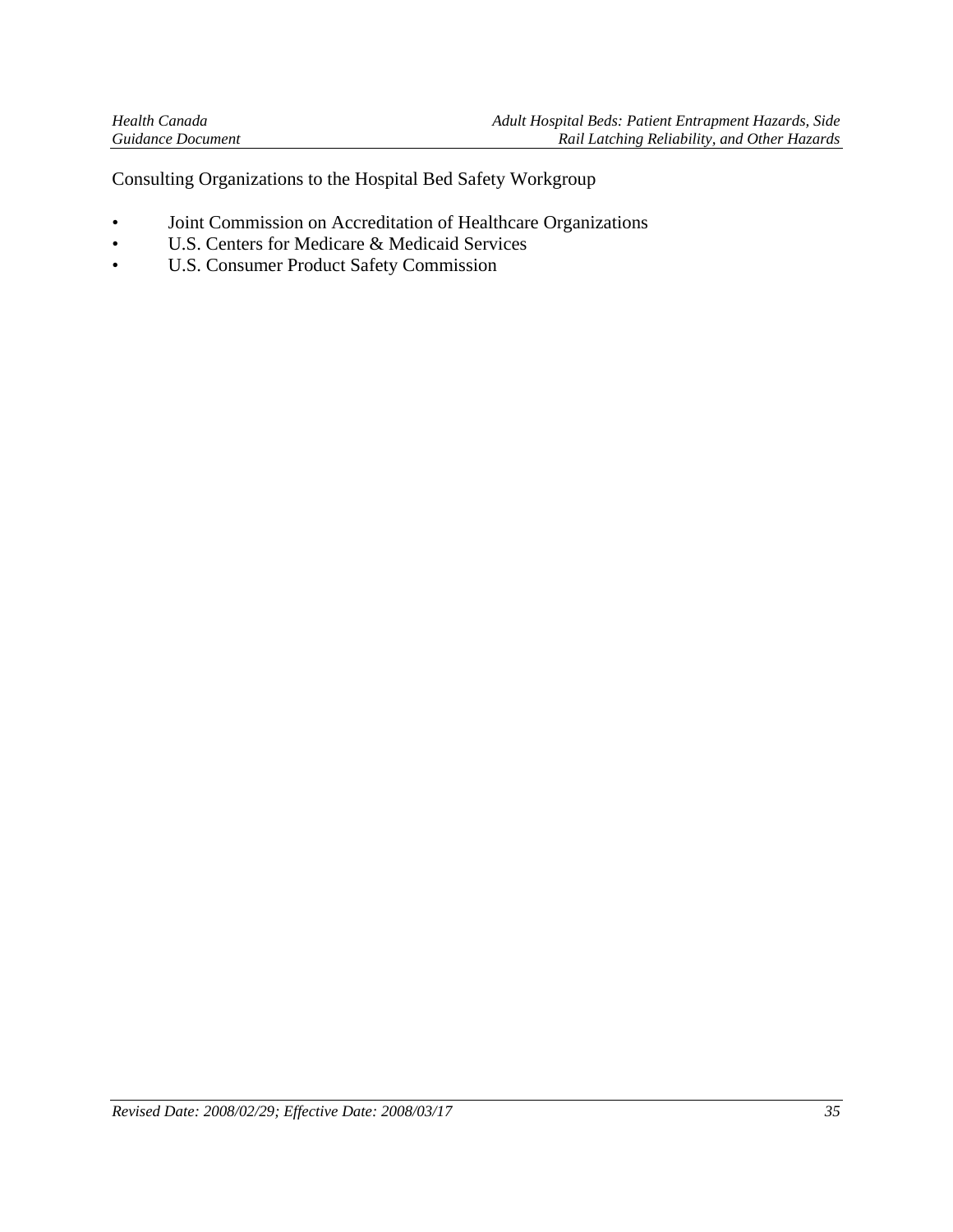Consulting Organizations to the Hospital Bed Safety Workgroup

- Joint Commission on Accreditation of Healthcare Organizations
- U.S. Centers for Medicare & Medicaid Services
- U.S. Consumer Product Safety Commission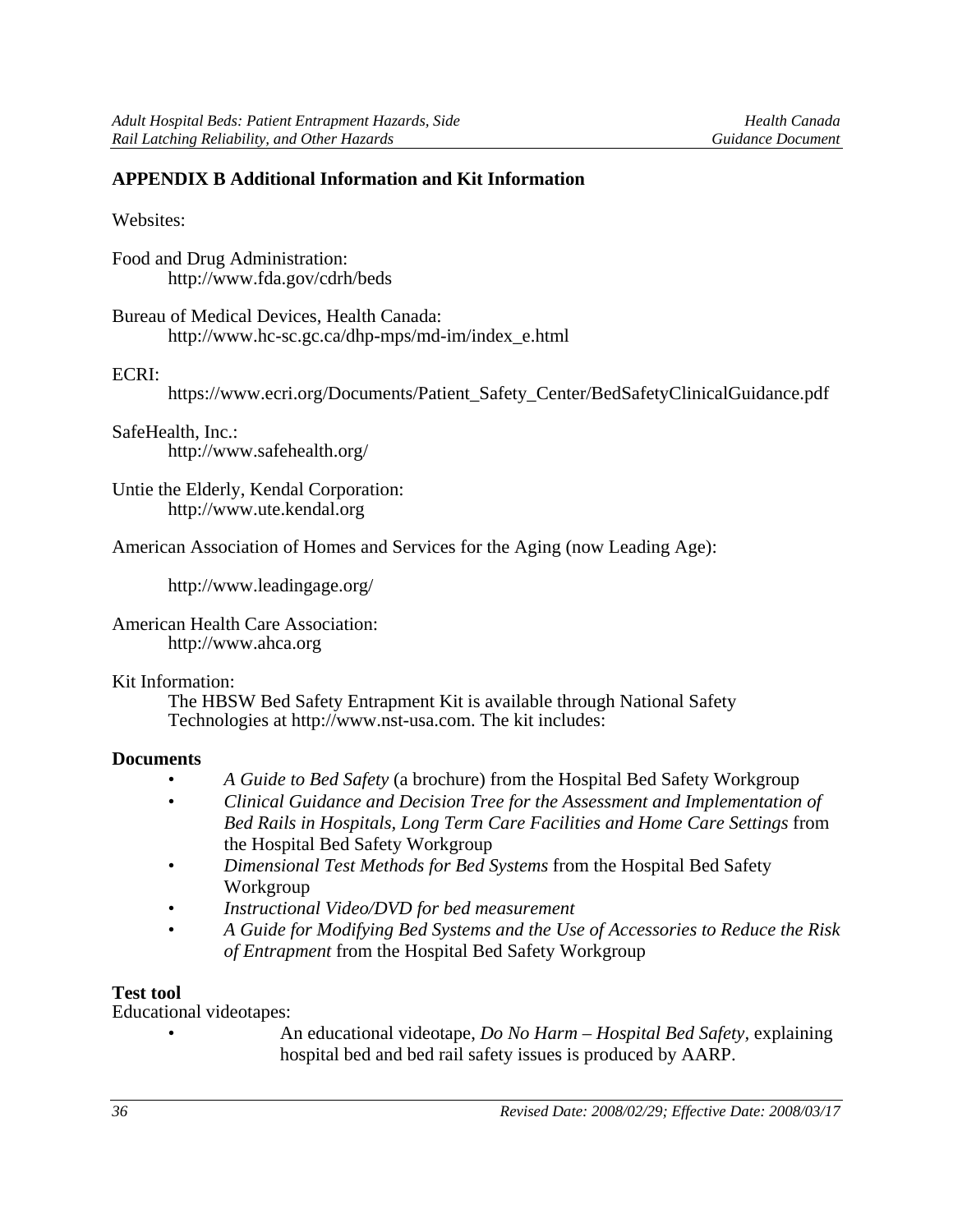## APPENDIX B Additional Information and Kit Information

Websites:

Food and Drug Administration:
http://www.fda.gov/cdrh/beds

Bureau of Medical Devices, Health Canada:
http://www.hc-sc.gc.ca/dhp-mps/md-im/index_e.html

ECRI:
https://www.ecri.org/Documents/Patient_Safety_Center/BedSafetyClinicalGuidance.pdf

SafeHealth, Inc.:
http://www.safehealth.org/

Untie the Elderly, Kendal Corporation:
http://www.ute.kendal.org

American Association of Homes and Services for the Aging (now Leading Age):

http://www.leadingage.org/

American Health Care Association:
http://www.ahca.org

Kit Information:
The HBSW Bed Safety Entrapment Kit is available through National Safety Technologies at http://www.nst-usa.com. The kit includes:

**Documents**

- *A Guide to Bed Safety* (a brochure) from the Hospital Bed Safety Workgroup
- *Clinical Guidance and Decision Tree for the Assessment and Implementation of Bed Rails in Hospitals, Long Term Care Facilities and Home Care Settings* from the Hospital Bed Safety Workgroup
- *Dimensional Test Methods for Bed Systems* from the Hospital Bed Safety Workgroup
- *Instructional Video/DVD for bed measurement*
- *A Guide for Modifying Bed Systems and the Use of Accessories to Reduce the Risk of Entrapment* from the Hospital Bed Safety Workgroup

**Test tool**
Educational videotapes:

- An educational videotape, *Do No Harm – Hospital Bed Safety*, explaining hospital bed and bed rail safety issues is produced by AARP.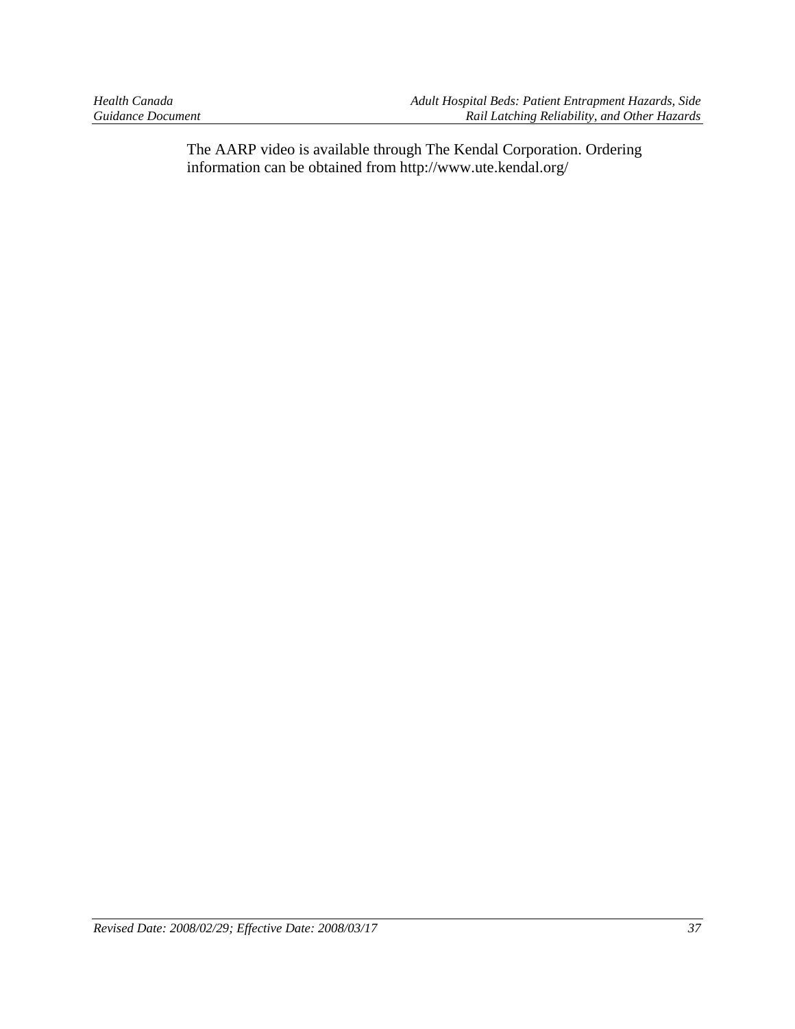The AARP video is available through The Kendal Corporation. Ordering information can be obtained from http://www.ute.kendal.org/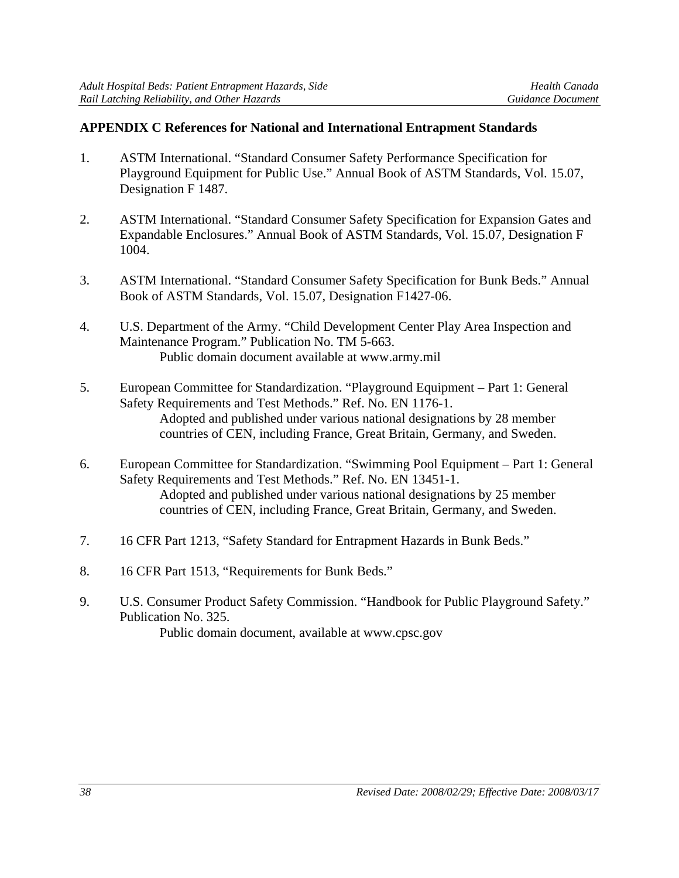## APPENDIX C References for National and International Entrapment Standards

1. ASTM International. "Standard Consumer Safety Performance Specification for Playground Equipment for Public Use." Annual Book of ASTM Standards, Vol. 15.07, Designation F 1487.

2. ASTM International. "Standard Consumer Safety Specification for Expansion Gates and Expandable Enclosures." Annual Book of ASTM Standards, Vol. 15.07, Designation F 1004.

3. ASTM International. "Standard Consumer Safety Specification for Bunk Beds." Annual Book of ASTM Standards, Vol. 15.07, Designation F1427-06.

4. U.S. Department of the Army. "Child Development Center Play Area Inspection and Maintenance Program." Publication No. TM 5-663.
   Public domain document available at www.army.mil

5. European Committee for Standardization. "Playground Equipment – Part 1: General Safety Requirements and Test Methods." Ref. No. EN 1176-1.
   Adopted and published under various national designations by 28 member countries of CEN, including France, Great Britain, Germany, and Sweden.

6. European Committee for Standardization. "Swimming Pool Equipment – Part 1: General Safety Requirements and Test Methods." Ref. No. EN 13451-1.
   Adopted and published under various national designations by 25 member countries of CEN, including France, Great Britain, Germany, and Sweden.

7. 16 CFR Part 1213, "Safety Standard for Entrapment Hazards in Bunk Beds."

8. 16 CFR Part 1513, "Requirements for Bunk Beds."

9. U.S. Consumer Product Safety Commission. "Handbook for Public Playground Safety." Publication No. 325.
   Public domain document, available at www.cpsc.gov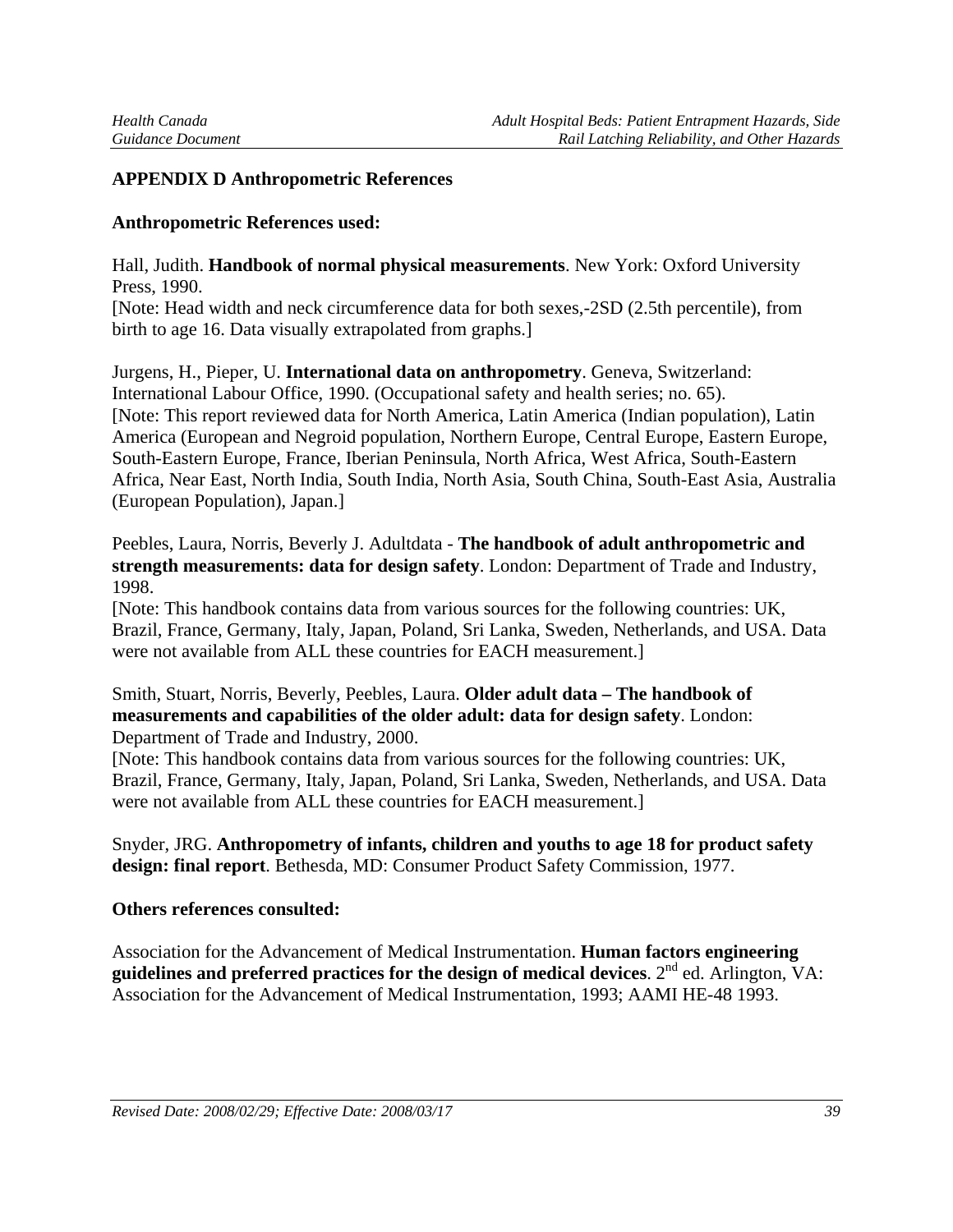# APPENDIX D Anthropometric References

**Anthropometric References used:**

Hall, Judith. **Handbook of normal physical measurements**. New York: Oxford University Press, 1990.
[Note: Head width and neck circumference data for both sexes,-2SD (2.5th percentile), from birth to age 16. Data visually extrapolated from graphs.]

Jurgens, H., Pieper, U. **International data on anthropometry**. Geneva, Switzerland: International Labour Office, 1990. (Occupational safety and health series; no. 65).
[Note: This report reviewed data for North America, Latin America (Indian population), Latin America (European and Negroid population, Northern Europe, Central Europe, Eastern Europe, South-Eastern Europe, France, Iberian Peninsula, North Africa, West Africa, South-Eastern Africa, Near East, North India, South India, North Asia, South China, South-East Asia, Australia (European Population), Japan.]

Peebles, Laura, Norris, Beverly J. Adultdata - **The handbook of adult anthropometric and strength measurements: data for design safety**. London: Department of Trade and Industry, 1998.
[Note: This handbook contains data from various sources for the following countries: UK, Brazil, France, Germany, Italy, Japan, Poland, Sri Lanka, Sweden, Netherlands, and USA. Data were not available from ALL these countries for EACH measurement.]

Smith, Stuart, Norris, Beverly, Peebles, Laura. **Older adult data – The handbook of measurements and capabilities of the older adult: data for design safety**. London: Department of Trade and Industry, 2000.
[Note: This handbook contains data from various sources for the following countries: UK, Brazil, France, Germany, Italy, Japan, Poland, Sri Lanka, Sweden, Netherlands, and USA. Data were not available from ALL these countries for EACH measurement.]

Snyder, JRG. **Anthropometry of infants, children and youths to age 18 for product safety design: final report**. Bethesda, MD: Consumer Product Safety Commission, 1977.

**Others references consulted:**

Association for the Advancement of Medical Instrumentation. **Human factors engineering guidelines and preferred practices for the design of medical devices**. 2nd ed. Arlington, VA: Association for the Advancement of Medical Instrumentation, 1993; AAMI HE-48 1993.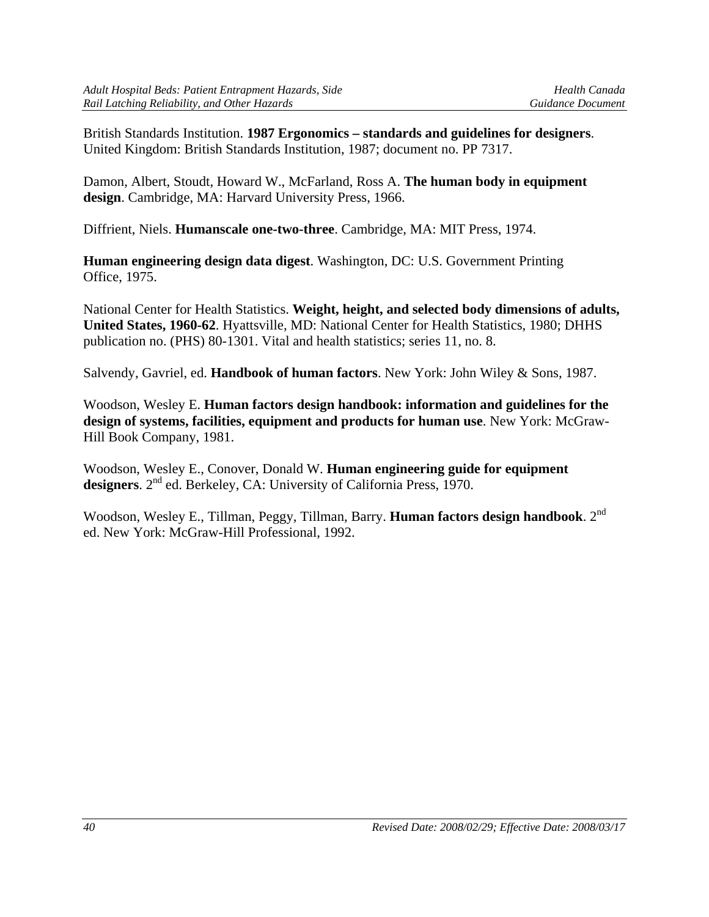British Standards Institution. **1987 Ergonomics – standards and guidelines for designers**. United Kingdom: British Standards Institution, 1987; document no. PP 7317.

Damon, Albert, Stoudt, Howard W., McFarland, Ross A. **The human body in equipment design**. Cambridge, MA: Harvard University Press, 1966.

Diffrient, Niels. **Humanscale one-two-three**. Cambridge, MA: MIT Press, 1974.

**Human engineering design data digest**. Washington, DC: U.S. Government Printing Office, 1975.

National Center for Health Statistics. **Weight, height, and selected body dimensions of adults, United States, 1960-62**. Hyattsville, MD: National Center for Health Statistics, 1980; DHHS publication no. (PHS) 80-1301. Vital and health statistics; series 11, no. 8.

Salvendy, Gavriel, ed. **Handbook of human factors**. New York: John Wiley & Sons, 1987.

Woodson, Wesley E. **Human factors design handbook: information and guidelines for the design of systems, facilities, equipment and products for human use**. New York: McGraw-Hill Book Company, 1981.

Woodson, Wesley E., Conover, Donald W. **Human engineering guide for equipment designers**. 2nd ed. Berkeley, CA: University of California Press, 1970.

Woodson, Wesley E., Tillman, Peggy, Tillman, Barry. **Human factors design handbook**. 2nd ed. New York: McGraw-Hill Professional, 1992.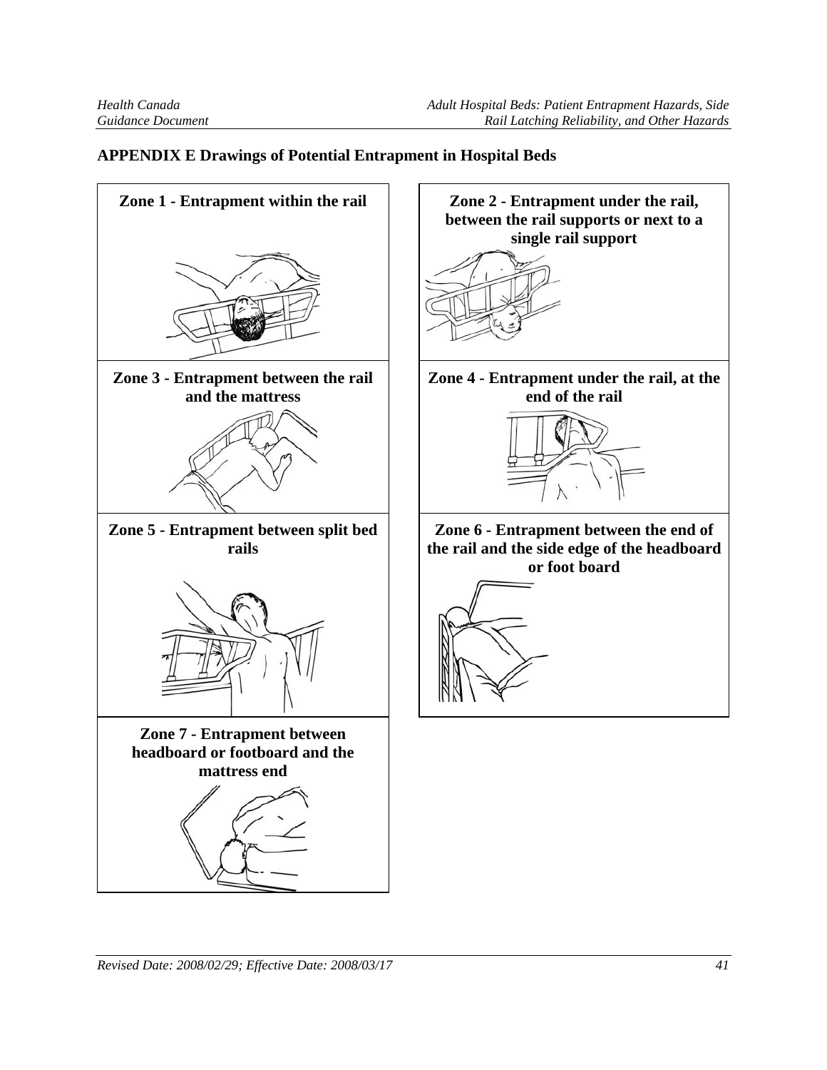## APPENDIX E Drawings of Potential Entrapment in Hospital Beds

**Zone 1 - Entrapment within the rail**

**Zone 2 - Entrapment under the rail, between the rail supports or next to a single rail support**

**Zone 3 - Entrapment between the rail and the mattress**

**Zone 4 - Entrapment under the rail, at the end of the rail**

**Zone 5 - Entrapment between split bed rails**

**Zone 6 - Entrapment between the end of the rail and the side edge of the headboard or foot board**

**Zone 7 - Entrapment between headboard or footboard and the mattress end**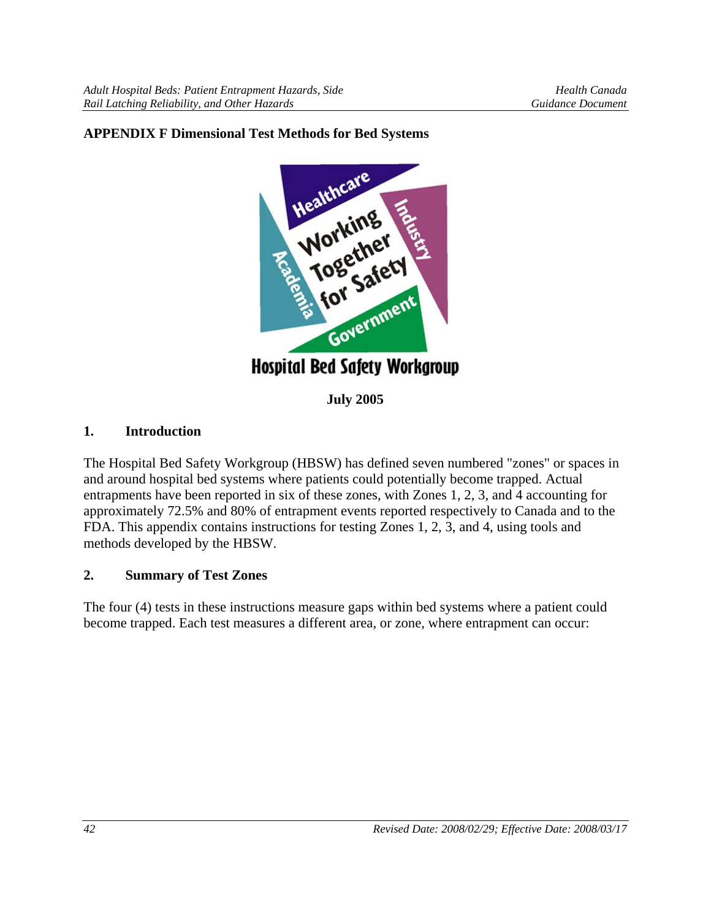## APPENDIX F Dimensional Test Methods for Bed Systems

Hospital Bed Safety Workgroup

**July 2005**

### 1. Introduction

The Hospital Bed Safety Workgroup (HBSW) has defined seven numbered "zones" or spaces in and around hospital bed systems where patients could potentially become trapped. Actual entrapments have been reported in six of these zones, with Zones 1, 2, 3, and 4 accounting for approximately 72.5% and 80% of entrapment events reported respectively to Canada and to the FDA. This appendix contains instructions for testing Zones 1, 2, 3, and 4, using tools and methods developed by the HBSW.

### 2. Summary of Test Zones

The four (4) tests in these instructions measure gaps within bed systems where a patient could become trapped. Each test measures a different area, or zone, where entrapment can occur: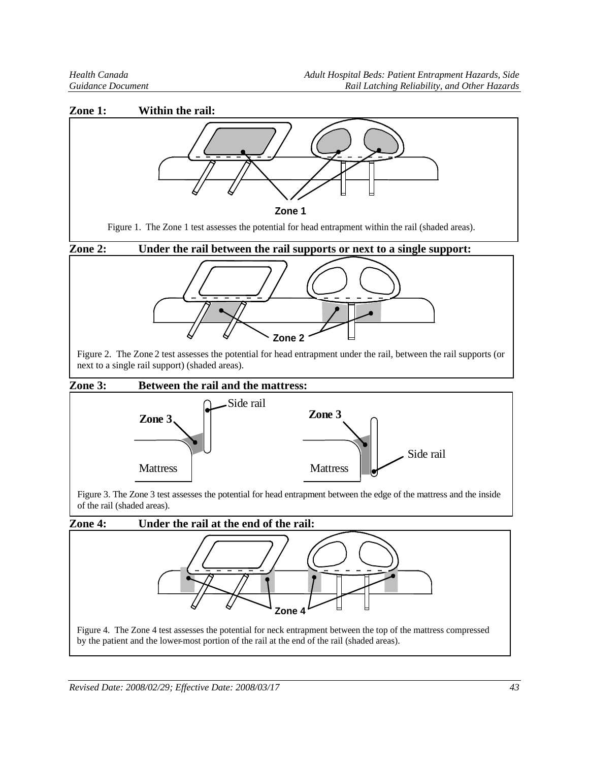**Zone 1: Within the rail:**

Zone 1

Figure 1. The Zone 1 test assesses the potential for head entrapment within the rail (shaded areas).

**Zone 2: Under the rail between the rail supports or next to a single support:**

Zone 2

Figure 2. The Zone 2 test assesses the potential for head entrapment under the rail, between the rail supports (or next to a single rail support) (shaded areas).

**Zone 3: Between the rail and the mattress:**

Side rail

Zone 3

Mattress

Zone 3

Side rail

Mattress

Figure 3. The Zone 3 test assesses the potential for head entrapment between the edge of the mattress and the inside of the rail (shaded areas).

**Zone 4: Under the rail at the end of the rail:**

Zone 4

Figure 4. The Zone 4 test assesses the potential for neck entrapment between the top of the mattress compressed by the patient and the lower-most portion of the rail at the end of the rail (shaded areas).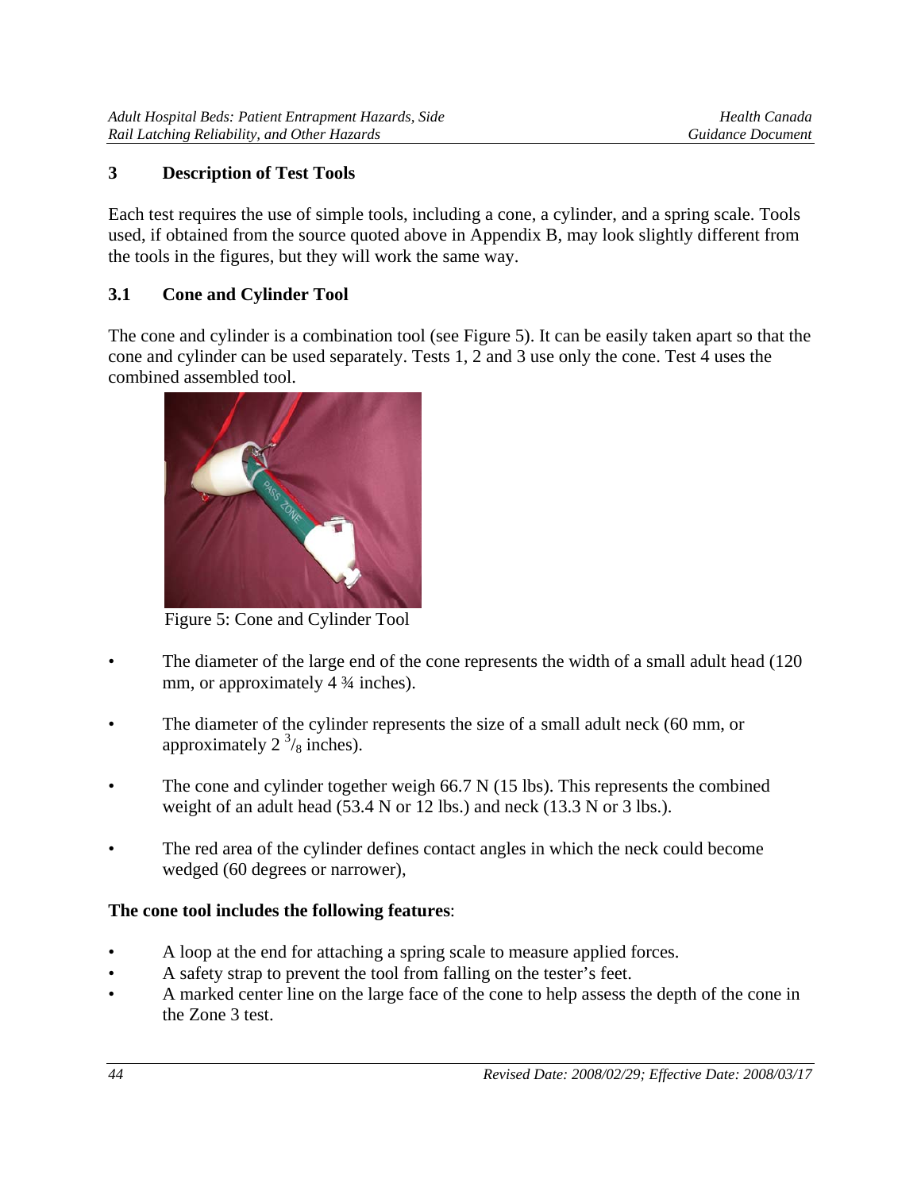## 3 Description of Test Tools

Each test requires the use of simple tools, including a cone, a cylinder, and a spring scale. Tools used, if obtained from the source quoted above in Appendix B, may look slightly different from the tools in the figures, but they will work the same way.

### 3.1 Cone and Cylinder Tool

The cone and cylinder is a combination tool (see Figure 5). It can be easily taken apart so that the cone and cylinder can be used separately. Tests 1, 2 and 3 use only the cone. Test 4 uses the combined assembled tool.

Figure 5: Cone and Cylinder Tool

- The diameter of the large end of the cone represents the width of a small adult head (120 mm, or approximately 4 ¾ inches).
- The diameter of the cylinder represents the size of a small adult neck (60 mm, or approximately 2 $^{3}/_{8}$ inches).
- The cone and cylinder together weigh 66.7 N (15 lbs). This represents the combined weight of an adult head (53.4 N or 12 lbs.) and neck (13.3 N or 3 lbs.).
- The red area of the cylinder defines contact angles in which the neck could become wedged (60 degrees or narrower),

**The cone tool includes the following features**:

- A loop at the end for attaching a spring scale to measure applied forces.
- A safety strap to prevent the tool from falling on the tester's feet.
- A marked center line on the large face of the cone to help assess the depth of the cone in the Zone 3 test.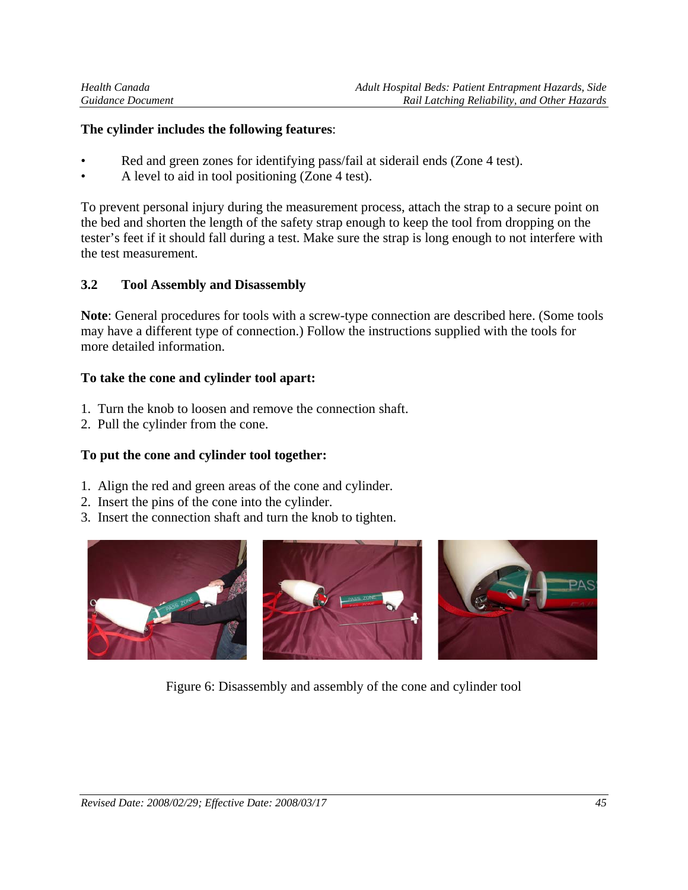**The cylinder includes the following features**:

- Red and green zones for identifying pass/fail at siderail ends (Zone 4 test).
- A level to aid in tool positioning (Zone 4 test).

To prevent personal injury during the measurement process, attach the strap to a secure point on the bed and shorten the length of the safety strap enough to keep the tool from dropping on the tester's feet if it should fall during a test. Make sure the strap is long enough to not interfere with the test measurement.

### 3.2 Tool Assembly and Disassembly

**Note**: General procedures for tools with a screw-type connection are described here. (Some tools may have a different type of connection.) Follow the instructions supplied with the tools for more detailed information.

**To take the cone and cylinder tool apart:**

1. Turn the knob to loosen and remove the connection shaft.
2. Pull the cylinder from the cone.

**To put the cone and cylinder tool together:**

1. Align the red and green areas of the cone and cylinder.
2. Insert the pins of the cone into the cylinder.
3. Insert the connection shaft and turn the knob to tighten.

Figure 6: Disassembly and assembly of the cone and cylinder tool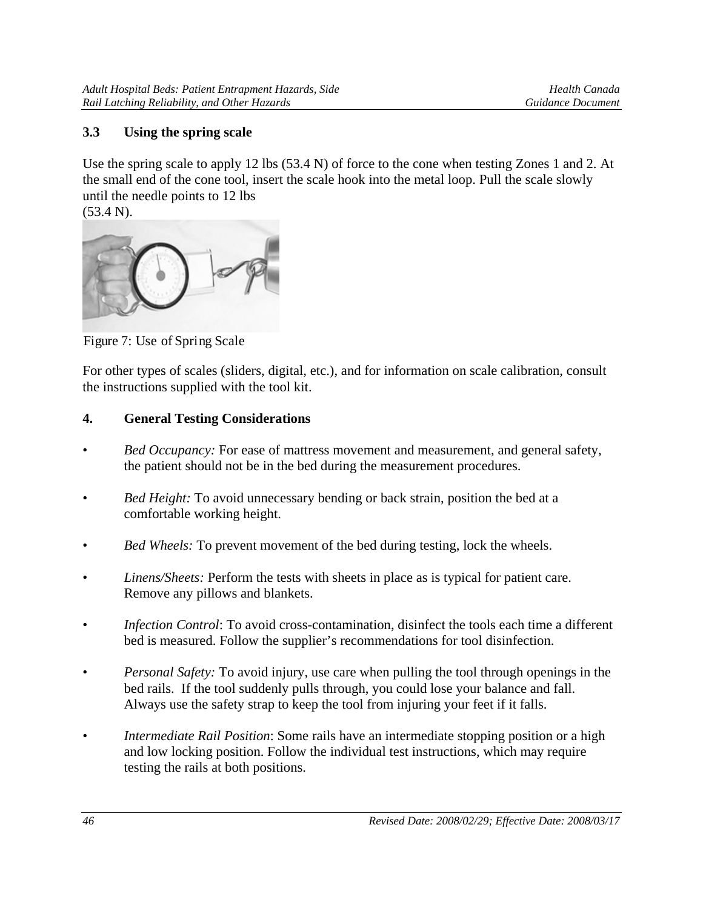### 3.3 Using the spring scale

Use the spring scale to apply 12 lbs (53.4 N) of force to the cone when testing Zones 1 and 2. At the small end of the cone tool, insert the scale hook into the metal loop. Pull the scale slowly until the needle points to 12 lbs (53.4 N).

Figure 7: Use of Spring Scale

For other types of scales (sliders, digital, etc.), and for information on scale calibration, consult the instructions supplied with the tool kit.

## 4. General Testing Considerations

- *Bed Occupancy:* For ease of mattress movement and measurement, and general safety, the patient should not be in the bed during the measurement procedures.
- *Bed Height:* To avoid unnecessary bending or back strain, position the bed at a comfortable working height.
- *Bed Wheels:* To prevent movement of the bed during testing, lock the wheels.
- *Linens/Sheets:* Perform the tests with sheets in place as is typical for patient care. Remove any pillows and blankets.
- *Infection Control*: To avoid cross-contamination, disinfect the tools each time a different bed is measured. Follow the supplier's recommendations for tool disinfection.
- *Personal Safety:* To avoid injury, use care when pulling the tool through openings in the bed rails. If the tool suddenly pulls through, you could lose your balance and fall. Always use the safety strap to keep the tool from injuring your feet if it falls.
- *Intermediate Rail Position*: Some rails have an intermediate stopping position or a high and low locking position. Follow the individual test instructions, which may require testing the rails at both positions.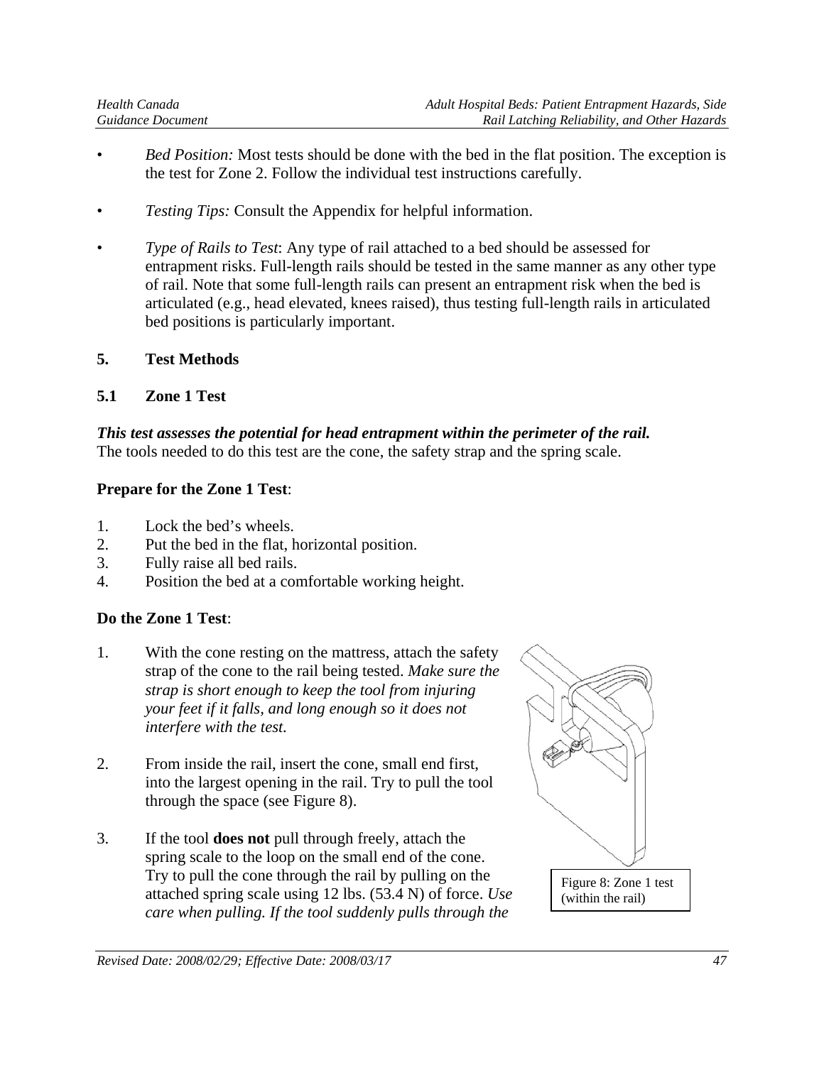- *Bed Position:* Most tests should be done with the bed in the flat position. The exception is the test for Zone 2. Follow the individual test instructions carefully.

- *Testing Tips:* Consult the Appendix for helpful information.

- *Type of Rails to Test*: Any type of rail attached to a bed should be assessed for entrapment risks. Full-length rails should be tested in the same manner as any other type of rail. Note that some full-length rails can present an entrapment risk when the bed is articulated (e.g., head elevated, knees raised), thus testing full-length rails in articulated bed positions is particularly important.

## 5. Test Methods

### 5.1 Zone 1 Test

***This test assesses the potential for head entrapment within the perimeter of the rail.*** The tools needed to do this test are the cone, the safety strap and the spring scale.

**Prepare for the Zone 1 Test**:

1. Lock the bed's wheels.
2. Put the bed in the flat, horizontal position.
3. Fully raise all bed rails.
4. Position the bed at a comfortable working height.

**Do the Zone 1 Test**:

1. With the cone resting on the mattress, attach the safety strap of the cone to the rail being tested. *Make sure the strap is short enough to keep the tool from injuring your feet if it falls, and long enough so it does not interfere with the test.*

2. From inside the rail, insert the cone, small end first, into the largest opening in the rail. Try to pull the tool through the space (see Figure 8).

3. If the tool **does not** pull through freely, attach the spring scale to the loop on the small end of the cone. Try to pull the cone through the rail by pulling on the attached spring scale using 12 lbs. (53.4 N) of force. *Use care when pulling. If the tool suddenly pulls through the*

Figure 8: Zone 1 test (within the rail)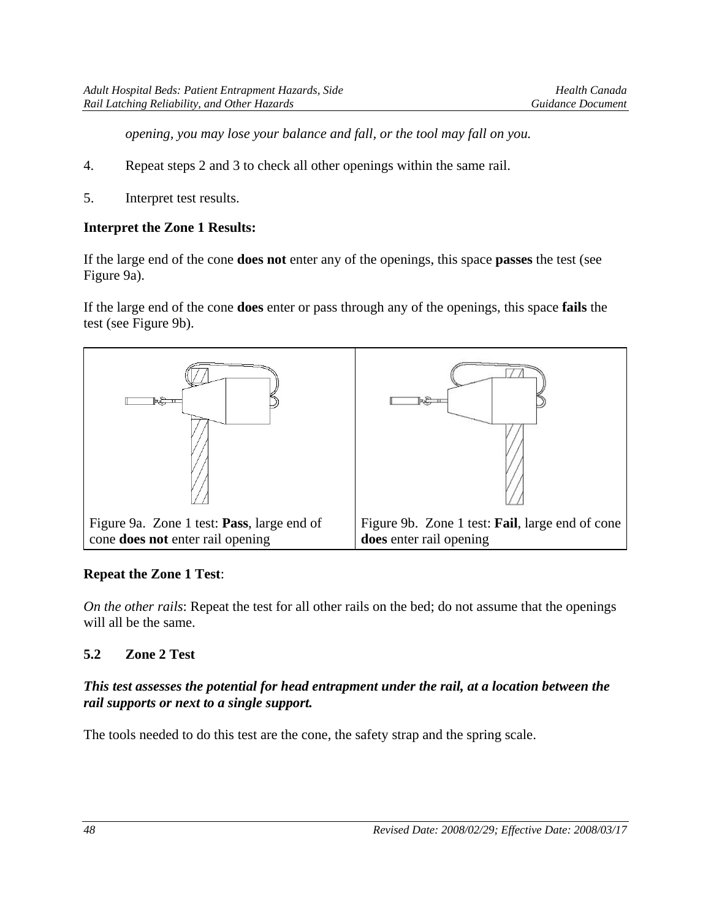*opening, you may lose your balance and fall, or the tool may fall on you.*

4. Repeat steps 2 and 3 to check all other openings within the same rail.

5. Interpret test results.

**Interpret the Zone 1 Results:**

If the large end of the cone **does not** enter any of the openings, this space **passes** the test (see Figure 9a).

If the large end of the cone **does** enter or pass through any of the openings, this space **fails** the test (see Figure 9b).

| Figure 9a. Zone 1 test: **Pass**, large end of cone **does not** enter rail opening | Figure 9b. Zone 1 test: **Fail**, large end of cone **does** enter rail opening |
|---|---|

**Repeat the Zone 1 Test**:

*On the other rails*: Repeat the test for all other rails on the bed; do not assume that the openings will all be the same.

### 5.2 Zone 2 Test

***This test assesses the potential for head entrapment under the rail, at a location between the rail supports or next to a single support.***

The tools needed to do this test are the cone, the safety strap and the spring scale.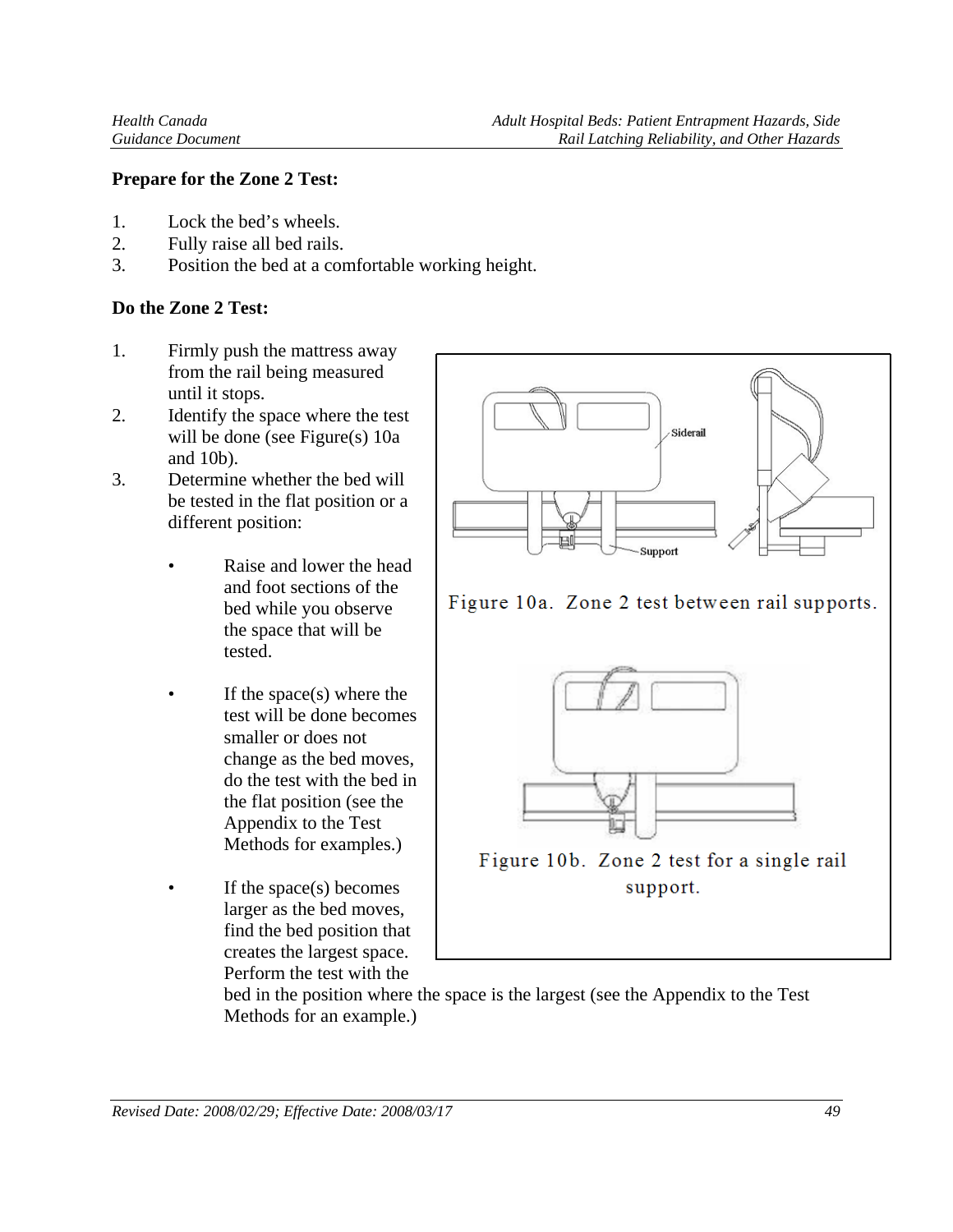**Prepare for the Zone 2 Test:**

1. Lock the bed's wheels.
2. Fully raise all bed rails.
3. Position the bed at a comfortable working height.

**Do the Zone 2 Test:**

1. Firmly push the mattress away from the rail being measured until it stops.
2. Identify the space where the test will be done (see Figure(s) 10a and 10b).
3. Determine whether the bed will be tested in the flat position or a different position:

   - Raise and lower the head and foot sections of the bed while you observe the space that will be tested.

   - If the space(s) where the test will be done becomes smaller or does not change as the bed moves, do the test with the bed in the flat position (see the Appendix to the Test Methods for examples.)

   - If the space(s) becomes larger as the bed moves, find the bed position that creates the largest space. Perform the test with the bed in the position where the space is the largest (see the Appendix to the Test Methods for an example.)

Figure 10a. Zone 2 test between rail supports.

Figure 10b. Zone 2 test for a single rail support.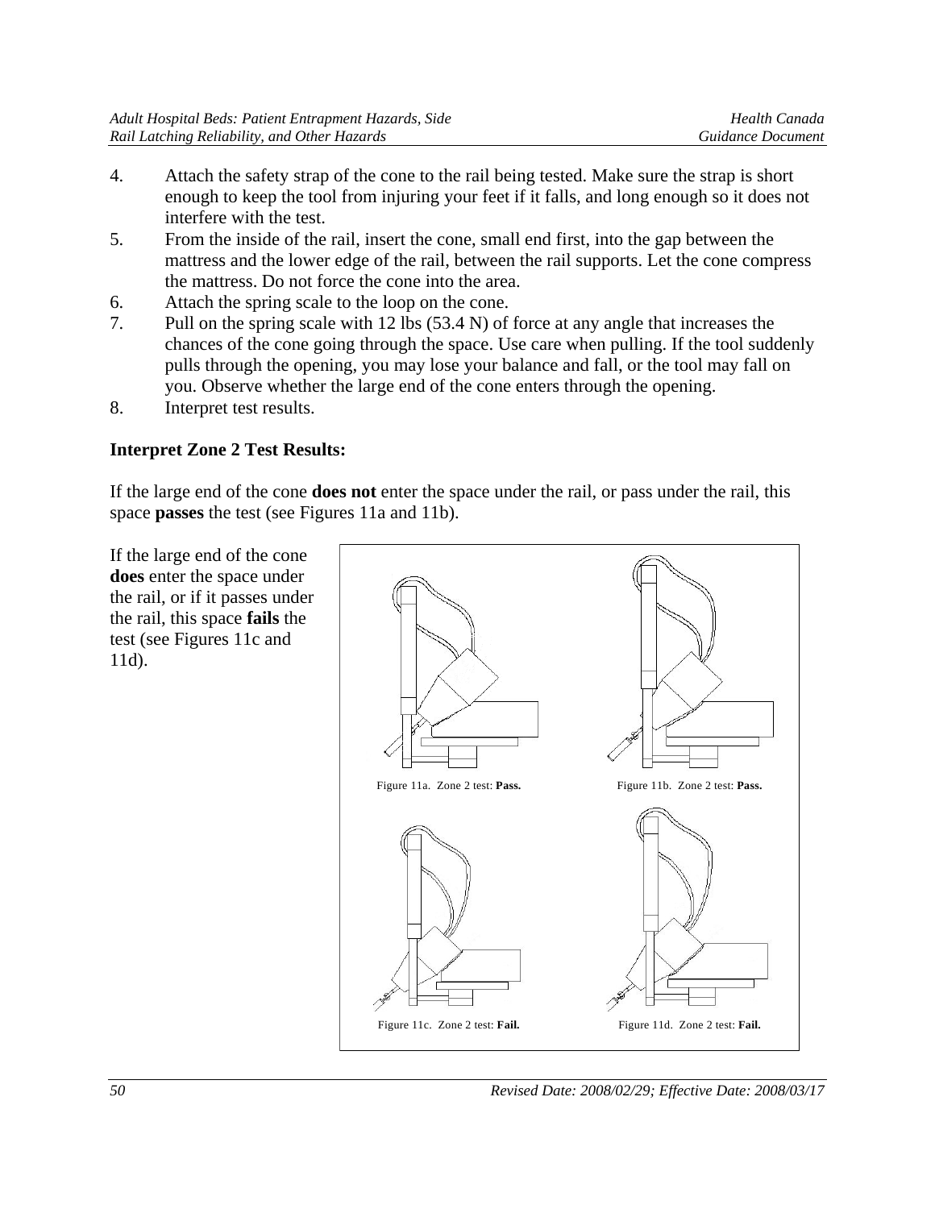4. Attach the safety strap of the cone to the rail being tested. Make sure the strap is short enough to keep the tool from injuring your feet if it falls, and long enough so it does not interfere with the test.
5. From the inside of the rail, insert the cone, small end first, into the gap between the mattress and the lower edge of the rail, between the rail supports. Let the cone compress the mattress. Do not force the cone into the area.
6. Attach the spring scale to the loop on the cone.
7. Pull on the spring scale with 12 lbs (53.4 N) of force at any angle that increases the chances of the cone going through the space. Use care when pulling. If the tool suddenly pulls through the opening, you may lose your balance and fall, or the tool may fall on you. Observe whether the large end of the cone enters through the opening.
8. Interpret test results.

**Interpret Zone 2 Test Results:**

If the large end of the cone **does not** enter the space under the rail, or pass under the rail, this space **passes** the test (see Figures 11a and 11b).

If the large end of the cone **does** enter the space under the rail, or if it passes under the rail, this space **fails** the test (see Figures 11c and 11d).

Figure 11a. Zone 2 test: **Pass.**

Figure 11b. Zone 2 test: **Pass.**

Figure 11c. Zone 2 test: **Fail.**

Figure 11d. Zone 2 test: **Fail.**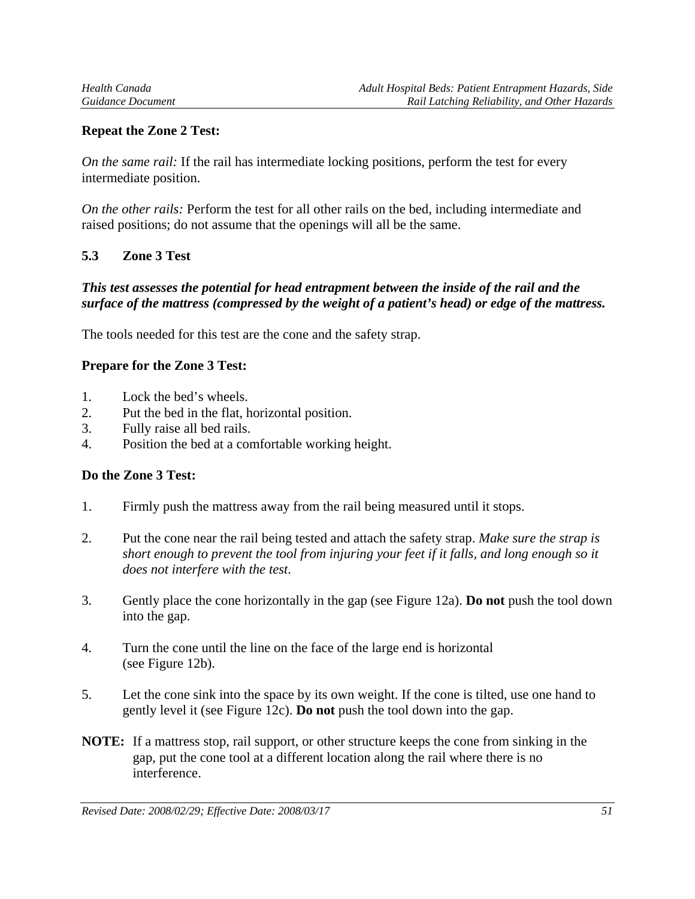**Repeat the Zone 2 Test:**

*On the same rail:* If the rail has intermediate locking positions, perform the test for every intermediate position.

*On the other rails:* Perform the test for all other rails on the bed, including intermediate and raised positions; do not assume that the openings will all be the same.

## 5.3 Zone 3 Test

***This test assesses the potential for head entrapment between the inside of the rail and the surface of the mattress (compressed by the weight of a patient's head) or edge of the mattress.***

The tools needed for this test are the cone and the safety strap.

**Prepare for the Zone 3 Test:**

1. Lock the bed's wheels.
2. Put the bed in the flat, horizontal position.
3. Fully raise all bed rails.
4. Position the bed at a comfortable working height.

**Do the Zone 3 Test:**

1. Firmly push the mattress away from the rail being measured until it stops.

2. Put the cone near the rail being tested and attach the safety strap. *Make sure the strap is short enough to prevent the tool from injuring your feet if it falls, and long enough so it does not interfere with the test.*

3. Gently place the cone horizontally in the gap (see Figure 12a). **Do not** push the tool down into the gap.

4. Turn the cone until the line on the face of the large end is horizontal (see Figure 12b).

5. Let the cone sink into the space by its own weight. If the cone is tilted, use one hand to gently level it (see Figure 12c). **Do not** push the tool down into the gap.

**NOTE:** If a mattress stop, rail support, or other structure keeps the cone from sinking in the gap, put the cone tool at a different location along the rail where there is no interference.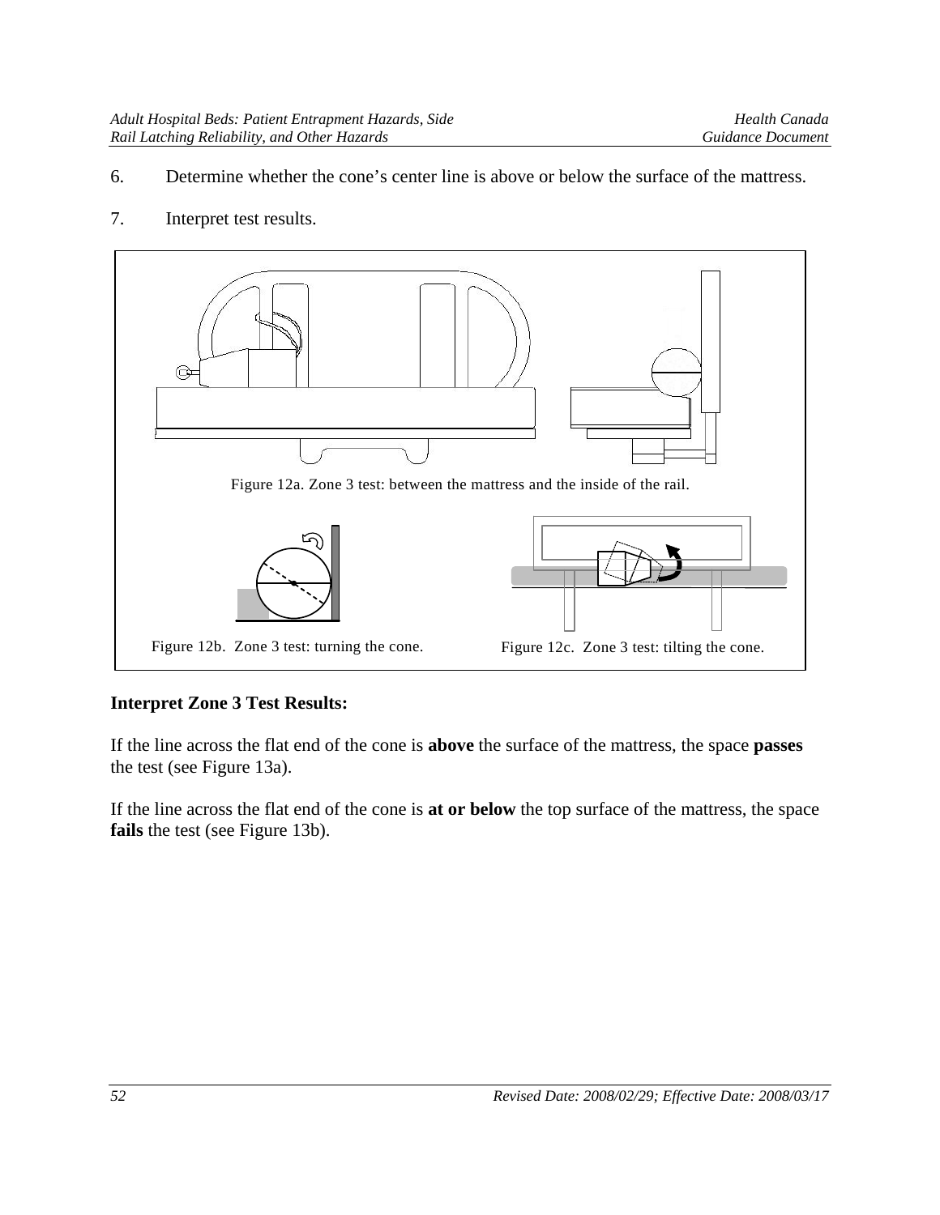6. Determine whether the cone's center line is above or below the surface of the mattress.

7. Interpret test results.

Figure 12a. Zone 3 test: between the mattress and the inside of the rail.

Figure 12b. Zone 3 test: turning the cone.

Figure 12c. Zone 3 test: tilting the cone.

**Interpret Zone 3 Test Results:**

If the line across the flat end of the cone is **above** the surface of the mattress, the space **passes** the test (see Figure 13a).

If the line across the flat end of the cone is **at or below** the top surface of the mattress, the space **fails** the test (see Figure 13b).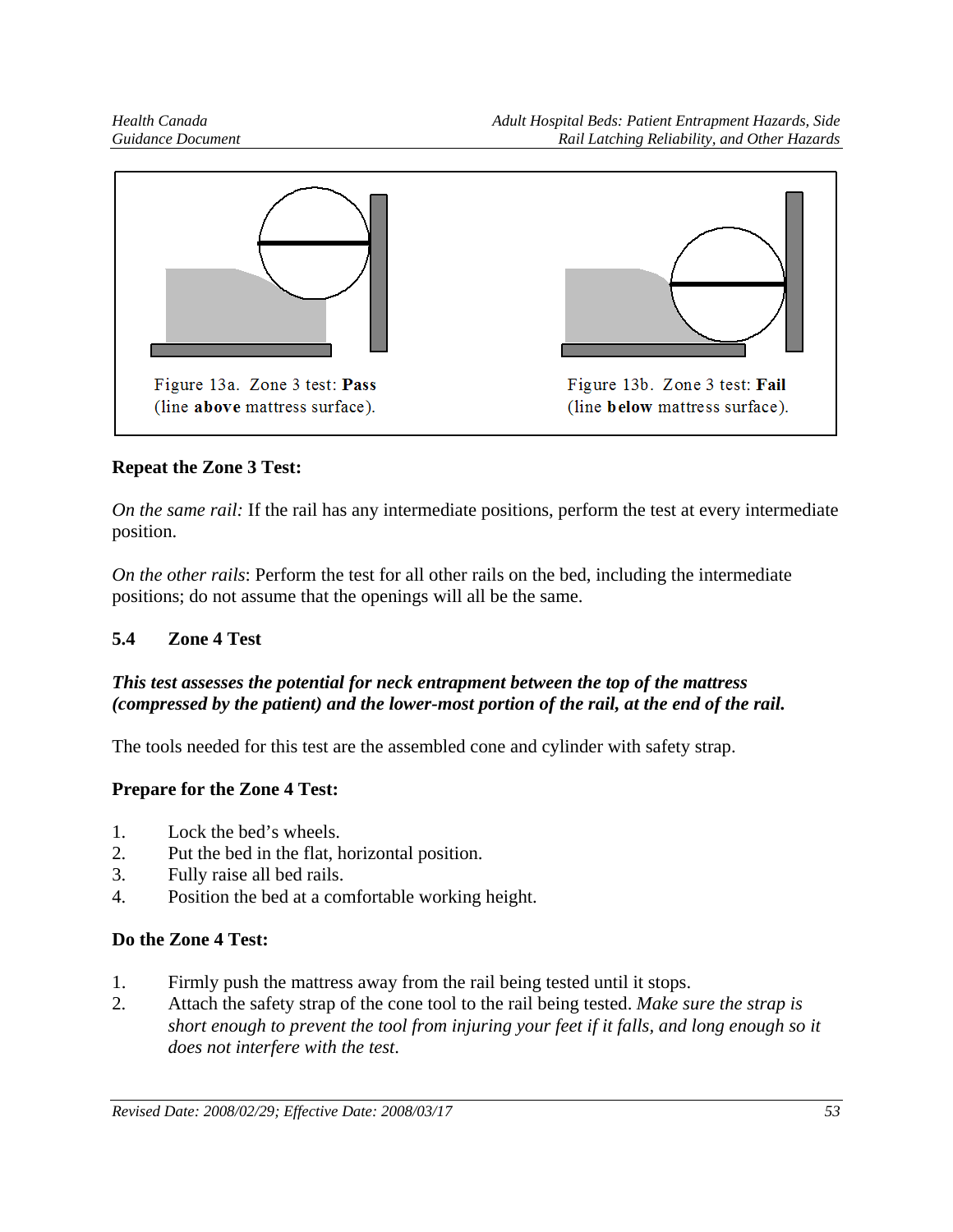Figure 13a. Zone 3 test: **Pass** (line **above** mattress surface).

Figure 13b. Zone 3 test: **Fail** (line **below** mattress surface).

**Repeat the Zone 3 Test:**

*On the same rail:* If the rail has any intermediate positions, perform the test at every intermediate position.

*On the other rails*: Perform the test for all other rails on the bed, including the intermediate positions; do not assume that the openings will all be the same.

## 5.4 Zone 4 Test

***This test assesses the potential for neck entrapment between the top of the mattress (compressed by the patient) and the lower-most portion of the rail, at the end of the rail.***

The tools needed for this test are the assembled cone and cylinder with safety strap.

**Prepare for the Zone 4 Test:**

1. Lock the bed's wheels.
2. Put the bed in the flat, horizontal position.
3. Fully raise all bed rails.
4. Position the bed at a comfortable working height.

**Do the Zone 4 Test:**

1. Firmly push the mattress away from the rail being tested until it stops.
2. Attach the safety strap of the cone tool to the rail being tested. *Make sure the strap is short enough to prevent the tool from injuring your feet if it falls, and long enough so it does not interfere with the test.*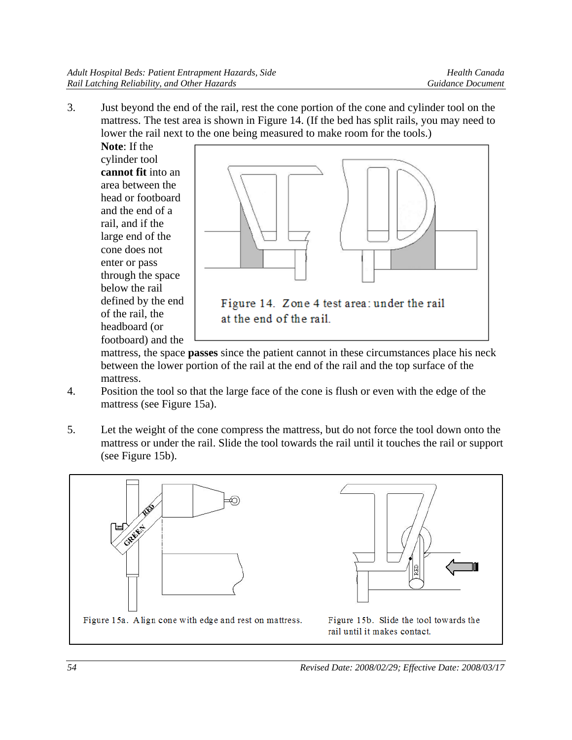3. Just beyond the end of the rail, rest the cone portion of the cone and cylinder tool on the mattress. The test area is shown in Figure 14. (If the bed has split rails, you may need to lower the rail next to the one being measured to make room for the tools.)

   **Note**: If the cylinder tool **cannot fit** into an area between the head or footboard and the end of a rail, and if the large end of the cone does not enter or pass through the space below the rail defined by the end of the rail, the headboard (or footboard) and the mattress, the space **passes** since the patient cannot in these circumstances place his neck between the lower portion of the rail at the end of the rail and the top surface of the mattress.

   Figure 14. Zone 4 test area: under the rail at the end of the rail.

4. Position the tool so that the large face of the cone is flush or even with the edge of the mattress (see Figure 15a).

5. Let the weight of the cone compress the mattress, but do not force the tool down onto the mattress or under the rail. Slide the tool towards the rail until it touches the rail or support (see Figure 15b).

Figure 15a. Align cone with edge and rest on mattress.

Figure 15b. Slide the tool towards the rail until it makes contact.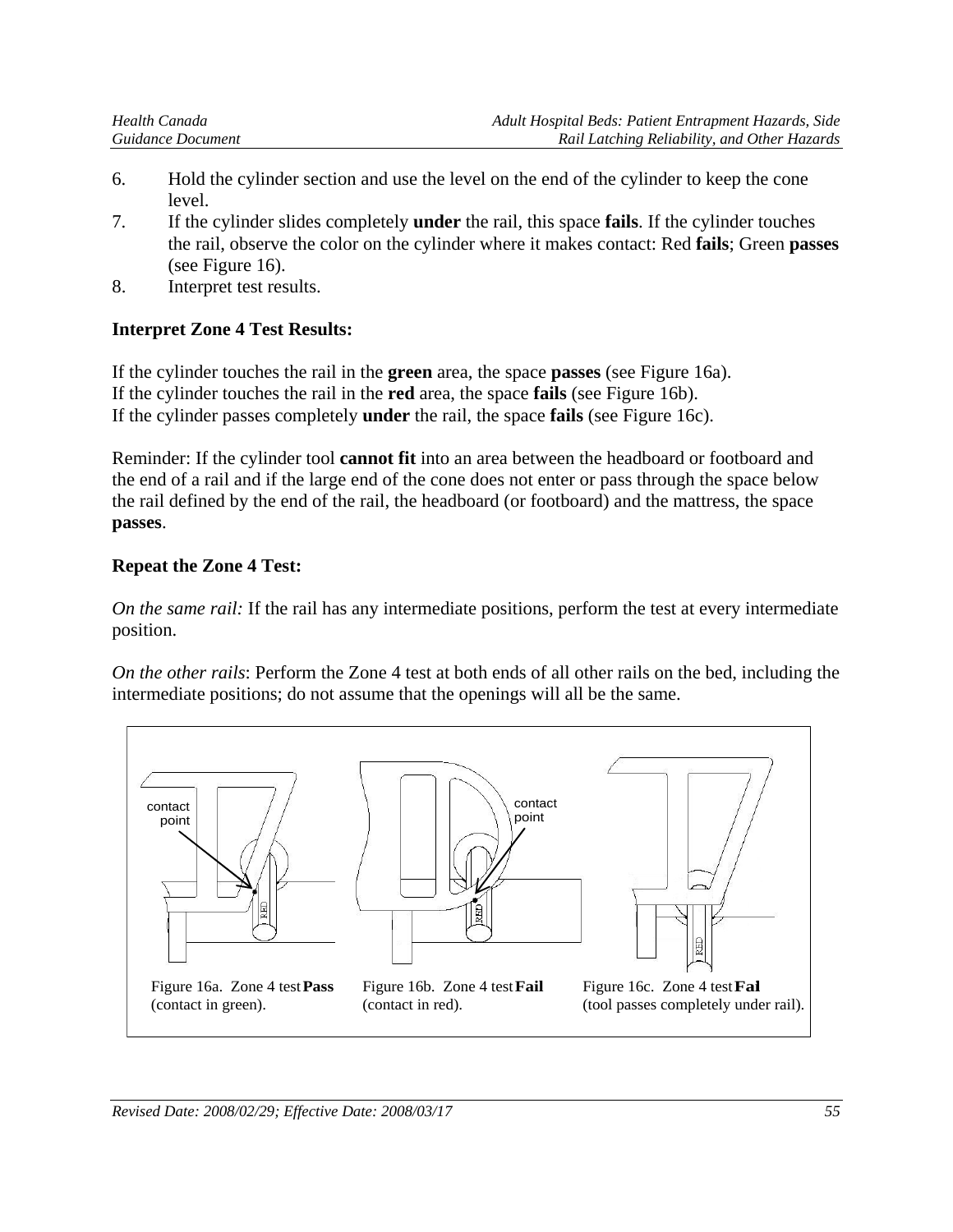6. Hold the cylinder section and use the level on the end of the cylinder to keep the cone level.
7. If the cylinder slides completely **under** the rail, this space **fails**. If the cylinder touches the rail, observe the color on the cylinder where it makes contact: Red **fails**; Green **passes** (see Figure 16).
8. Interpret test results.

**Interpret Zone 4 Test Results:**

If the cylinder touches the rail in the **green** area, the space **passes** (see Figure 16a).
If the cylinder touches the rail in the **red** area, the space **fails** (see Figure 16b).
If the cylinder passes completely **under** the rail, the space **fails** (see Figure 16c).

Reminder: If the cylinder tool **cannot fit** into an area between the headboard or footboard and the end of a rail and if the large end of the cone does not enter or pass through the space below the rail defined by the end of the rail, the headboard (or footboard) and the mattress, the space **passes**.

**Repeat the Zone 4 Test:**

*On the same rail:* If the rail has any intermediate positions, perform the test at every intermediate position.

*On the other rails*: Perform the Zone 4 test at both ends of all other rails on the bed, including the intermediate positions; do not assume that the openings will all be the same.

Figure 16a. Zone 4 test **Pass** (contact in green).

Figure 16b. Zone 4 test **Fail** (contact in red).

Figure 16c. Zone 4 test **Fal** (tool passes completely under rail).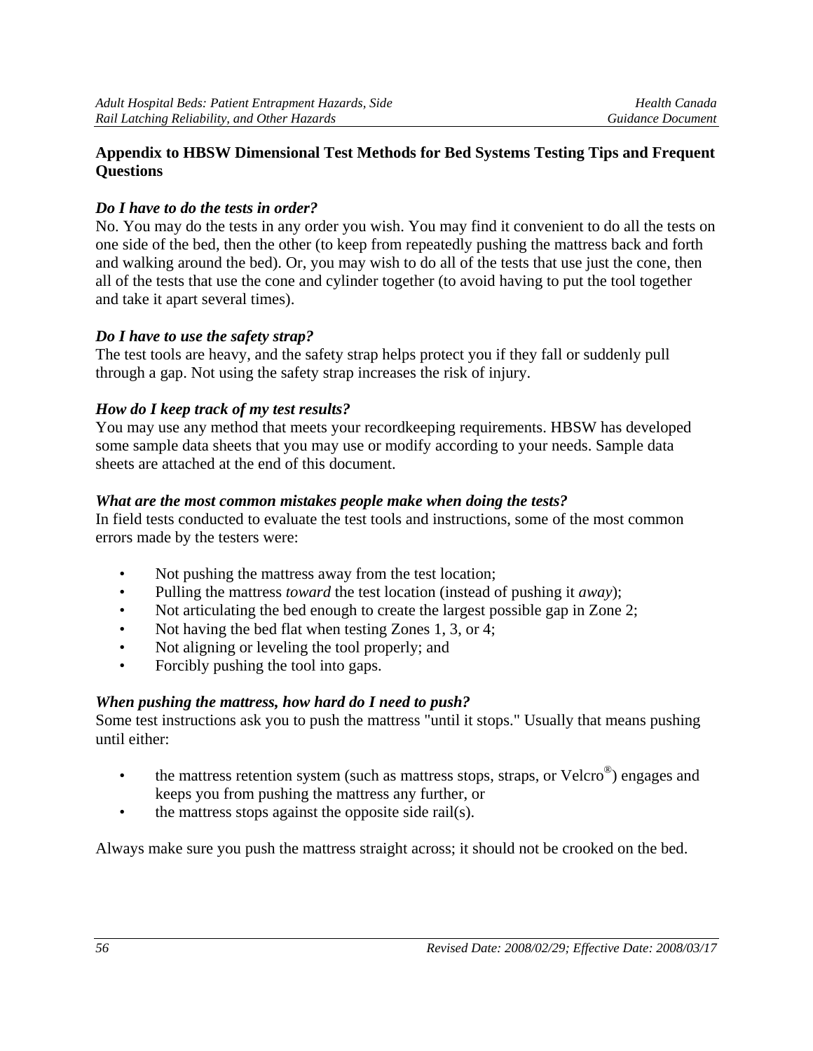## Appendix to HBSW Dimensional Test Methods for Bed Systems Testing Tips and Frequent Questions

### *Do I have to do the tests in order?*

No. You may do the tests in any order you wish. You may find it convenient to do all the tests on one side of the bed, then the other (to keep from repeatedly pushing the mattress back and forth and walking around the bed). Or, you may wish to do all of the tests that use just the cone, then all of the tests that use the cone and cylinder together (to avoid having to put the tool together and take it apart several times).

### *Do I have to use the safety strap?*

The test tools are heavy, and the safety strap helps protect you if they fall or suddenly pull through a gap. Not using the safety strap increases the risk of injury.

### *How do I keep track of my test results?*

You may use any method that meets your recordkeeping requirements. HBSW has developed some sample data sheets that you may use or modify according to your needs. Sample data sheets are attached at the end of this document.

### *What are the most common mistakes people make when doing the tests?*

In field tests conducted to evaluate the test tools and instructions, some of the most common errors made by the testers were:

- Not pushing the mattress away from the test location;
- Pulling the mattress *toward* the test location (instead of pushing it *away*);
- Not articulating the bed enough to create the largest possible gap in Zone 2;
- Not having the bed flat when testing Zones 1, 3, or 4;
- Not aligning or leveling the tool properly; and
- Forcibly pushing the tool into gaps.

### *When pushing the mattress, how hard do I need to push?*

Some test instructions ask you to push the mattress "until it stops." Usually that means pushing until either:

- the mattress retention system (such as mattress stops, straps, or Velcro®) engages and keeps you from pushing the mattress any further, or
- the mattress stops against the opposite side rail(s).

Always make sure you push the mattress straight across; it should not be crooked on the bed.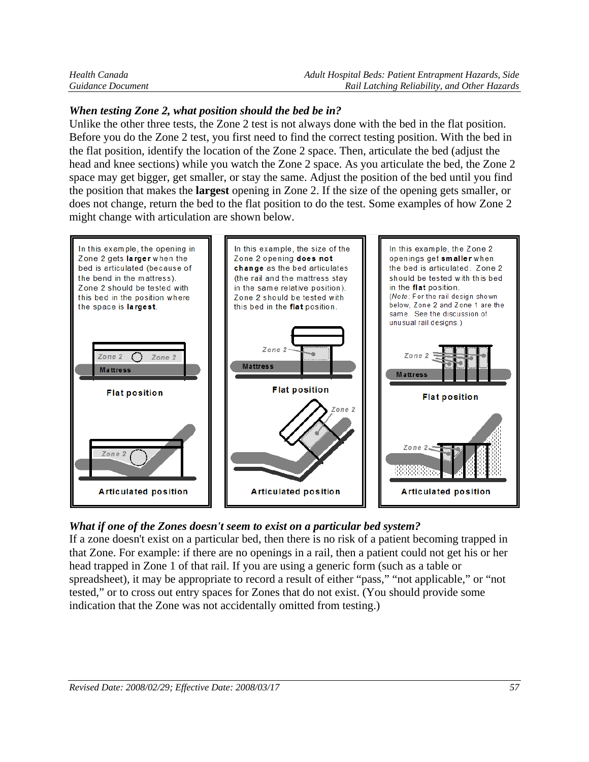### *When testing Zone 2, what position should the bed be in?*

Unlike the other three tests, the Zone 2 test is not always done with the bed in the flat position. Before you do the Zone 2 test, you first need to find the correct testing position. With the bed in the flat position, identify the location of the Zone 2 space. Then, articulate the bed (adjust the head and knee sections) while you watch the Zone 2 space. As you articulate the bed, the Zone 2 space may get bigger, get smaller, or stay the same. Adjust the position of the bed until you find the position that makes the **largest** opening in Zone 2. If the size of the opening gets smaller, or does not change, return the bed to the flat position to do the test. Some examples of how Zone 2 might change with articulation are shown below.

| In this example, the opening in Zone 2 gets **larger** when the bed is articulated (because of the bend in the mattress). Zone 2 should be tested with this bed in the position where the space is **largest**. | In this example, the size of the Zone 2 opening **does not change** as the bed articulates (the rail and the mattress stay in the same relative position). Zone 2 should be tested with this bed in the **flat** position. | In this example, the Zone 2 openings get **smaller** when the bed is articulated. Zone 2 should be tested with this bed in the **flat** position. (*Note*: For the rail design shown below, Zone 2 and Zone 1 are the same. See the discussion of unusual rail designs.) |
|---|---|---|
| Zone 2, Zone 2, Mattress — Flat position | Zone 2, Mattress — Flat position | Zone 2, Mattress — Flat position |
| Zone 2 — Articulated position | Zone 2 — Articulated position | Zone 2 — Articulated position |

### *What if one of the Zones doesn't seem to exist on a particular bed system?*

If a zone doesn't exist on a particular bed, then there is no risk of a patient becoming trapped in that Zone. For example: if there are no openings in a rail, then a patient could not get his or her head trapped in Zone 1 of that rail. If you are using a generic form (such as a table or spreadsheet), it may be appropriate to record a result of either "pass," "not applicable," or "not tested," or to cross out entry spaces for Zones that do not exist. (You should provide some indication that the Zone was not accidentally omitted from testing.)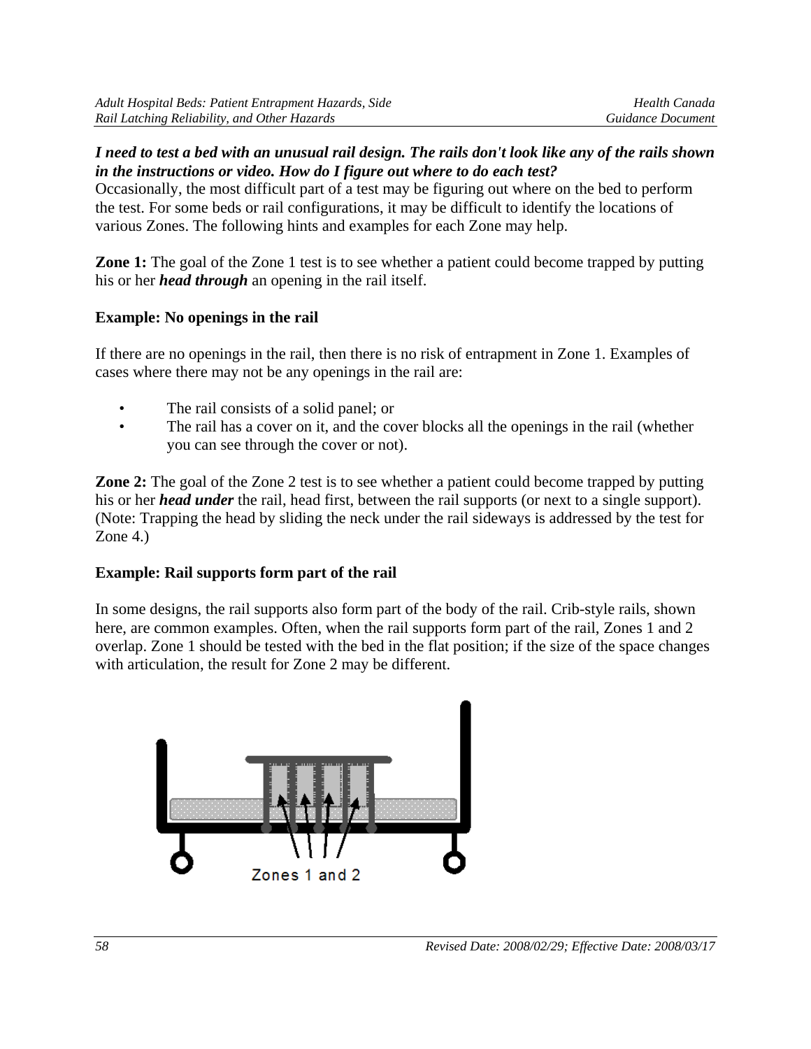***I need to test a bed with an unusual rail design. The rails don't look like any of the rails shown in the instructions or video. How do I figure out where to do each test?***

Occasionally, the most difficult part of a test may be figuring out where on the bed to perform the test. For some beds or rail configurations, it may be difficult to identify the locations of various Zones. The following hints and examples for each Zone may help.

**Zone 1:** The goal of the Zone 1 test is to see whether a patient could become trapped by putting his or her ***head through*** an opening in the rail itself.

**Example: No openings in the rail**

If there are no openings in the rail, then there is no risk of entrapment in Zone 1. Examples of cases where there may not be any openings in the rail are:

- The rail consists of a solid panel; or
- The rail has a cover on it, and the cover blocks all the openings in the rail (whether you can see through the cover or not).

**Zone 2:** The goal of the Zone 2 test is to see whether a patient could become trapped by putting his or her ***head under*** the rail, head first, between the rail supports (or next to a single support). (Note: Trapping the head by sliding the neck under the rail sideways is addressed by the test for Zone 4.)

**Example: Rail supports form part of the rail**

In some designs, the rail supports also form part of the body of the rail. Crib-style rails, shown here, are common examples. Often, when the rail supports form part of the rail, Zones 1 and 2 overlap. Zone 1 should be tested with the bed in the flat position; if the size of the space changes with articulation, the result for Zone 2 may be different.

Zones 1 and 2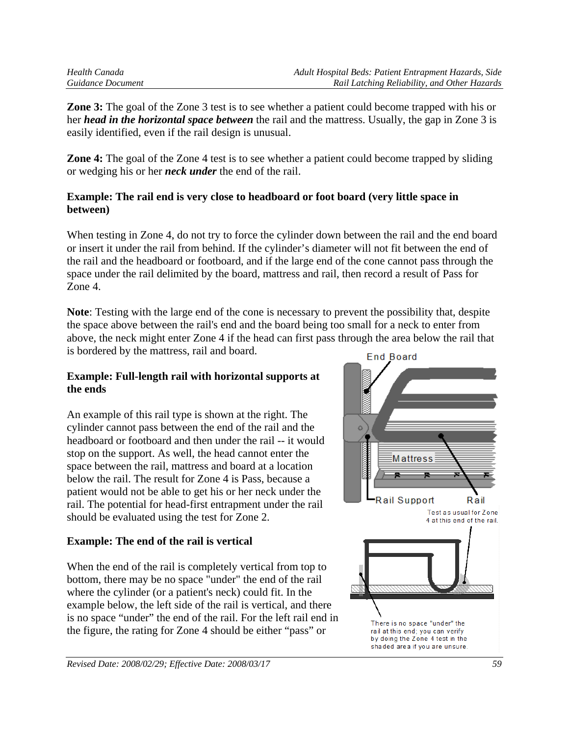**Zone 3:** The goal of the Zone 3 test is to see whether a patient could become trapped with his or her ***head in the horizontal space between*** the rail and the mattress. Usually, the gap in Zone 3 is easily identified, even if the rail design is unusual.

**Zone 4:** The goal of the Zone 4 test is to see whether a patient could become trapped by sliding or wedging his or her ***neck under*** the end of the rail.

### Example: The rail end is very close to headboard or foot board (very little space in between)

When testing in Zone 4, do not try to force the cylinder down between the rail and the end board or insert it under the rail from behind. If the cylinder's diameter will not fit between the end of the rail and the headboard or footboard, and if the large end of the cone cannot pass through the space under the rail delimited by the board, mattress and rail, then record a result of Pass for Zone 4.

**Note**: Testing with the large end of the cone is necessary to prevent the possibility that, despite the space above between the rail's end and the board being too small for a neck to enter from above, the neck might enter Zone 4 if the head can first pass through the area below the rail that is bordered by the mattress, rail and board.

### Example: Full-length rail with horizontal supports at the ends

An example of this rail type is shown at the right. The cylinder cannot pass between the end of the rail and the headboard or footboard and then under the rail -- it would stop on the support. As well, the head cannot enter the space between the rail, mattress and board at a location below the rail. The result for Zone 4 is Pass, because a patient would not be able to get his or her neck under the rail. The potential for head-first entrapment under the rail should be evaluated using the test for Zone 2.

End Board

Mattress

Rail Support

Rail

### Example: The end of the rail is vertical

When the end of the rail is completely vertical from top to bottom, there may be no space "under" the end of the rail where the cylinder (or a patient's neck) could fit. In the example below, the left side of the rail is vertical, and there is no space "under" the end of the rail. For the left rail end in the figure, the rating for Zone 4 should be either "pass" or

Test as usual for Zone 4 at this end of the rail.

There is no space "under" the rail at this end; you can verify by doing the Zone 4 test in the shaded area if you are unsure.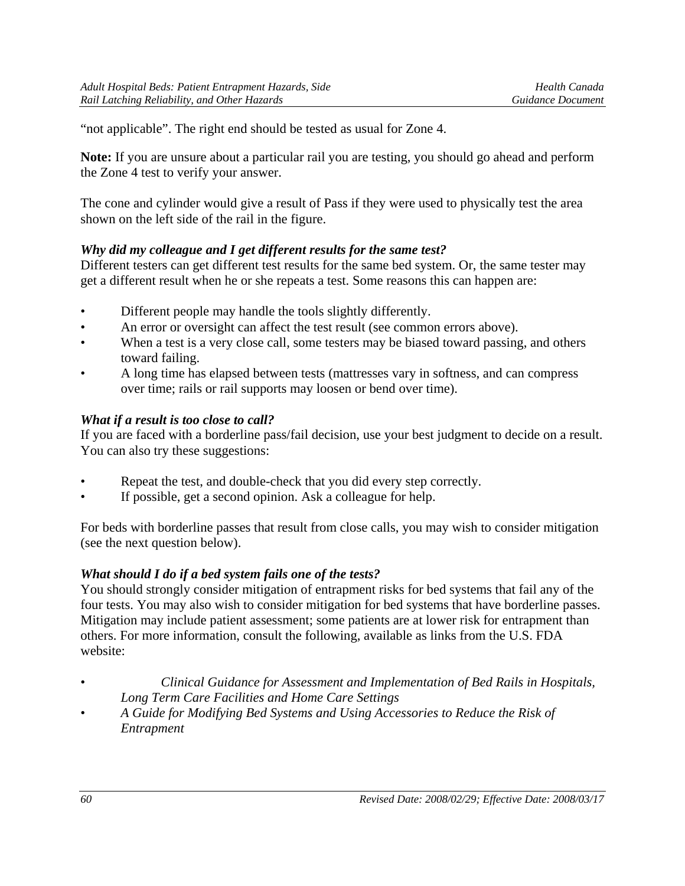"not applicable". The right end should be tested as usual for Zone 4.

**Note:** If you are unsure about a particular rail you are testing, you should go ahead and perform the Zone 4 test to verify your answer.

The cone and cylinder would give a result of Pass if they were used to physically test the area shown on the left side of the rail in the figure.

***Why did my colleague and I get different results for the same test?***

Different testers can get different test results for the same bed system. Or, the same tester may get a different result when he or she repeats a test. Some reasons this can happen are:

- Different people may handle the tools slightly differently.
- An error or oversight can affect the test result (see common errors above).
- When a test is a very close call, some testers may be biased toward passing, and others toward failing.
- A long time has elapsed between tests (mattresses vary in softness, and can compress over time; rails or rail supports may loosen or bend over time).

***What if a result is too close to call?***

If you are faced with a borderline pass/fail decision, use your best judgment to decide on a result. You can also try these suggestions:

- Repeat the test, and double-check that you did every step correctly.
- If possible, get a second opinion. Ask a colleague for help.

For beds with borderline passes that result from close calls, you may wish to consider mitigation (see the next question below).

***What should I do if a bed system fails one of the tests?***

You should strongly consider mitigation of entrapment risks for bed systems that fail any of the four tests. You may also wish to consider mitigation for bed systems that have borderline passes. Mitigation may include patient assessment; some patients are at lower risk for entrapment than others. For more information, consult the following, available as links from the U.S. FDA website:

- *Clinical Guidance for Assessment and Implementation of Bed Rails in Hospitals, Long Term Care Facilities and Home Care Settings*
- *A Guide for Modifying Bed Systems and Using Accessories to Reduce the Risk of Entrapment*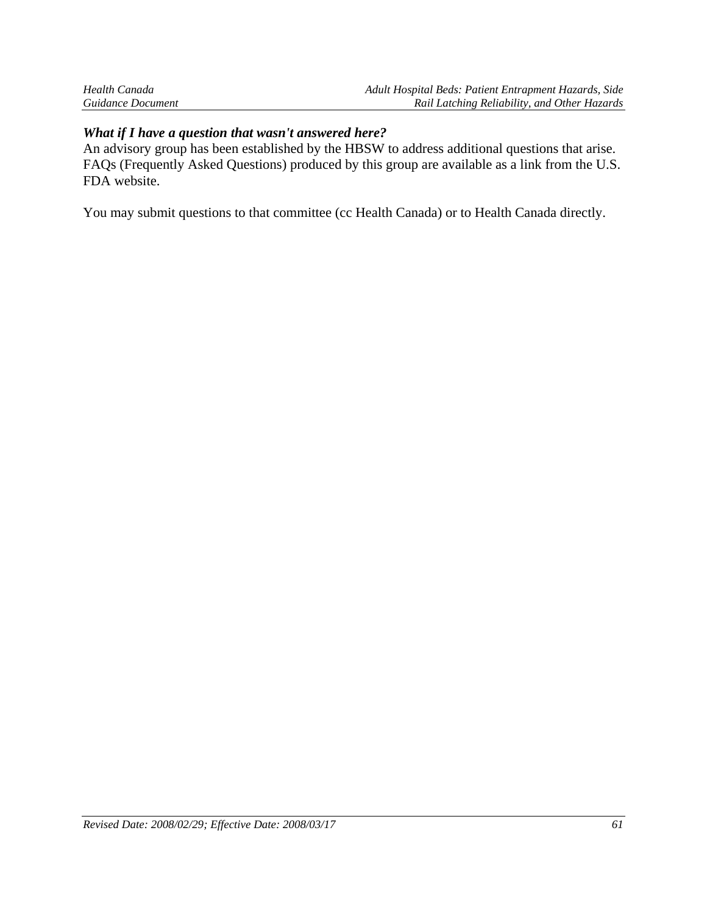***What if I have a question that wasn't answered here?***

An advisory group has been established by the HBSW to address additional questions that arise. FAQs (Frequently Asked Questions) produced by this group are available as a link from the U.S. FDA website.

You may submit questions to that committee (cc Health Canada) or to Health Canada directly.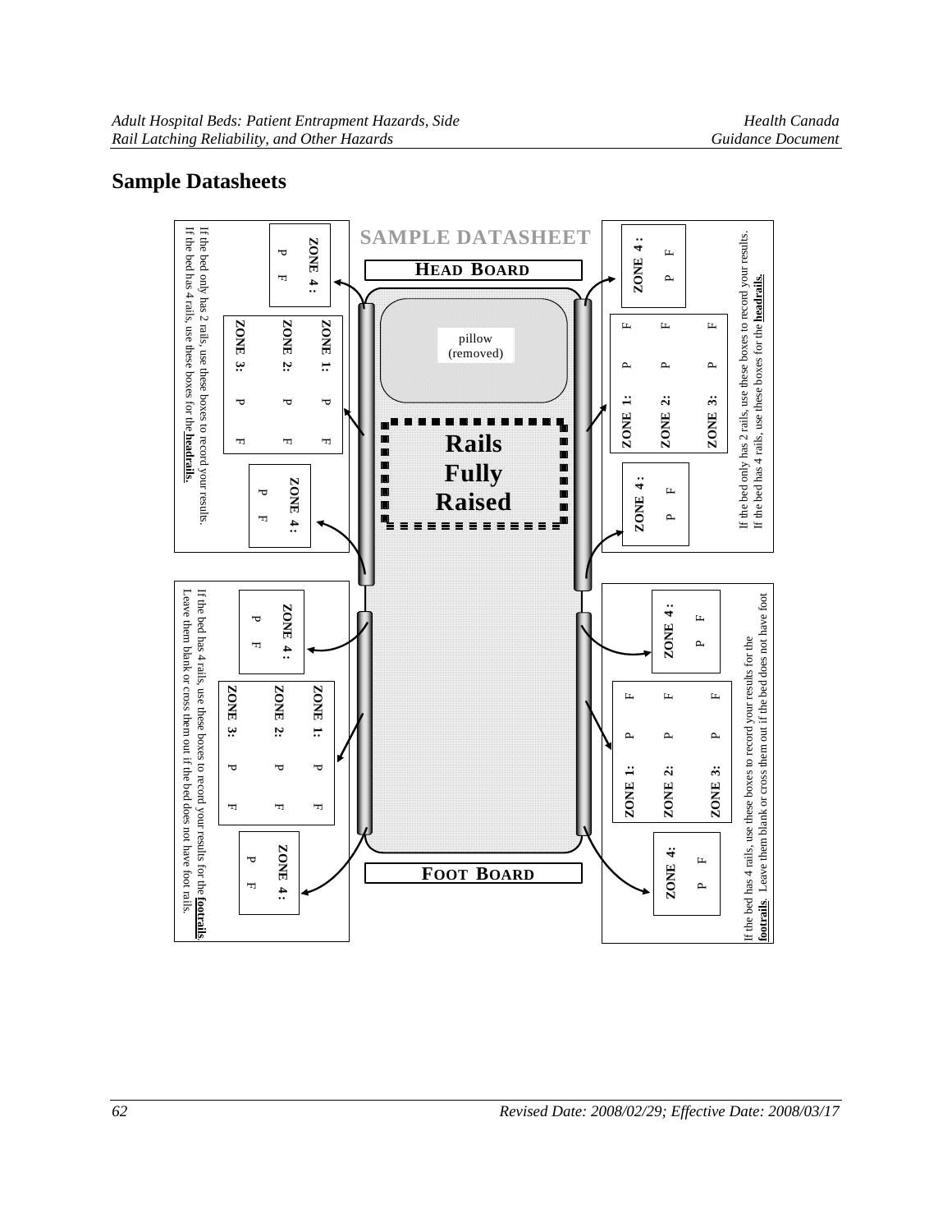## Sample Datasheets

SAMPLE DATASHEET

HEAD BOARD

pillow (removed)

Rails Fully Raised

FOOT BOARD

**Head rails (left side):**

If the bed only has 2 rails, use these boxes to record your results.
If the bed has 4 rails, use these boxes for the **headrails**.

| | | |
|---|---|---|
| **ZONE 4 :** | P | F |
| **ZONE 1:** | P | F |
| **ZONE 2:** | P | F |
| **ZONE 3:** | P | F |
| **ZONE 4 :** | P | F |

**Head rails (right side):**

If the bed only has 2 rails, use these boxes to record your results.
If the bed has 4 rails, use these boxes for the **headrails**.

| | | |
|---|---|---|
| **ZONE 4 :** | P | F |
| **ZONE 1:** | P | F |
| **ZONE 2:** | P | F |
| **ZONE 3:** | P | F |
| **ZONE 4 :** | P | F |

**Foot rails (left side):**

If the bed has 4 rails, use these boxes to record your results for the **footrails**.
Leave them blank or cross them out if the bed does not have foot rails.

| | | |
|---|---|---|
| **ZONE 4 :** | P | F |
| **ZONE 1:** | P | F |
| **ZONE 2:** | P | F |
| **ZONE 3:** | P | F |
| **ZONE 4 :** | P | F |

**Foot rails (right side):**

If the bed has 4 rails, use these boxes to record your results for the **footrails**. Leave them blank or cross them out if the bed does not have foot rails.

| | | |
|---|---|---|
| **ZONE 4 :** | P | F |
| **ZONE 1:** | P | F |
| **ZONE 2:** | P | F |
| **ZONE 3:** | P | F |
| **ZONE 4:** | P | F |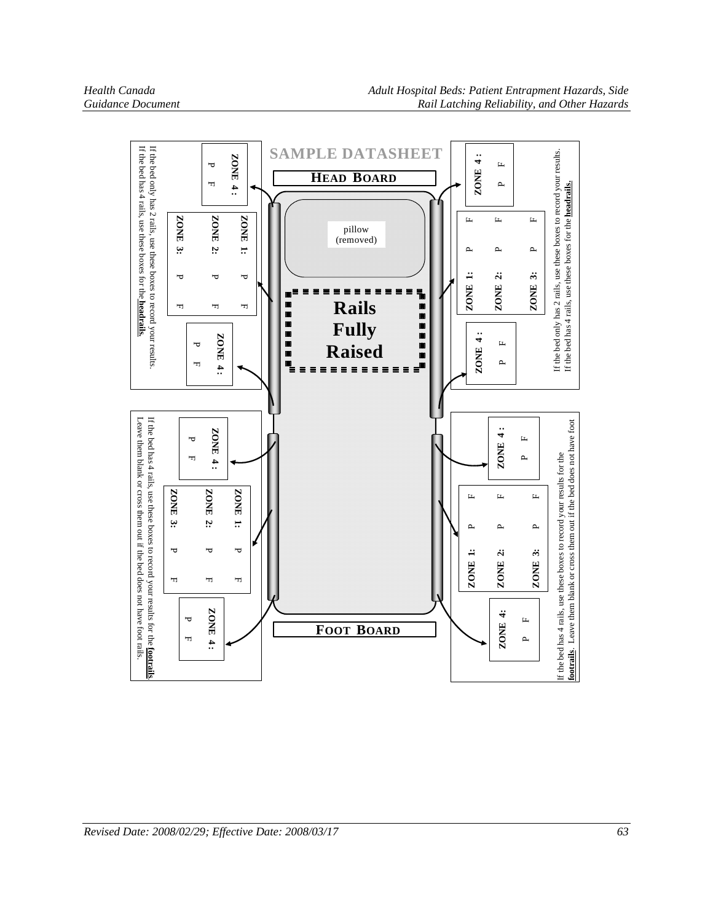**SAMPLE DATASHEET**

**HEAD BOARD**

pillow
(removed)

**Rails Fully Raised**

**FOOT BOARD**

**Head rails – left side**

**ZONE 4:** P F

**ZONE 1:** P F

**ZONE 2:** P F

**ZONE 3:** P F

**ZONE 4:** P F

If the bed only has 2 rails, use these boxes to record your results.
If the bed has 4 rails, use these boxes for the **headrails.**

**Head rails – right side**

**ZONE 4:** P F

**ZONE 1:** P F

**ZONE 2:** P F

**ZONE 3:** P F

**ZONE 4:** P F

If the bed only has 2 rails, use these boxes to record your results.
If the bed has 4 rails, use these boxes for the **headrails.**

**Foot rails – left side**

**ZONE 4:** P F

**ZONE 1:** P F

**ZONE 2:** P F

**ZONE 3:** P F

**ZONE 4:** P F

If the bed has 4 rails, use these boxes to record your results for the **footrails**.
Leave them blank or cross them out if the bed does not have foot rails.

**Foot rails – right side**

**ZONE 4:** P F

**ZONE 1:** P F

**ZONE 2:** P F

**ZONE 3:** P F

**ZONE 4:** P F

If the bed has 4 rails, use these boxes to record your results for the **footrails**. Leave them blank or cross them out if the bed does not have foot rails.